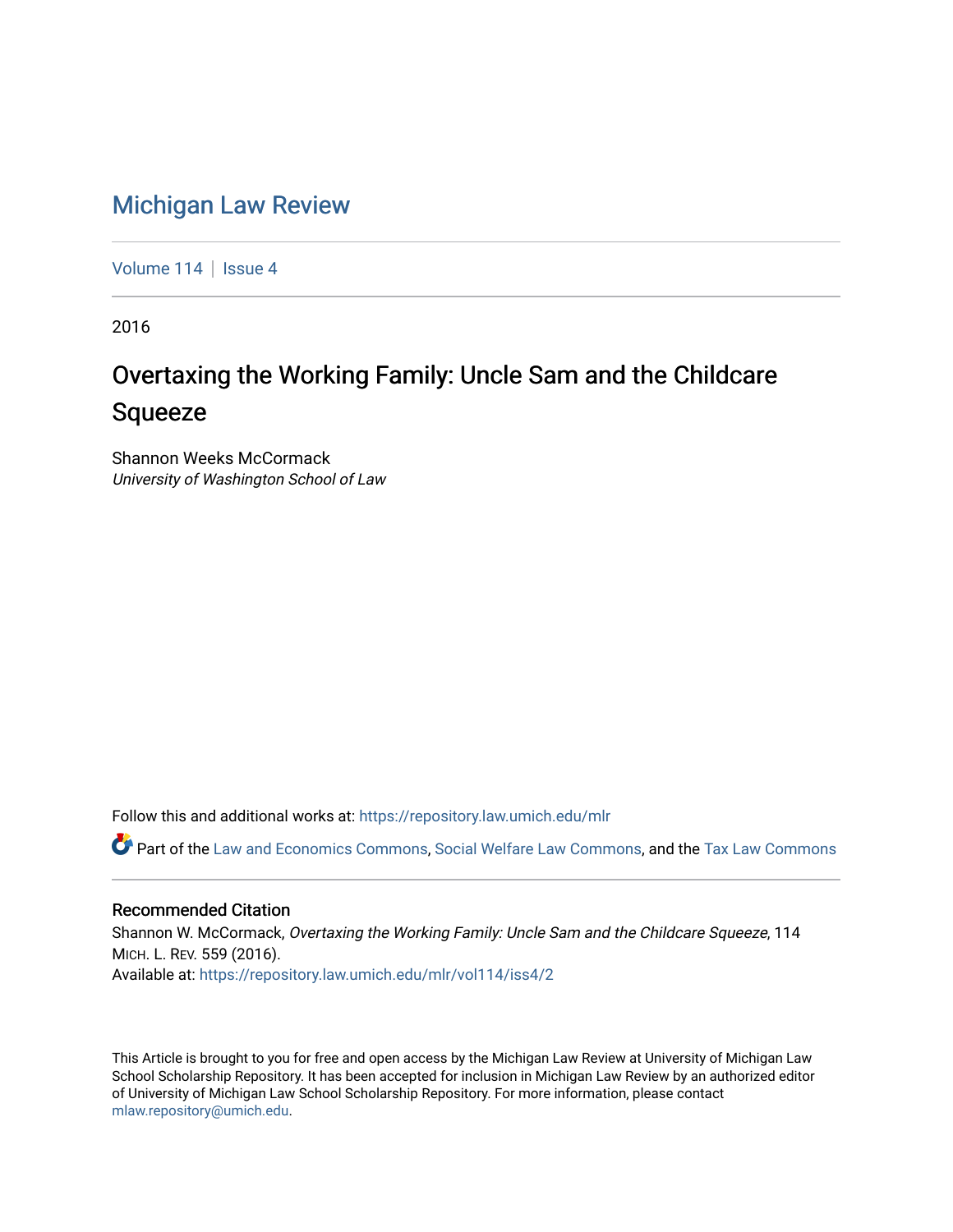# Michigan Law Review

Volume 114 | Issue 4

2016

## Overtaxing the Working Family: Uncle Sam and the Childcare Squeeze

Shannon Weeks McCormack
*University of Washington School of Law*

Follow this and additional works at: https://repository.law.umich.edu/mlr

Part of the Law and Economics Commons, Social Welfare Law Commons, and the Tax Law Commons

### Recommended Citation

Shannon W. McCormack, *Overtaxing the Working Family: Uncle Sam and the Childcare Squeeze*, 114 MICH. L. REV. 559 (2016).
Available at: https://repository.law.umich.edu/mlr/vol114/iss4/2

This Article is brought to you for free and open access by the Michigan Law Review at University of Michigan Law School Scholarship Repository. It has been accepted for inclusion in Michigan Law Review by an authorized editor of University of Michigan Law School Scholarship Repository. For more information, please contact mlaw.repository@umich.edu.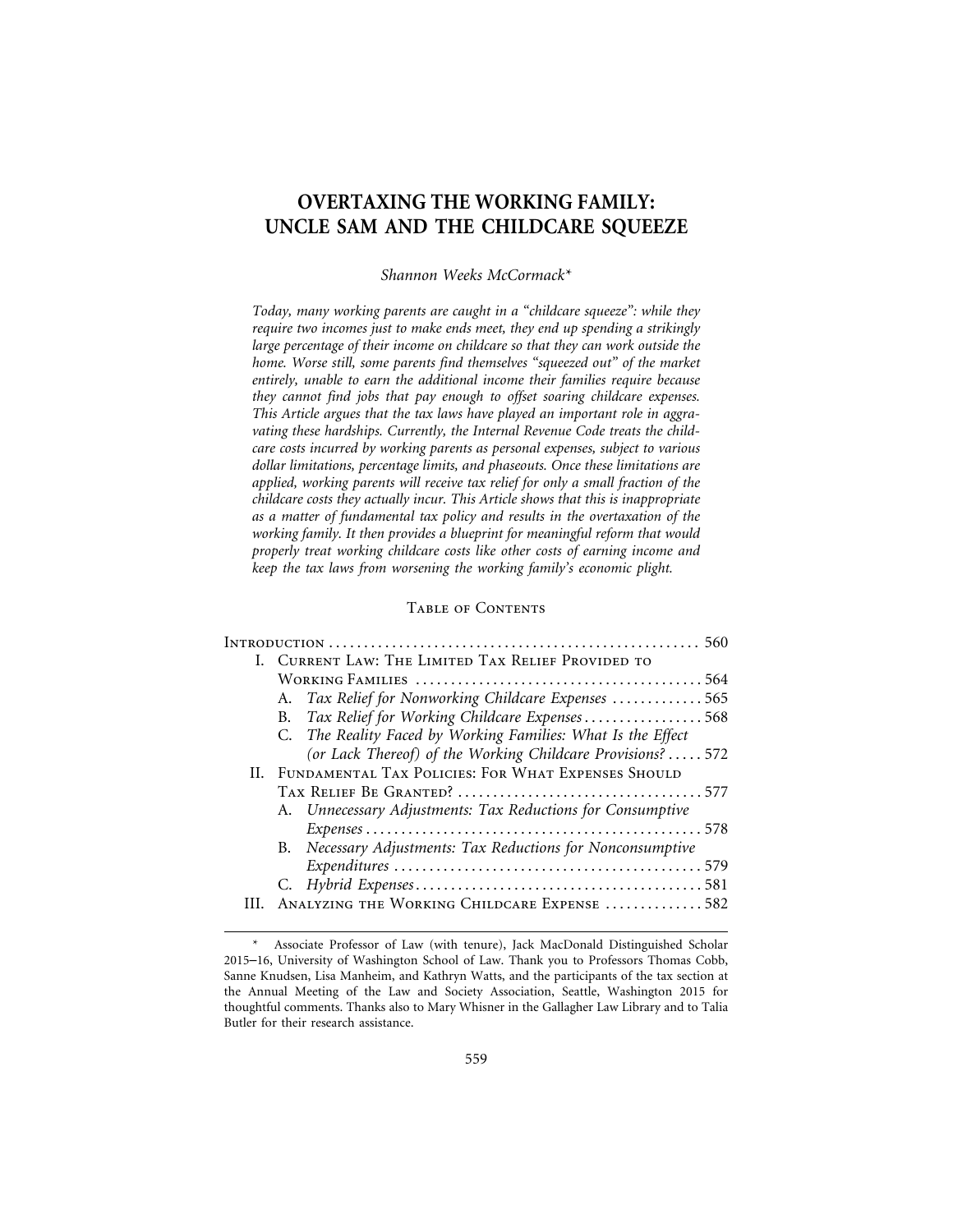# OVERTAXING THE WORKING FAMILY: UNCLE SAM AND THE CHILDCARE SQUEEZE

*Shannon Weeks McCormack**

*Today, many working parents are caught in a "childcare squeeze": while they require two incomes just to make ends meet, they end up spending a strikingly large percentage of their income on childcare so that they can work outside the home. Worse still, some parents find themselves "squeezed out" of the market entirely, unable to earn the additional income their families require because they cannot find jobs that pay enough to offset soaring childcare expenses. This Article argues that the tax laws have played an important role in aggravating these hardships. Currently, the Internal Revenue Code treats the childcare costs incurred by working parents as personal expenses, subject to various dollar limitations, percentage limits, and phaseouts. Once these limitations are applied, working parents will receive tax relief for only a small fraction of the childcare costs they actually incur. This Article shows that this is inappropriate as a matter of fundamental tax policy and results in the overtaxation of the working family. It then provides a blueprint for meaningful reform that would properly treat working childcare costs like other costs of earning income and keep the tax laws from worsening the working family's economic plight.*

## Table of Contents

| | |
|---|---|
| Introduction | 560 |
| I. Current Law: The Limited Tax Relief Provided to Working Families | 564 |
| A. *Tax Relief for Nonworking Childcare Expenses* | 565 |
| B. *Tax Relief for Working Childcare Expenses* | 568 |
| C. *The Reality Faced by Working Families: What Is the Effect (or Lack Thereof) of the Working Childcare Provisions?* | 572 |
| II. Fundamental Tax Policies: For What Expenses Should Tax Relief Be Granted? | 577 |
| A. *Unnecessary Adjustments: Tax Reductions for Consumptive Expenses* | 578 |
| B. *Necessary Adjustments: Tax Reductions for Nonconsumptive Expenditures* | 579 |
| C. *Hybrid Expenses* | 581 |
| III. Analyzing the Working Childcare Expense | 582 |

\* Associate Professor of Law (with tenure), Jack MacDonald Distinguished Scholar 2015–16, University of Washington School of Law. Thank you to Professors Thomas Cobb, Sanne Knudsen, Lisa Manheim, and Kathryn Watts, and the participants of the tax section at the Annual Meeting of the Law and Society Association, Seattle, Washington 2015 for thoughtful comments. Thanks also to Mary Whisner in the Gallagher Law Library and to Talia Butler for their research assistance.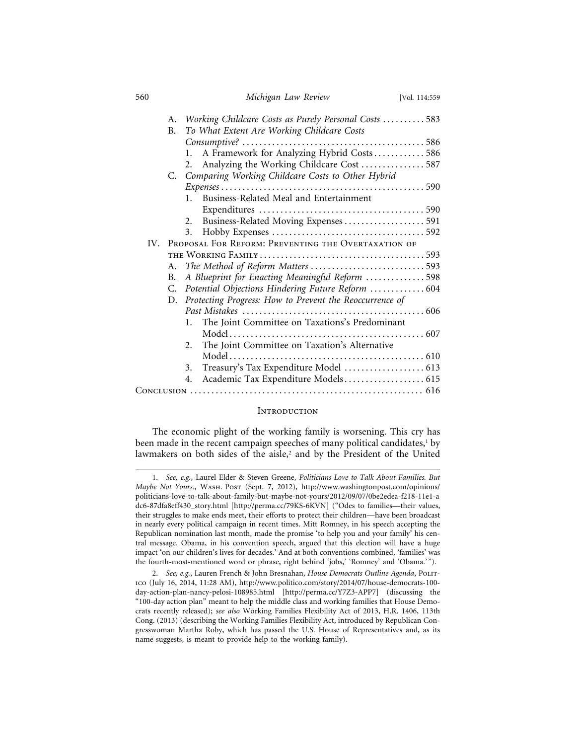A. *Working Childcare Costs as Purely Personal Costs* .......... 583
B. *To What Extent Are Working Childcare Costs Consumptive?* .......... 586
   1. A Framework for Analyzing Hybrid Costs .......... 586
   2. Analyzing the Working Childcare Cost .......... 587
C. *Comparing Working Childcare Costs to Other Hybrid Expenses* .......... 590
   1. Business-Related Meal and Entertainment Expenditures .......... 590
   2. Business-Related Moving Expenses .......... 591
   3. Hobby Expenses .......... 592

IV. Proposal For Reform: Preventing the Overtaxation of the Working Family .......... 593
A. *The Method of Reform Matters* .......... 593
B. *A Blueprint for Enacting Meaningful Reform* .......... 598
C. *Potential Objections Hindering Future Reform* .......... 604
D. *Protecting Progress: How to Prevent the Reoccurrence of Past Mistakes* .......... 606
   1. The Joint Committee on Taxations's Predominant Model .......... 607
   2. The Joint Committee on Taxation's Alternative Model .......... 610
   3. Treasury's Tax Expenditure Model .......... 613
   4. Academic Tax Expenditure Models .......... 615

Conclusion .......... 616

## Introduction

The economic plight of the working family is worsening. This cry has been made in the recent campaign speeches of many political candidates,[1] by lawmakers on both sides of the aisle,[2] and by the President of the United

---

1. *See, e.g.*, Laurel Elder & Steven Greene, *Politicians Love to Talk About Families. But Maybe Not Yours.*, Wash. Post (Sept. 7, 2012), http://www.washingtonpost.com/opinions/politicians-love-to-talk-about-family-but-maybe-not-yours/2012/09/07/0be2edea-f218-11e1-adc6-87dfa8eff430_story.html [http://perma.cc/79KS-6KVN] ("Odes to families—their values, their struggles to make ends meet, their efforts to protect their children—have been broadcast in nearly every political campaign in recent times. Mitt Romney, in his speech accepting the Republican nomination last month, made the promise 'to help you and your family' his central message. Obama, in his convention speech, argued that this election will have a huge impact 'on our children's lives for decades.' And at both conventions combined, 'families' was the fourth-most-mentioned word or phrase, right behind 'jobs,' 'Romney' and 'Obama.'").

2. *See, e.g.*, Lauren French & John Bresnahan, *House Democrats Outline Agenda*, Politico (July 16, 2014, 11:28 AM), http://www.politico.com/story/2014/07/house-democrats-100-day-action-plan-nancy-pelosi-108985.html [http://perma.cc/Y7Z3-APP7] (discussing the "100-day action plan" meant to help the middle class and working families that House Democrats recently released); *see also* Working Families Flexibility Act of 2013, H.R. 1406, 113th Cong. (2013) (describing the Working Families Flexibility Act, introduced by Republican Congresswoman Martha Roby, which has passed the U.S. House of Representatives and, as its name suggests, is meant to provide help to the working family).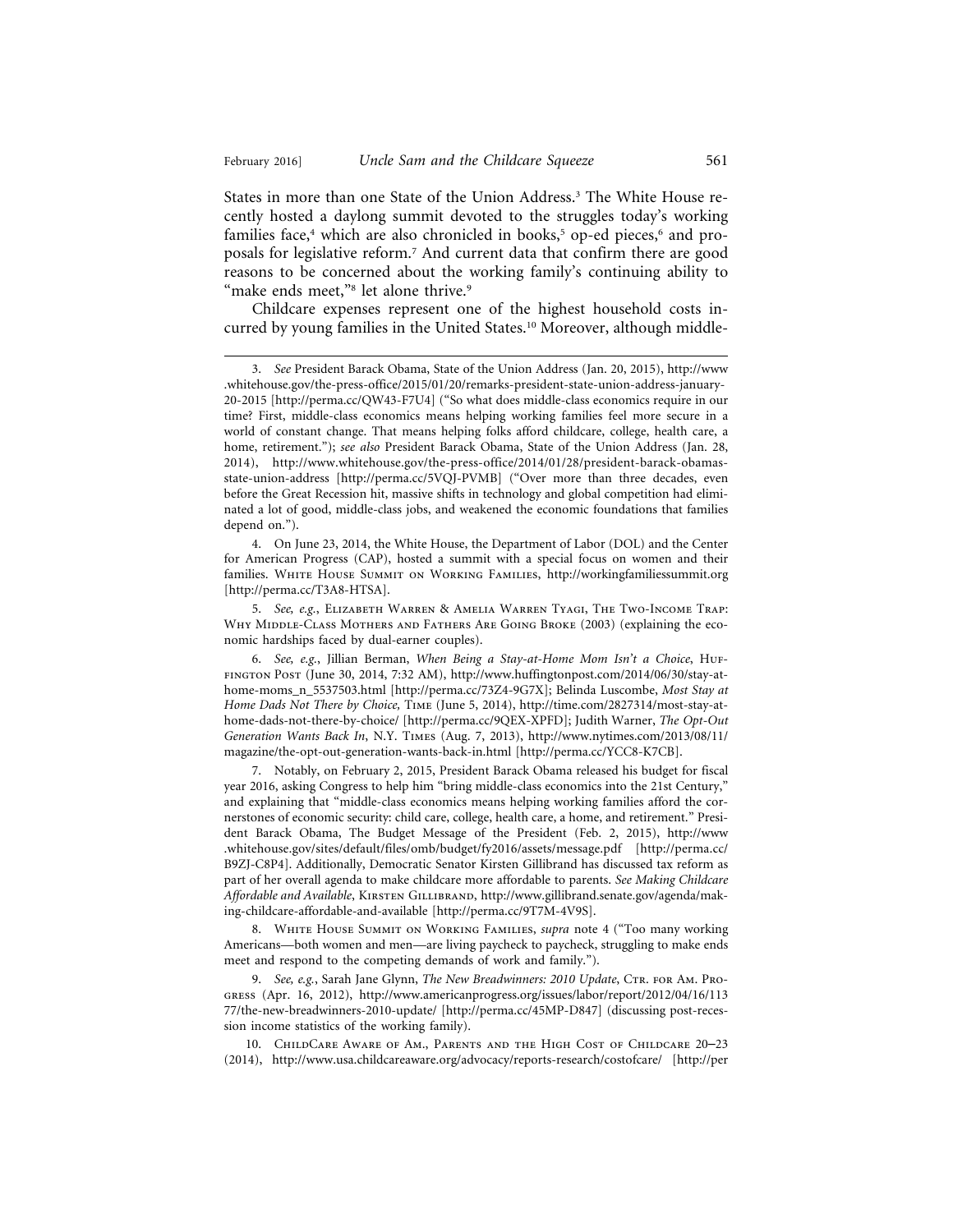States in more than one State of the Union Address.[3] The White House recently hosted a daylong summit devoted to the struggles today's working families face,[4] which are also chronicled in books,[5] op-ed pieces,[6] and proposals for legislative reform.[7] And current data that confirm there are good reasons to be concerned about the working family's continuing ability to "make ends meet,"[8] let alone thrive.[9]

Childcare expenses represent one of the highest household costs incurred by young families in the United States.[10] Moreover, although middle-

---

3. *See* President Barack Obama, State of the Union Address (Jan. 20, 2015), http://www.whitehouse.gov/the-press-office/2015/01/20/remarks-president-state-union-address-january-20-2015 [http://perma.cc/QW43-F7U4] ("So what does middle-class economics require in our time? First, middle-class economics means helping working families feel more secure in a world of constant change. That means helping folks afford childcare, college, health care, a home, retirement."); *see also* President Barack Obama, State of the Union Address (Jan. 28, 2014), http://www.whitehouse.gov/the-press-office/2014/01/28/president-barack-obamas-state-union-address [http://perma.cc/5VQJ-PVMB] ("Over more than three decades, even before the Great Recession hit, massive shifts in technology and global competition had eliminated a lot of good, middle-class jobs, and weakened the economic foundations that families depend on.").

4. On June 23, 2014, the White House, the Department of Labor (DOL) and the Center for American Progress (CAP), hosted a summit with a special focus on women and their families. White House Summit on Working Families, http://workingfamiliessummit.org [http://perma.cc/T3A8-HTSA].

5. *See, e.g.*, Elizabeth Warren & Amelia Warren Tyagi, The Two-Income Trap: Why Middle-Class Mothers and Fathers Are Going Broke (2003) (explaining the economic hardships faced by dual-earner couples).

6. *See, e.g.*, Jillian Berman, *When Being a Stay-at-Home Mom Isn't a Choice*, Huffington Post (June 30, 2014, 7:32 AM), http://www.huffingtonpost.com/2014/06/30/stay-at-home-moms_n_5537503.html [http://perma.cc/73Z4-9G7X]; Belinda Luscombe, *Most Stay at Home Dads Not There by Choice*, Time (June 5, 2014), http://time.com/2827314/most-stay-at-home-dads-not-there-by-choice/ [http://perma.cc/9QEX-XPFD]; Judith Warner, *The Opt-Out Generation Wants Back In*, N.Y. Times (Aug. 7, 2013), http://www.nytimes.com/2013/08/11/magazine/the-opt-out-generation-wants-back-in.html [http://perma.cc/YCC8-K7CB].

7. Notably, on February 2, 2015, President Barack Obama released his budget for fiscal year 2016, asking Congress to help him "bring middle-class economics into the 21st Century," and explaining that "middle-class economics means helping working families afford the cornerstones of economic security: child care, college, health care, a home, and retirement." President Barack Obama, The Budget Message of the President (Feb. 2, 2015), http://www.whitehouse.gov/sites/default/files/omb/budget/fy2016/assets/message.pdf [http://perma.cc/B9ZJ-C8P4]. Additionally, Democratic Senator Kirsten Gillibrand has discussed tax reform as part of her overall agenda to make childcare more affordable to parents. *See Making Childcare Affordable and Available*, Kirsten Gillibrand, http://www.gillibrand.senate.gov/agenda/making-childcare-affordable-and-available [http://perma.cc/9T7M-4V9S].

8. White House Summit on Working Families, *supra* note 4 ("Too many working Americans—both women and men—are living paycheck to paycheck, struggling to make ends meet and respond to the competing demands of work and family.").

9. *See, e.g.*, Sarah Jane Glynn, *The New Breadwinners: 2010 Update*, Ctr. for Am. Progress (Apr. 16, 2012), http://www.americanprogress.org/issues/labor/report/2012/04/16/11377/the-new-breadwinners-2010-update/ [http://perma.cc/45MP-D847] (discussing post-recession income statistics of the working family).

10. ChildCare Aware of Am., Parents and the High Cost of Childcare 20–23 (2014), http://www.usa.childcareaware.org/advocacy/reports-research/costofcare/ [http://per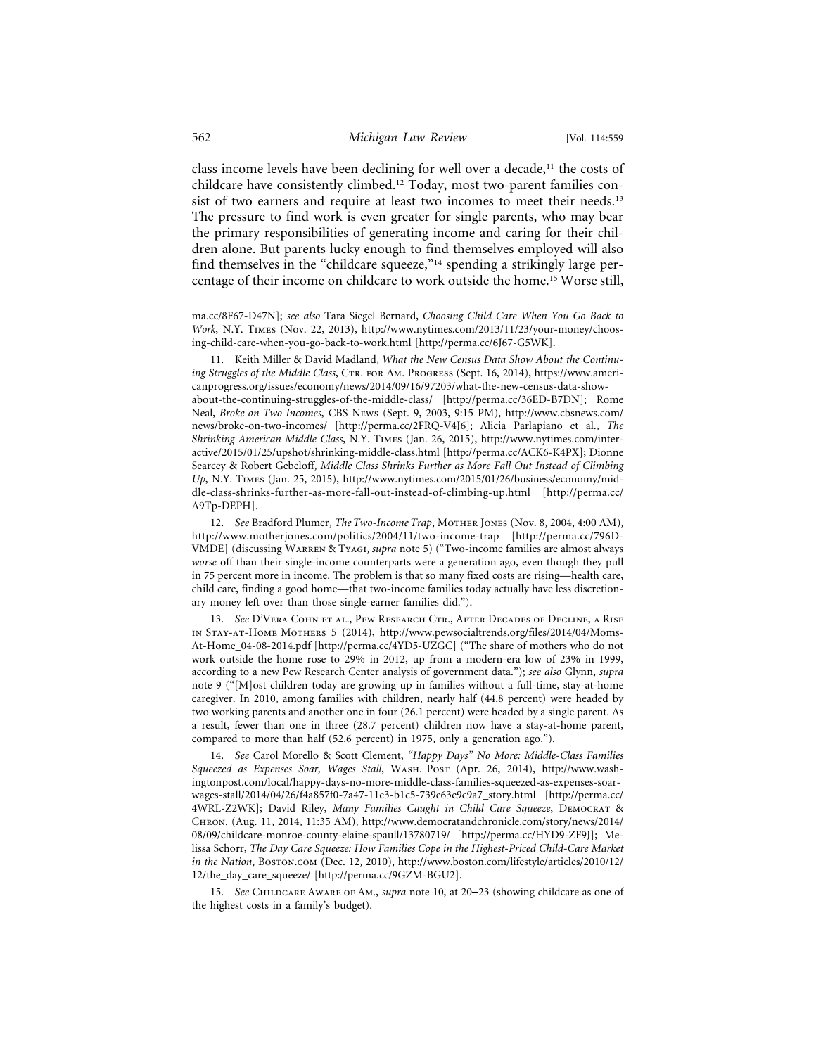class income levels have been declining for well over a decade,[11] the costs of childcare have consistently climbed.[12] Today, most two-parent families consist of two earners and require at least two incomes to meet their needs.[13] The pressure to find work is even greater for single parents, who may bear the primary responsibilities of generating income and caring for their children alone. But parents lucky enough to find themselves employed will also find themselves in the "childcare squeeze,"[14] spending a strikingly large percentage of their income on childcare to work outside the home.[15] Worse still,

---

ma.cc/8F67-D47N]; *see also* Tara Siegel Bernard, *Choosing Child Care When You Go Back to Work*, N.Y. Times (Nov. 22, 2013), http://www.nytimes.com/2013/11/23/your-money/choosing-child-care-when-you-go-back-to-work.html [http://perma.cc/6J67-G5WK].

11. Keith Miller & David Madland, *What the New Census Data Show About the Continuing Struggles of the Middle Class*, Ctr. for Am. Progress (Sept. 16, 2014), https://www.americanprogress.org/issues/economy/news/2014/09/16/97203/what-the-new-census-data-show-about-the-continuing-struggles-of-the-middle-class/ [http://perma.cc/36ED-B7DN]; Rome Neal, *Broke on Two Incomes*, CBS News (Sept. 9, 2003, 9:15 PM), http://www.cbsnews.com/news/broke-on-two-incomes/ [http://perma.cc/2FRQ-V4J6]; Alicia Parlapiano et al., *The Shrinking American Middle Class*, N.Y. Times (Jan. 26, 2015), http://www.nytimes.com/interactive/2015/01/25/upshot/shrinking-middle-class.html [http://perma.cc/ACK6-K4PX]; Dionne Searcey & Robert Gebeloff, *Middle Class Shrinks Further as More Fall Out Instead of Climbing Up*, N.Y. Times (Jan. 25, 2015), http://www.nytimes.com/2015/01/26/business/economy/middle-class-shrinks-further-as-more-fall-out-instead-of-climbing-up.html [http://perma.cc/A9Tp-DEPH].

12. *See* Bradford Plumer, *The Two-Income Trap*, Mother Jones (Nov. 8, 2004, 4:00 AM), http://www.motherjones.com/politics/2004/11/two-income-trap [http://perma.cc/796D-VMDE] (discussing Warren & Tyagi, *supra* note 5) ("Two-income families are almost always *worse* off than their single-income counterparts were a generation ago, even though they pull in 75 percent more in income. The problem is that so many fixed costs are rising—health care, child care, finding a good home—that two-income families today actually have less discretionary money left over than those single-earner families did.").

13. *See* D'Vera Cohn et al., Pew Research Ctr., After Decades of Decline, a Rise in Stay-at-Home Mothers 5 (2014), http://www.pewsocialtrends.org/files/2014/04/Moms-At-Home_04-08-2014.pdf [http://perma.cc/4YD5-UZGC] ("The share of mothers who do not work outside the home rose to 29% in 2012, up from a modern-era low of 23% in 1999, according to a new Pew Research Center analysis of government data."); *see also* Glynn, *supra* note 9 ("[M]ost children today are growing up in families without a full-time, stay-at-home caregiver. In 2010, among families with children, nearly half (44.8 percent) were headed by two working parents and another one in four (26.1 percent) were headed by a single parent. As a result, fewer than one in three (28.7 percent) children now have a stay-at-home parent, compared to more than half (52.6 percent) in 1975, only a generation ago.").

14. *See* Carol Morello & Scott Clement, *"Happy Days" No More: Middle-Class Families Squeezed as Expenses Soar, Wages Stall*, Wash. Post (Apr. 26, 2014), http://www.washingtonpost.com/local/happy-days-no-more-middle-class-families-squeezed-as-expenses-soar-wages-stall/2014/04/26/f4a857f0-7a47-11e3-b1c5-739e63e9c9a7_story.html [http://perma.cc/4WRL-Z2WK]; David Riley, *Many Families Caught in Child Care Squeeze*, Democrat & Chron. (Aug. 11, 2014, 11:35 AM), http://www.democratandchronicle.com/story/news/2014/08/09/childcare-monroe-county-elaine-spaull/13780719/ [http://perma.cc/HYD9-ZF9J]; Melissa Schorr, *The Day Care Squeeze: How Families Cope in the Highest-Priced Child-Care Market in the Nation*, Boston.com (Dec. 12, 2010), http://www.boston.com/lifestyle/articles/2010/12/12/the_day_care_squeeze/ [http://perma.cc/9GZM-BGU2].

15. *See* Childcare Aware of Am., *supra* note 10, at 20–23 (showing childcare as one of the highest costs in a family's budget).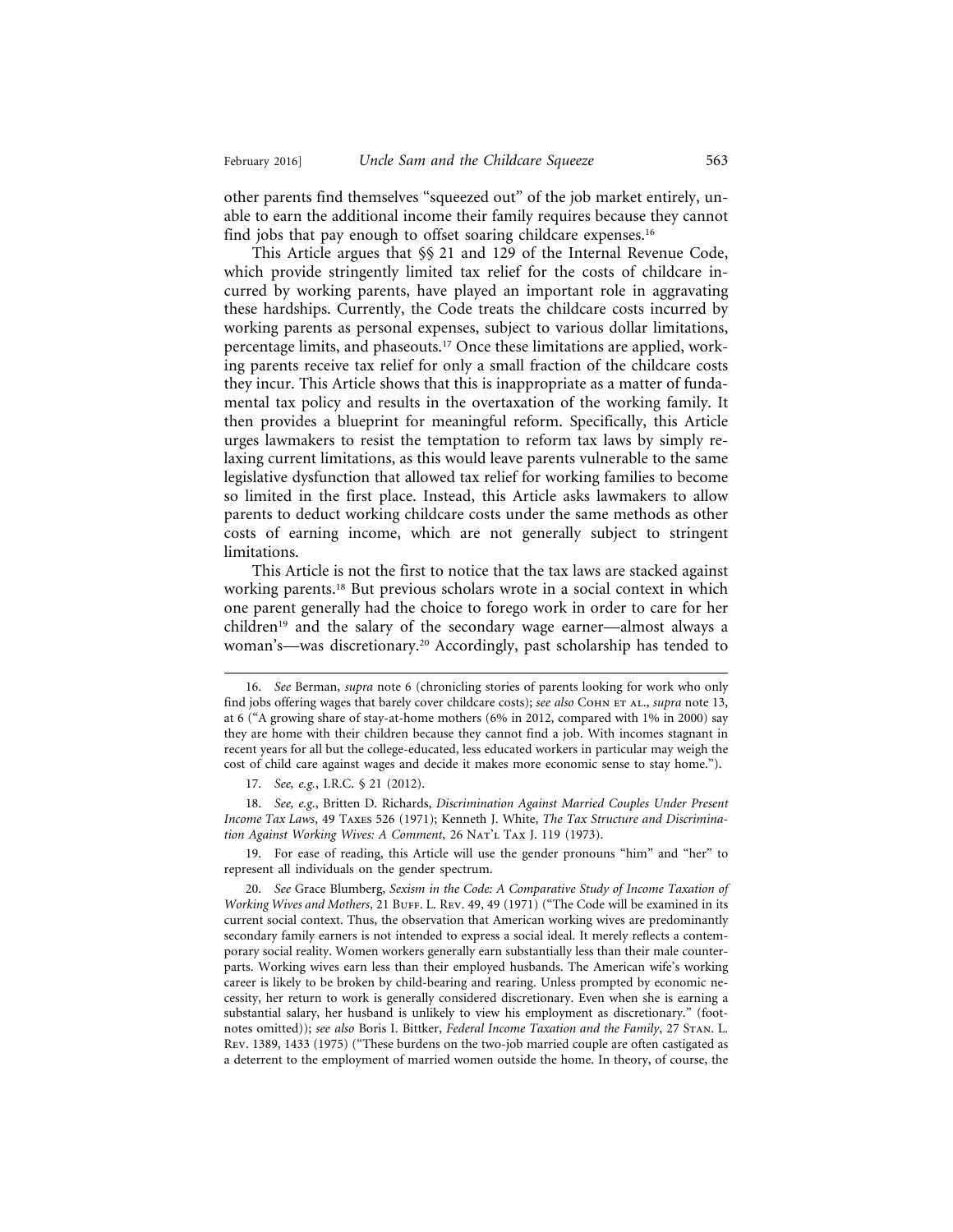other parents find themselves "squeezed out" of the job market entirely, unable to earn the additional income their family requires because they cannot find jobs that pay enough to offset soaring childcare expenses.[16]

This Article argues that §§ 21 and 129 of the Internal Revenue Code, which provide stringently limited tax relief for the costs of childcare incurred by working parents, have played an important role in aggravating these hardships. Currently, the Code treats the childcare costs incurred by working parents as personal expenses, subject to various dollar limitations, percentage limits, and phaseouts.[17] Once these limitations are applied, working parents receive tax relief for only a small fraction of the childcare costs they incur. This Article shows that this is inappropriate as a matter of fundamental tax policy and results in the overtaxation of the working family. It then provides a blueprint for meaningful reform. Specifically, this Article urges lawmakers to resist the temptation to reform tax laws by simply relaxing current limitations, as this would leave parents vulnerable to the same legislative dysfunction that allowed tax relief for working families to become so limited in the first place. Instead, this Article asks lawmakers to allow parents to deduct working childcare costs under the same methods as other costs of earning income, which are not generally subject to stringent limitations.

This Article is not the first to notice that the tax laws are stacked against working parents.[18] But previous scholars wrote in a social context in which one parent generally had the choice to forego work in order to care for her children[19] and the salary of the secondary wage earner—almost always a woman's—was discretionary.[20] Accordingly, past scholarship has tended to

---

16. *See* Berman, *supra* note 6 (chronicling stories of parents looking for work who only find jobs offering wages that barely cover childcare costs); *see also* Cohn et al., *supra* note 13, at 6 ("A growing share of stay-at-home mothers (6% in 2012, compared with 1% in 2000) say they are home with their children because they cannot find a job. With incomes stagnant in recent years for all but the college-educated, less educated workers in particular may weigh the cost of child care against wages and decide it makes more economic sense to stay home.").

17. *See, e.g.*, I.R.C. § 21 (2012).

18. *See, e.g.*, Britten D. Richards, *Discrimination Against Married Couples Under Present Income Tax Laws*, 49 Taxes 526 (1971); Kenneth J. White, *The Tax Structure and Discrimination Against Working Wives: A Comment*, 26 Nat'l Tax J. 119 (1973).

19. For ease of reading, this Article will use the gender pronouns "him" and "her" to represent all individuals on the gender spectrum.

20. *See* Grace Blumberg, *Sexism in the Code: A Comparative Study of Income Taxation of Working Wives and Mothers*, 21 Buff. L. Rev. 49, 49 (1971) ("The Code will be examined in its current social context. Thus, the observation that American working wives are predominantly secondary family earners is not intended to express a social ideal. It merely reflects a contemporary social reality. Women workers generally earn substantially less than their male counterparts. Working wives earn less than their employed husbands. The American wife's working career is likely to be broken by child-bearing and rearing. Unless prompted by economic necessity, her return to work is generally considered discretionary. Even when she is earning a substantial salary, her husband is unlikely to view his employment as discretionary." (footnotes omitted)); *see also* Boris I. Bittker, *Federal Income Taxation and the Family*, 27 Stan. L. Rev. 1389, 1433 (1975) ("These burdens on the two-job married couple are often castigated as a deterrent to the employment of married women outside the home. In theory, of course, the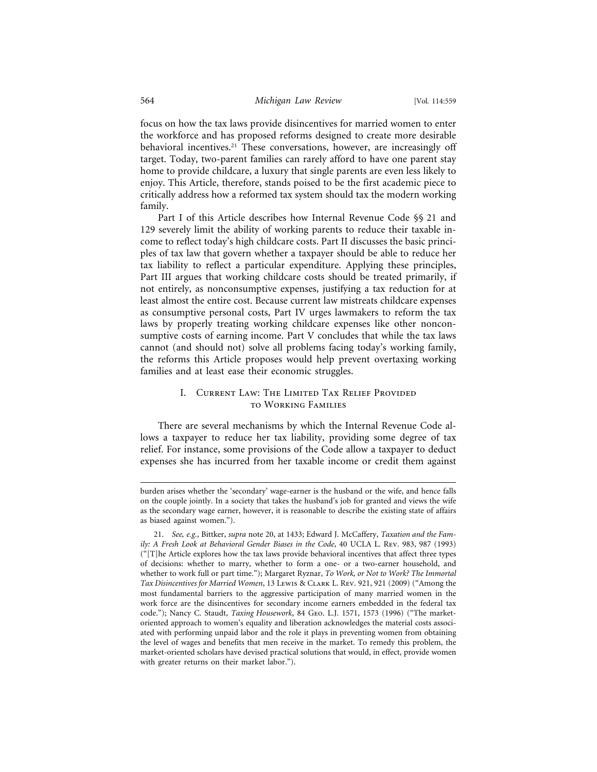focus on how the tax laws provide disincentives for married women to enter the workforce and has proposed reforms designed to create more desirable behavioral incentives.[21] These conversations, however, are increasingly off target. Today, two-parent families can rarely afford to have one parent stay home to provide childcare, a luxury that single parents are even less likely to enjoy. This Article, therefore, stands poised to be the first academic piece to critically address how a reformed tax system should tax the modern working family.

Part I of this Article describes how Internal Revenue Code §§ 21 and 129 severely limit the ability of working parents to reduce their taxable income to reflect today's high childcare costs. Part II discusses the basic principles of tax law that govern whether a taxpayer should be able to reduce her tax liability to reflect a particular expenditure. Applying these principles, Part III argues that working childcare costs should be treated primarily, if not entirely, as nonconsumptive expenses, justifying a tax reduction for at least almost the entire cost. Because current law mistreats childcare expenses as consumptive personal costs, Part IV urges lawmakers to reform the tax laws by properly treating working childcare expenses like other nonconsumptive costs of earning income. Part V concludes that while the tax laws cannot (and should not) solve all problems facing today's working family, the reforms this Article proposes would help prevent overtaxing working families and at least ease their economic struggles.

## I. Current Law: The Limited Tax Relief Provided to Working Families

There are several mechanisms by which the Internal Revenue Code allows a taxpayer to reduce her tax liability, providing some degree of tax relief. For instance, some provisions of the Code allow a taxpayer to deduct expenses she has incurred from her taxable income or credit them against

---

burden arises whether the 'secondary' wage-earner is the husband or the wife, and hence falls on the couple jointly. In a society that takes the husband's job for granted and views the wife as the secondary wage earner, however, it is reasonable to describe the existing state of affairs as biased against women.").

21. *See, e.g.*, Bittker, *supra* note 20, at 1433; Edward J. McCaffery, *Taxation and the Family: A Fresh Look at Behavioral Gender Biases in the Code*, 40 UCLA L. Rev. 983, 987 (1993) ("[T]he Article explores how the tax laws provide behavioral incentives that affect three types of decisions: whether to marry, whether to form a one- or a two-earner household, and whether to work full or part time."); Margaret Ryznar, *To Work, or Not to Work? The Immortal Tax Disincentives for Married Women*, 13 Lewis & Clark L. Rev. 921, 921 (2009) ("Among the most fundamental barriers to the aggressive participation of many married women in the work force are the disincentives for secondary income earners embedded in the federal tax code."); Nancy C. Staudt, *Taxing Housework*, 84 Geo. L.J. 1571, 1573 (1996) ("The market-oriented approach to women's equality and liberation acknowledges the material costs associated with performing unpaid labor and the role it plays in preventing women from obtaining the level of wages and benefits that men receive in the market. To remedy this problem, the market-oriented scholars have devised practical solutions that would, in effect, provide women with greater returns on their market labor.").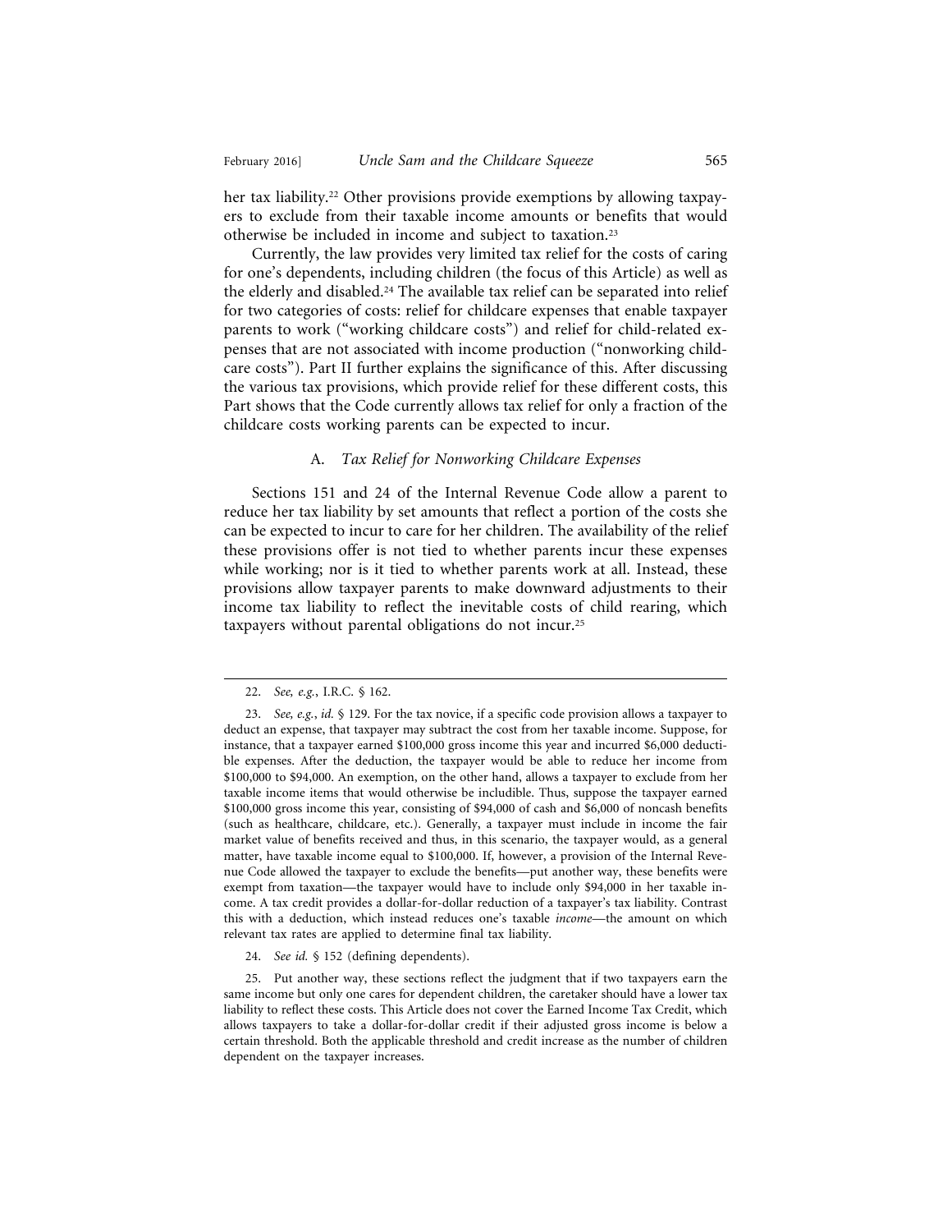her tax liability.[22] Other provisions provide exemptions by allowing taxpayers to exclude from their taxable income amounts or benefits that would otherwise be included in income and subject to taxation.[23]

Currently, the law provides very limited tax relief for the costs of caring for one's dependents, including children (the focus of this Article) as well as the elderly and disabled.[24] The available tax relief can be separated into relief for two categories of costs: relief for childcare expenses that enable taxpayer parents to work ("working childcare costs") and relief for child-related expenses that are not associated with income production ("nonworking childcare costs"). Part II further explains the significance of this. After discussing the various tax provisions, which provide relief for these different costs, this Part shows that the Code currently allows tax relief for only a fraction of the childcare costs working parents can be expected to incur.

### A. *Tax Relief for Nonworking Childcare Expenses*

Sections 151 and 24 of the Internal Revenue Code allow a parent to reduce her tax liability by set amounts that reflect a portion of the costs she can be expected to incur to care for her children. The availability of the relief these provisions offer is not tied to whether parents incur these expenses while working; nor is it tied to whether parents work at all. Instead, these provisions allow taxpayer parents to make downward adjustments to their income tax liability to reflect the inevitable costs of child rearing, which taxpayers without parental obligations do not incur.[25]

---

22. *See, e.g.*, I.R.C. § 162.

23. *See, e.g.*, *id.* § 129. For the tax novice, if a specific code provision allows a taxpayer to deduct an expense, that taxpayer may subtract the cost from her taxable income. Suppose, for instance, that a taxpayer earned $100,000 gross income this year and incurred $6,000 deductible expenses. After the deduction, the taxpayer would be able to reduce her income from $100,000 to $94,000. An exemption, on the other hand, allows a taxpayer to exclude from her taxable income items that would otherwise be includible. Thus, suppose the taxpayer earned $100,000 gross income this year, consisting of $94,000 of cash and $6,000 of noncash benefits (such as healthcare, childcare, etc.). Generally, a taxpayer must include in income the fair market value of benefits received and thus, in this scenario, the taxpayer would, as a general matter, have taxable income equal to $100,000. If, however, a provision of the Internal Revenue Code allowed the taxpayer to exclude the benefits—put another way, these benefits were exempt from taxation—the taxpayer would have to include only $94,000 in her taxable income. A tax credit provides a dollar-for-dollar reduction of a taxpayer's tax liability. Contrast this with a deduction, which instead reduces one's taxable *income*—the amount on which relevant tax rates are applied to determine final tax liability.

24. *See id.* § 152 (defining dependents).

25. Put another way, these sections reflect the judgment that if two taxpayers earn the same income but only one cares for dependent children, the caretaker should have a lower tax liability to reflect these costs. This Article does not cover the Earned Income Tax Credit, which allows taxpayers to take a dollar-for-dollar credit if their adjusted gross income is below a certain threshold. Both the applicable threshold and credit increase as the number of children dependent on the taxpayer increases.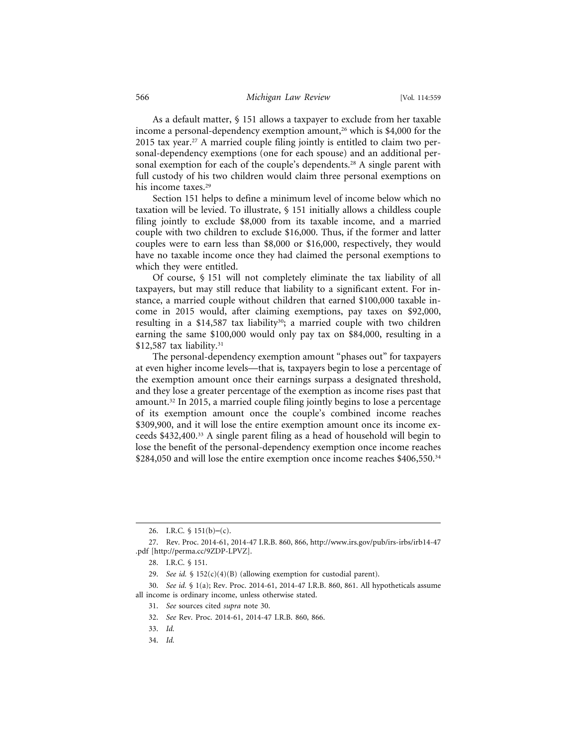As a default matter, § 151 allows a taxpayer to exclude from her taxable income a personal-dependency exemption amount,[26] which is $4,000 for the 2015 tax year.[27] A married couple filing jointly is entitled to claim two personal-dependency exemptions (one for each spouse) and an additional personal exemption for each of the couple's dependents.[28] A single parent with full custody of his two children would claim three personal exemptions on his income taxes.[29]

Section 151 helps to define a minimum level of income below which no taxation will be levied. To illustrate, § 151 initially allows a childless couple filing jointly to exclude $8,000 from its taxable income, and a married couple with two children to exclude $16,000. Thus, if the former and latter couples were to earn less than $8,000 or $16,000, respectively, they would have no taxable income once they had claimed the personal exemptions to which they were entitled.

Of course, § 151 will not completely eliminate the tax liability of all taxpayers, but may still reduce that liability to a significant extent. For instance, a married couple without children that earned $100,000 taxable income in 2015 would, after claiming exemptions, pay taxes on $92,000, resulting in a $14,587 tax liability[30]; a married couple with two children earning the same $100,000 would only pay tax on $84,000, resulting in a $12,587 tax liability.[31]

The personal-dependency exemption amount "phases out" for taxpayers at even higher income levels—that is, taxpayers begin to lose a percentage of the exemption amount once their earnings surpass a designated threshold, and they lose a greater percentage of the exemption as income rises past that amount.[32] In 2015, a married couple filing jointly begins to lose a percentage of its exemption amount once the couple's combined income reaches $309,900, and it will lose the entire exemption amount once its income exceeds $432,400.[33] A single parent filing as a head of household will begin to lose the benefit of the personal-dependency exemption once income reaches $284,050 and will lose the entire exemption once income reaches $406,550.[34]

---

26. I.R.C. § 151(b)–(c).

27. Rev. Proc. 2014-61, 2014-47 I.R.B. 860, 866, http://www.irs.gov/pub/irs-irbs/irb14-47.pdf [http://perma.cc/9ZDP-LPVZ].

28. I.R.C. § 151.

29. *See id.* § 152(c)(4)(B) (allowing exemption for custodial parent).

30. *See id.* § 1(a); Rev. Proc. 2014-61, 2014-47 I.R.B. 860, 861. All hypotheticals assume all income is ordinary income, unless otherwise stated.

31. *See* sources cited *supra* note 30.

32. *See* Rev. Proc. 2014-61, 2014-47 I.R.B. 860, 866.

33. *Id.*

34. *Id.*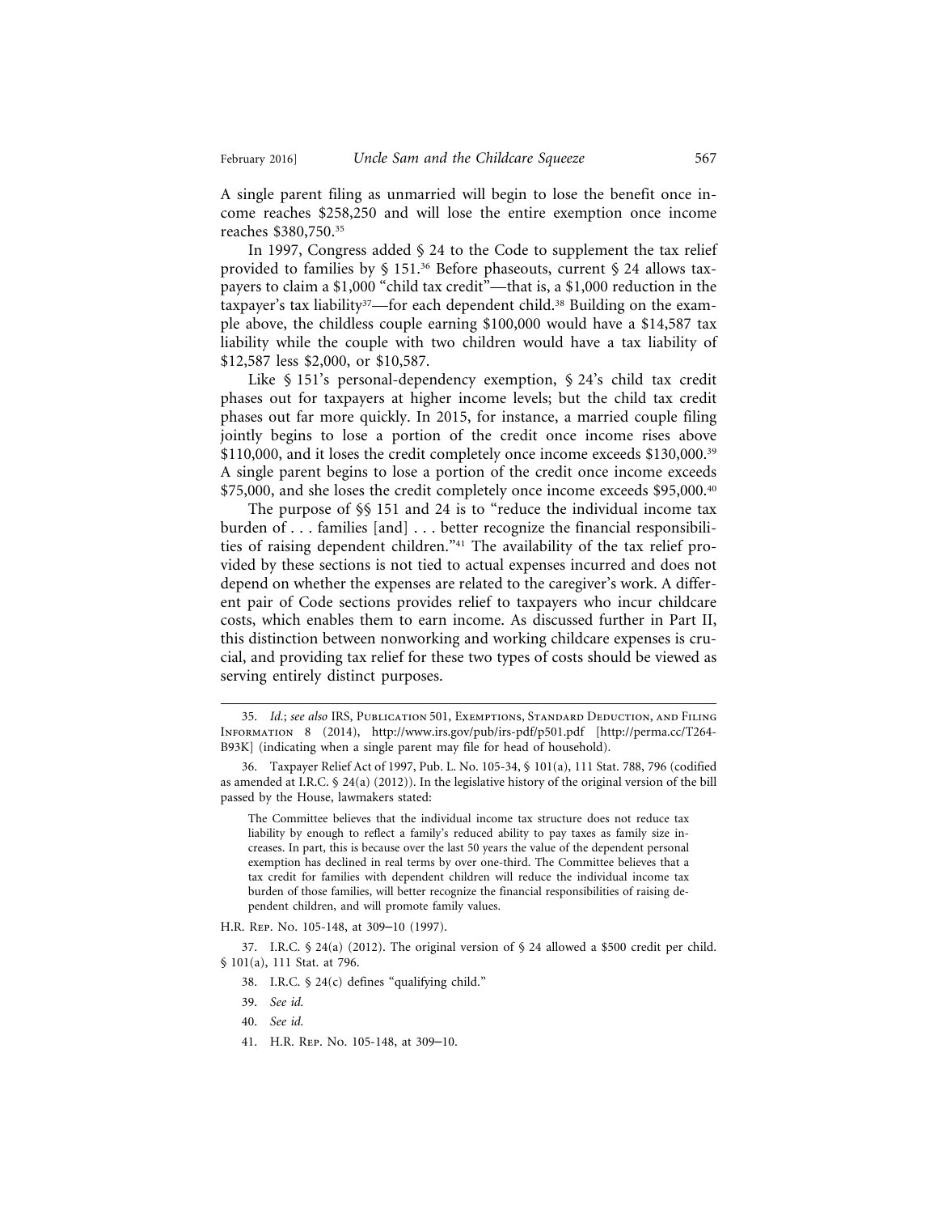A single parent filing as unmarried will begin to lose the benefit once income reaches $258,250 and will lose the entire exemption once income reaches $380,750.[35]

In 1997, Congress added § 24 to the Code to supplement the tax relief provided to families by § 151.[36] Before phaseouts, current § 24 allows taxpayers to claim a $1,000 "child tax credit"—that is, a $1,000 reduction in the taxpayer's tax liability[37]—for each dependent child.[38] Building on the example above, the childless couple earning $100,000 would have a $14,587 tax liability while the couple with two children would have a tax liability of $12,587 less $2,000, or $10,587.

Like § 151's personal-dependency exemption, § 24's child tax credit phases out for taxpayers at higher income levels; but the child tax credit phases out far more quickly. In 2015, for instance, a married couple filing jointly begins to lose a portion of the credit once income rises above $110,000, and it loses the credit completely once income exceeds $130,000.[39] A single parent begins to lose a portion of the credit once income exceeds $75,000, and she loses the credit completely once income exceeds $95,000.[40]

The purpose of §§ 151 and 24 is to "reduce the individual income tax burden of . . . families [and] . . . better recognize the financial responsibilities of raising dependent children."[41] The availability of the tax relief provided by these sections is not tied to actual expenses incurred and does not depend on whether the expenses are related to the caregiver's work. A different pair of Code sections provides relief to taxpayers who incur childcare costs, which enables them to earn income. As discussed further in Part II, this distinction between nonworking and working childcare expenses is crucial, and providing tax relief for these two types of costs should be viewed as serving entirely distinct purposes.

---

35. *Id.*; *see also* IRS, Publication 501, Exemptions, Standard Deduction, and Filing Information 8 (2014), http://www.irs.gov/pub/irs-pdf/p501.pdf [http://perma.cc/T264-B93K] (indicating when a single parent may file for head of household).

36. Taxpayer Relief Act of 1997, Pub. L. No. 105-34, § 101(a), 111 Stat. 788, 796 (codified as amended at I.R.C. § 24(a) (2012)). In the legislative history of the original version of the bill passed by the House, lawmakers stated:

> The Committee believes that the individual income tax structure does not reduce tax liability by enough to reflect a family's reduced ability to pay taxes as family size increases. In part, this is because over the last 50 years the value of the dependent personal exemption has declined in real terms by over one-third. The Committee believes that a tax credit for families with dependent children will reduce the individual income tax burden of those families, will better recognize the financial responsibilities of raising dependent children, and will promote family values.

H.R. Rep. No. 105-148, at 309–10 (1997).

37. I.R.C. § 24(a) (2012). The original version of § 24 allowed a $500 credit per child. § 101(a), 111 Stat. at 796.

38. I.R.C. § 24(c) defines "qualifying child."

39. *See id.*

40. *See id.*

41. H.R. Rep. No. 105-148, at 309–10.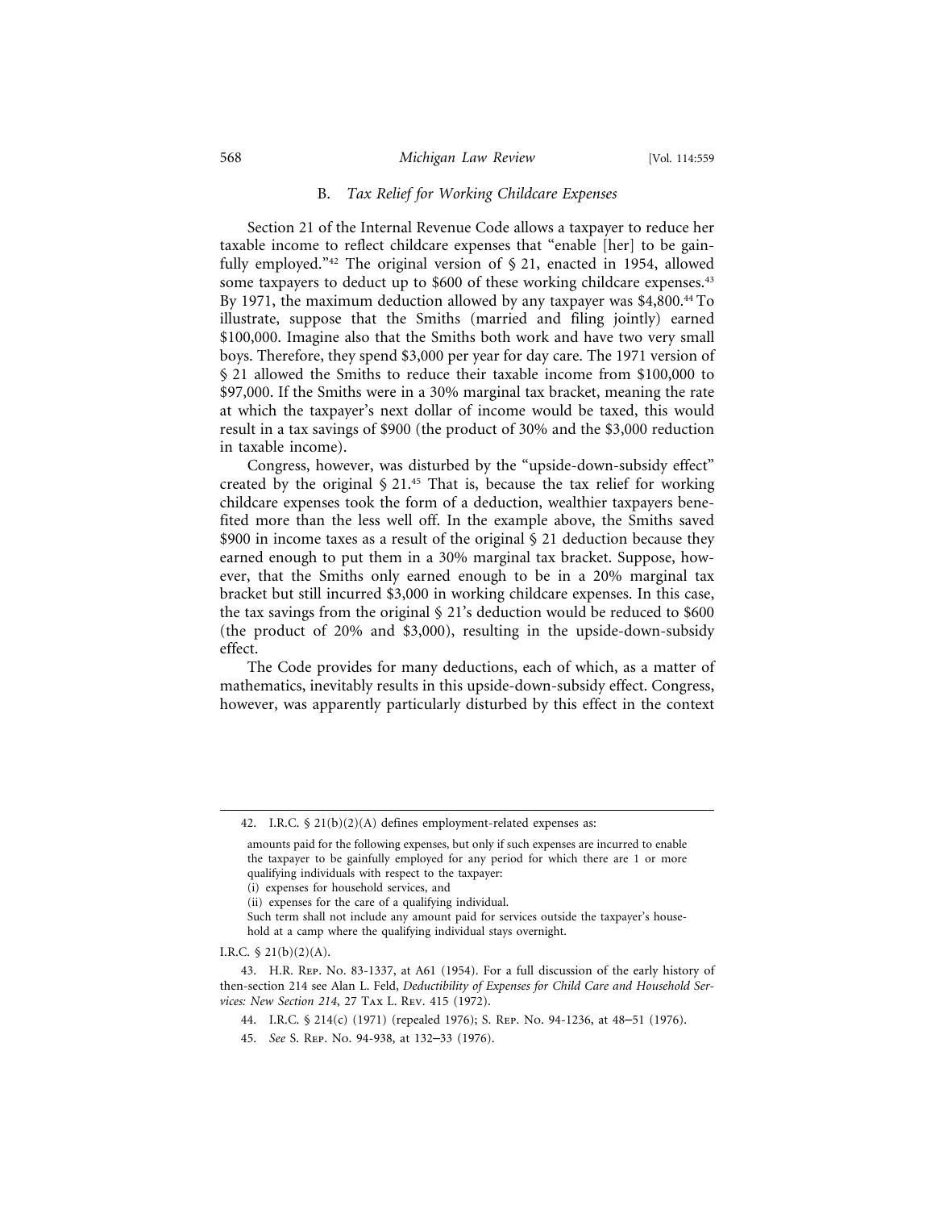### B. *Tax Relief for Working Childcare Expenses*

Section 21 of the Internal Revenue Code allows a taxpayer to reduce her taxable income to reflect childcare expenses that "enable [her] to be gainfully employed."[42] The original version of § 21, enacted in 1954, allowed some taxpayers to deduct up to $600 of these working childcare expenses.[43] By 1971, the maximum deduction allowed by any taxpayer was $4,800.[44] To illustrate, suppose that the Smiths (married and filing jointly) earned $100,000. Imagine also that the Smiths both work and have two very small boys. Therefore, they spend $3,000 per year for day care. The 1971 version of § 21 allowed the Smiths to reduce their taxable income from $100,000 to $97,000. If the Smiths were in a 30% marginal tax bracket, meaning the rate at which the taxpayer's next dollar of income would be taxed, this would result in a tax savings of $900 (the product of 30% and the $3,000 reduction in taxable income).

Congress, however, was disturbed by the "upside-down-subsidy effect" created by the original § 21.[45] That is, because the tax relief for working childcare expenses took the form of a deduction, wealthier taxpayers benefited more than the less well off. In the example above, the Smiths saved $900 in income taxes as a result of the original § 21 deduction because they earned enough to put them in a 30% marginal tax bracket. Suppose, however, that the Smiths only earned enough to be in a 20% marginal tax bracket but still incurred $3,000 in working childcare expenses. In this case, the tax savings from the original § 21's deduction would be reduced to $600 (the product of 20% and $3,000), resulting in the upside-down-subsidy effect.

The Code provides for many deductions, each of which, as a matter of mathematics, inevitably results in this upside-down-subsidy effect. Congress, however, was apparently particularly disturbed by this effect in the context

---

42. I.R.C. § 21(b)(2)(A) defines employment-related expenses as:

> amounts paid for the following expenses, but only if such expenses are incurred to enable the taxpayer to be gainfully employed for any period for which there are 1 or more qualifying individuals with respect to the taxpayer:
>
> (i) expenses for household services, and
>
> (ii) expenses for the care of a qualifying individual.
>
> Such term shall not include any amount paid for services outside the taxpayer's household at a camp where the qualifying individual stays overnight.

I.R.C. § 21(b)(2)(A).

43. H.R. Rep. No. 83-1337, at A61 (1954). For a full discussion of the early history of then-section 214 see Alan L. Feld, *Deductibility of Expenses for Child Care and Household Services: New Section 214*, 27 Tax L. Rev. 415 (1972).

44. I.R.C. § 214(c) (1971) (repealed 1976); S. Rep. No. 94-1236, at 48–51 (1976).

45. *See* S. Rep. No. 94-938, at 132–33 (1976).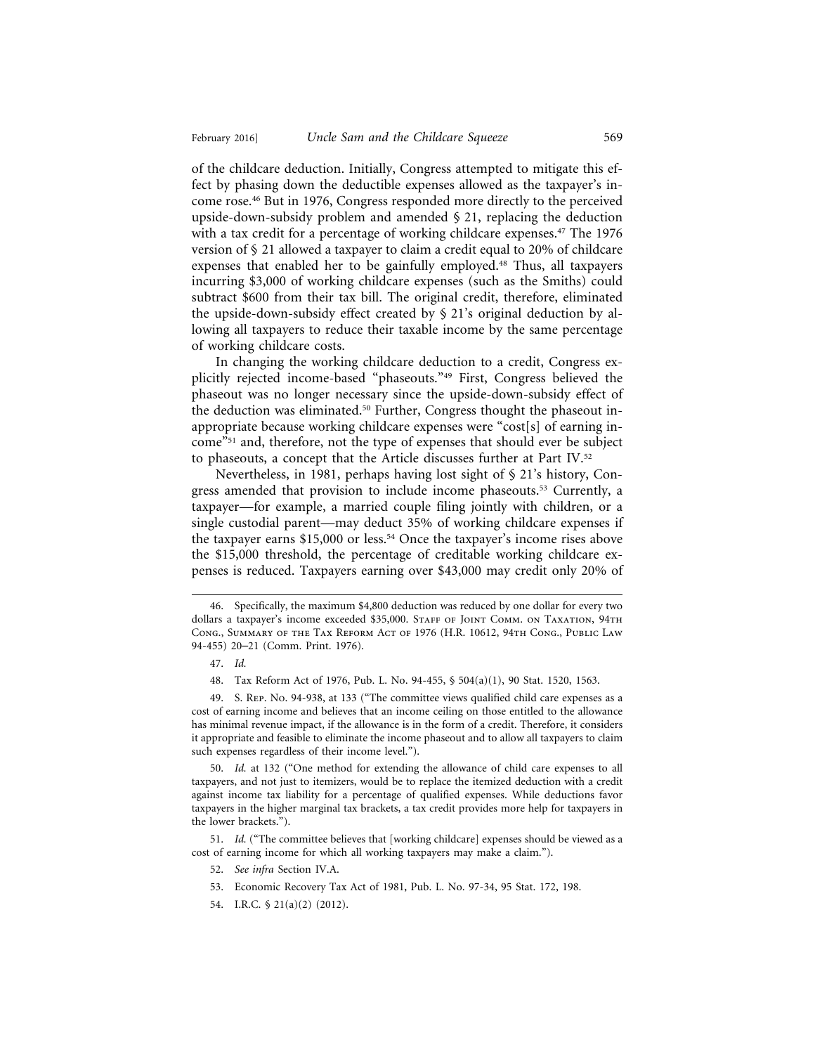of the childcare deduction. Initially, Congress attempted to mitigate this effect by phasing down the deductible expenses allowed as the taxpayer's income rose.[46] But in 1976, Congress responded more directly to the perceived upside-down-subsidy problem and amended § 21, replacing the deduction with a tax credit for a percentage of working childcare expenses.[47] The 1976 version of § 21 allowed a taxpayer to claim a credit equal to 20% of childcare expenses that enabled her to be gainfully employed.[48] Thus, all taxpayers incurring $3,000 of working childcare expenses (such as the Smiths) could subtract $600 from their tax bill. The original credit, therefore, eliminated the upside-down-subsidy effect created by § 21's original deduction by allowing all taxpayers to reduce their taxable income by the same percentage of working childcare costs.

In changing the working childcare deduction to a credit, Congress explicitly rejected income-based "phaseouts."[49] First, Congress believed the phaseout was no longer necessary since the upside-down-subsidy effect of the deduction was eliminated.[50] Further, Congress thought the phaseout inappropriate because working childcare expenses were "cost[s] of earning income"[51] and, therefore, not the type of expenses that should ever be subject to phaseouts, a concept that the Article discusses further at Part IV.[52]

Nevertheless, in 1981, perhaps having lost sight of § 21's history, Congress amended that provision to include income phaseouts.[53] Currently, a taxpayer—for example, a married couple filing jointly with children, or a single custodial parent—may deduct 35% of working childcare expenses if the taxpayer earns $15,000 or less.[54] Once the taxpayer's income rises above the $15,000 threshold, the percentage of creditable working childcare expenses is reduced. Taxpayers earning over $43,000 may credit only 20% of

---

46. Specifically, the maximum $4,800 deduction was reduced by one dollar for every two dollars a taxpayer's income exceeded $35,000. Staff of Joint Comm. on Taxation, 94th Cong., Summary of the Tax Reform Act of 1976 (H.R. 10612, 94th Cong., Public Law 94-455) 20–21 (Comm. Print. 1976).

47. *Id.*

48. Tax Reform Act of 1976, Pub. L. No. 94-455, § 504(a)(1), 90 Stat. 1520, 1563.

49. S. Rep. No. 94-938, at 133 ("The committee views qualified child care expenses as a cost of earning income and believes that an income ceiling on those entitled to the allowance has minimal revenue impact, if the allowance is in the form of a credit. Therefore, it considers it appropriate and feasible to eliminate the income phaseout and to allow all taxpayers to claim such expenses regardless of their income level.").

50. *Id.* at 132 ("One method for extending the allowance of child care expenses to all taxpayers, and not just to itemizers, would be to replace the itemized deduction with a credit against income tax liability for a percentage of qualified expenses. While deductions favor taxpayers in the higher marginal tax brackets, a tax credit provides more help for taxpayers in the lower brackets.").

51. *Id.* ("The committee believes that [working childcare] expenses should be viewed as a cost of earning income for which all working taxpayers may make a claim.").

52. *See infra* Section IV.A.

53. Economic Recovery Tax Act of 1981, Pub. L. No. 97-34, 95 Stat. 172, 198.

54. I.R.C. § 21(a)(2) (2012).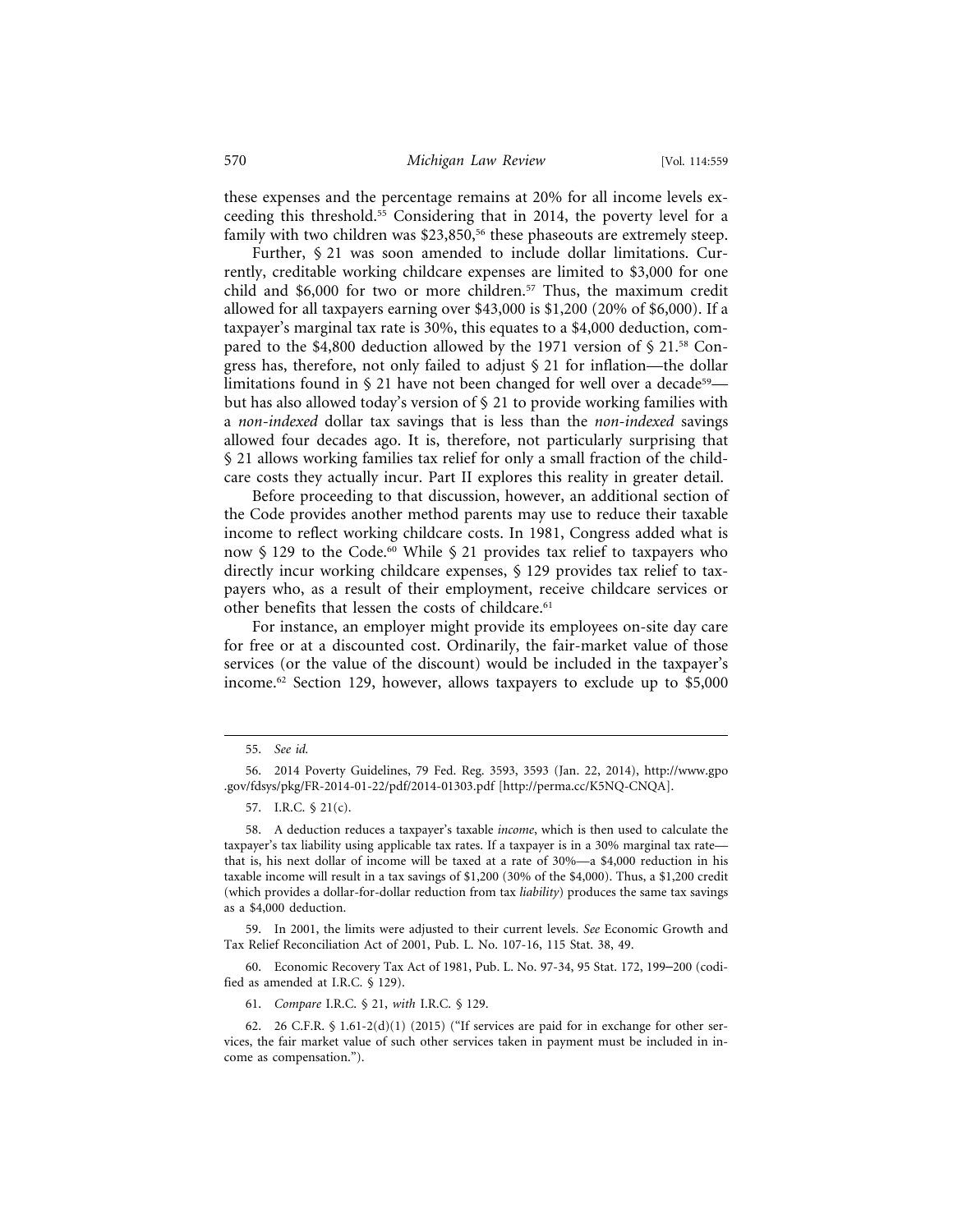these expenses and the percentage remains at 20% for all income levels exceeding this threshold.[55] Considering that in 2014, the poverty level for a family with two children was $23,850,[56] these phaseouts are extremely steep.

Further, § 21 was soon amended to include dollar limitations. Currently, creditable working childcare expenses are limited to $3,000 for one child and $6,000 for two or more children.[57] Thus, the maximum credit allowed for all taxpayers earning over $43,000 is $1,200 (20% of $6,000). If a taxpayer's marginal tax rate is 30%, this equates to a $4,000 deduction, compared to the $4,800 deduction allowed by the 1971 version of § 21.[58] Congress has, therefore, not only failed to adjust § 21 for inflation—the dollar limitations found in § 21 have not been changed for well over a decade[59]—but has also allowed today's version of § 21 to provide working families with a *non-indexed* dollar tax savings that is less than the *non-indexed* savings allowed four decades ago. It is, therefore, not particularly surprising that § 21 allows working families tax relief for only a small fraction of the childcare costs they actually incur. Part II explores this reality in greater detail.

Before proceeding to that discussion, however, an additional section of the Code provides another method parents may use to reduce their taxable income to reflect working childcare costs. In 1981, Congress added what is now § 129 to the Code.[60] While § 21 provides tax relief to taxpayers who directly incur working childcare expenses, § 129 provides tax relief to taxpayers who, as a result of their employment, receive childcare services or other benefits that lessen the costs of childcare.[61]

For instance, an employer might provide its employees on-site day care for free or at a discounted cost. Ordinarily, the fair-market value of those services (or the value of the discount) would be included in the taxpayer's income.[62] Section 129, however, allows taxpayers to exclude up to $5,000

---

55. *See id.*

56. 2014 Poverty Guidelines, 79 Fed. Reg. 3593, 3593 (Jan. 22, 2014), http://www.gpo.gov/fdsys/pkg/FR-2014-01-22/pdf/2014-01303.pdf [http://perma.cc/K5NQ-CNQA].

57. I.R.C. § 21(c).

58. A deduction reduces a taxpayer's taxable *income*, which is then used to calculate the taxpayer's tax liability using applicable tax rates. If a taxpayer is in a 30% marginal tax rate—that is, his next dollar of income will be taxed at a rate of 30%—a $4,000 reduction in his taxable income will result in a tax savings of $1,200 (30% of the $4,000). Thus, a $1,200 credit (which provides a dollar-for-dollar reduction from tax *liability*) produces the same tax savings as a $4,000 deduction.

59. In 2001, the limits were adjusted to their current levels. *See* Economic Growth and Tax Relief Reconciliation Act of 2001, Pub. L. No. 107-16, 115 Stat. 38, 49.

60. Economic Recovery Tax Act of 1981, Pub. L. No. 97-34, 95 Stat. 172, 199–200 (codified as amended at I.R.C. § 129).

61. *Compare* I.R.C. § 21, *with* I.R.C. § 129.

62. 26 C.F.R. § 1.61-2(d)(1) (2015) ("If services are paid for in exchange for other services, the fair market value of such other services taken in payment must be included in income as compensation.").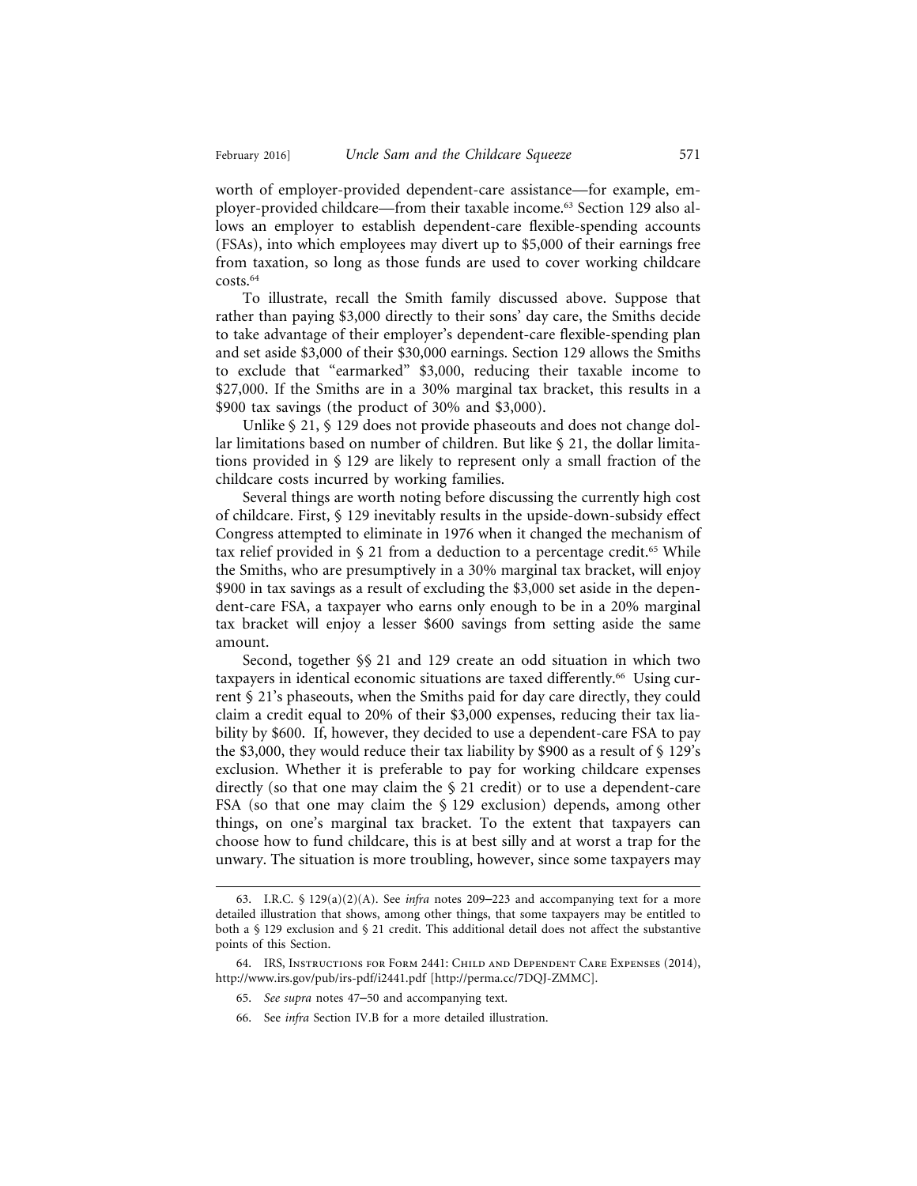worth of employer-provided dependent-care assistance—for example, employer-provided childcare—from their taxable income.[63] Section 129 also allows an employer to establish dependent-care flexible-spending accounts (FSAs), into which employees may divert up to $5,000 of their earnings free from taxation, so long as those funds are used to cover working childcare costs.[64]

To illustrate, recall the Smith family discussed above. Suppose that rather than paying $3,000 directly to their sons' day care, the Smiths decide to take advantage of their employer's dependent-care flexible-spending plan and set aside $3,000 of their $30,000 earnings. Section 129 allows the Smiths to exclude that "earmarked" $3,000, reducing their taxable income to $27,000. If the Smiths are in a 30% marginal tax bracket, this results in a $900 tax savings (the product of 30% and $3,000).

Unlike § 21, § 129 does not provide phaseouts and does not change dollar limitations based on number of children. But like § 21, the dollar limitations provided in § 129 are likely to represent only a small fraction of the childcare costs incurred by working families.

Several things are worth noting before discussing the currently high cost of childcare. First, § 129 inevitably results in the upside-down-subsidy effect Congress attempted to eliminate in 1976 when it changed the mechanism of tax relief provided in § 21 from a deduction to a percentage credit.[65] While the Smiths, who are presumptively in a 30% marginal tax bracket, will enjoy $900 in tax savings as a result of excluding the $3,000 set aside in the dependent-care FSA, a taxpayer who earns only enough to be in a 20% marginal tax bracket will enjoy a lesser $600 savings from setting aside the same amount.

Second, together §§ 21 and 129 create an odd situation in which two taxpayers in identical economic situations are taxed differently.[66] Using current § 21's phaseouts, when the Smiths paid for day care directly, they could claim a credit equal to 20% of their $3,000 expenses, reducing their tax liability by $600. If, however, they decided to use a dependent-care FSA to pay the $3,000, they would reduce their tax liability by $900 as a result of § 129's exclusion. Whether it is preferable to pay for working childcare expenses directly (so that one may claim the § 21 credit) or to use a dependent-care FSA (so that one may claim the § 129 exclusion) depends, among other things, on one's marginal tax bracket. To the extent that taxpayers can choose how to fund childcare, this is at best silly and at worst a trap for the unwary. The situation is more troubling, however, since some taxpayers may

---

63. I.R.C. § 129(a)(2)(A). See *infra* notes 209–223 and accompanying text for a more detailed illustration that shows, among other things, that some taxpayers may be entitled to both a § 129 exclusion and § 21 credit. This additional detail does not affect the substantive points of this Section.

64. IRS, Instructions for Form 2441: Child and Dependent Care Expenses (2014), http://www.irs.gov/pub/irs-pdf/i2441.pdf [http://perma.cc/7DQJ-ZMMC].

65. *See supra* notes 47–50 and accompanying text.

66. See *infra* Section IV.B for a more detailed illustration.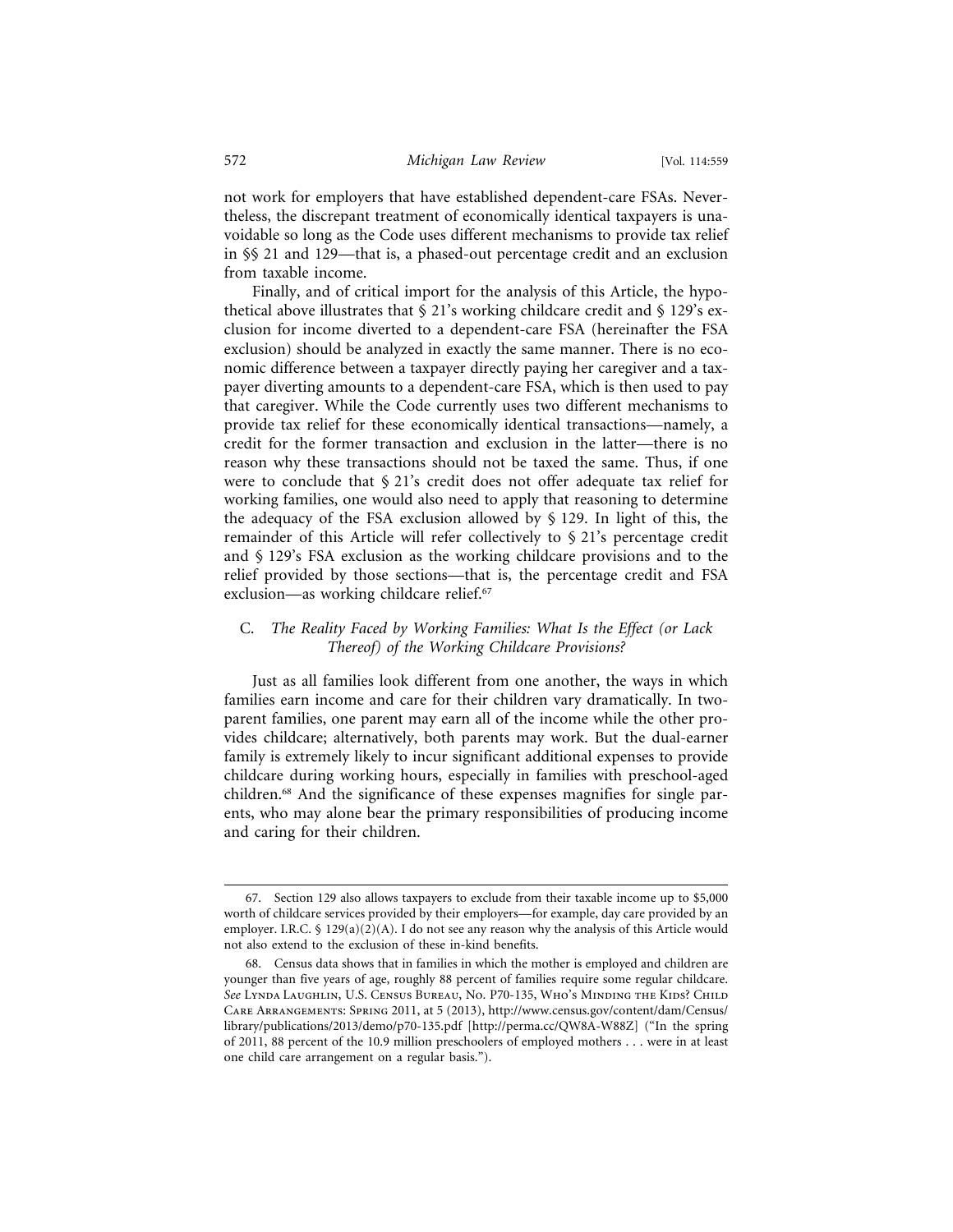not work for employers that have established dependent-care FSAs. Nevertheless, the discrepant treatment of economically identical taxpayers is unavoidable so long as the Code uses different mechanisms to provide tax relief in §§ 21 and 129—that is, a phased-out percentage credit and an exclusion from taxable income.

Finally, and of critical import for the analysis of this Article, the hypothetical above illustrates that § 21's working childcare credit and § 129's exclusion for income diverted to a dependent-care FSA (hereinafter the FSA exclusion) should be analyzed in exactly the same manner. There is no economic difference between a taxpayer directly paying her caregiver and a taxpayer diverting amounts to a dependent-care FSA, which is then used to pay that caregiver. While the Code currently uses two different mechanisms to provide tax relief for these economically identical transactions—namely, a credit for the former transaction and exclusion in the latter—there is no reason why these transactions should not be taxed the same. Thus, if one were to conclude that § 21's credit does not offer adequate tax relief for working families, one would also need to apply that reasoning to determine the adequacy of the FSA exclusion allowed by § 129. In light of this, the remainder of this Article will refer collectively to § 21's percentage credit and § 129's FSA exclusion as the working childcare provisions and to the relief provided by those sections—that is, the percentage credit and FSA exclusion—as working childcare relief.[67]

### C. *The Reality Faced by Working Families: What Is the Effect (or Lack Thereof) of the Working Childcare Provisions?*

Just as all families look different from one another, the ways in which families earn income and care for their children vary dramatically. In two-parent families, one parent may earn all of the income while the other provides childcare; alternatively, both parents may work. But the dual-earner family is extremely likely to incur significant additional expenses to provide childcare during working hours, especially in families with preschool-aged children.[68] And the significance of these expenses magnifies for single parents, who may alone bear the primary responsibilities of producing income and caring for their children.

---

67. Section 129 also allows taxpayers to exclude from their taxable income up to $5,000 worth of childcare services provided by their employers—for example, day care provided by an employer. I.R.C. § 129(a)(2)(A). I do not see any reason why the analysis of this Article would not also extend to the exclusion of these in-kind benefits.

68. Census data shows that in families in which the mother is employed and children are younger than five years of age, roughly 88 percent of families require some regular childcare. *See* Lynda Laughlin, U.S. Census Bureau, No. P70-135, Who's Minding the Kids? Child Care Arrangements: Spring 2011, at 5 (2013), http://www.census.gov/content/dam/Census/library/publications/2013/demo/p70-135.pdf [http://perma.cc/QW8A-W88Z] ("In the spring of 2011, 88 percent of the 10.9 million preschoolers of employed mothers . . . were in at least one child care arrangement on a regular basis.").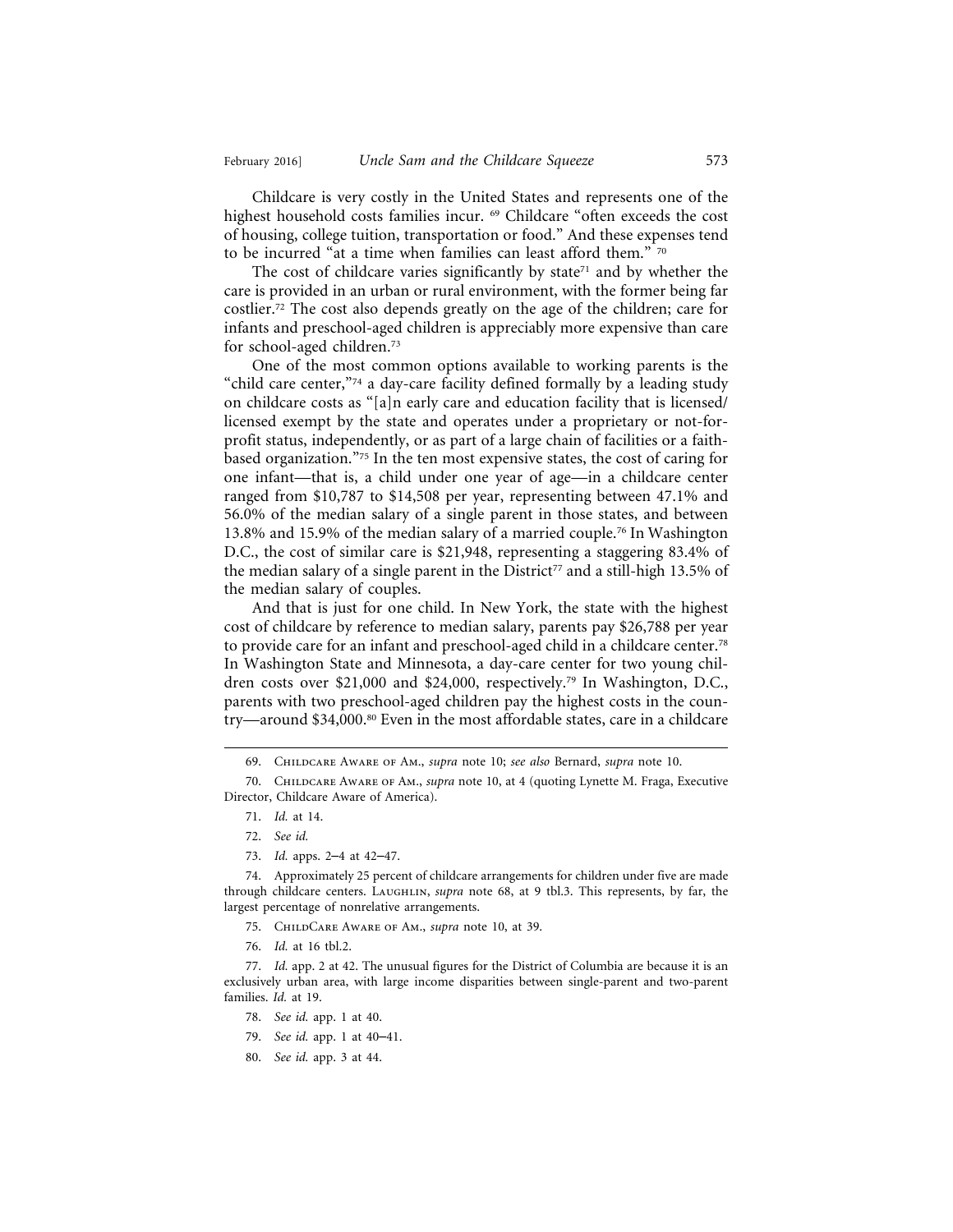Childcare is very costly in the United States and represents one of the highest household costs families incur. [69] Childcare "often exceeds the cost of housing, college tuition, transportation or food." And these expenses tend to be incurred "at a time when families can least afford them." [70]

The cost of childcare varies significantly by state[71] and by whether the care is provided in an urban or rural environment, with the former being far costlier.[72] The cost also depends greatly on the age of the children; care for infants and preschool-aged children is appreciably more expensive than care for school-aged children.[73]

One of the most common options available to working parents is the "child care center,"[74] a day-care facility defined formally by a leading study on childcare costs as "[a]n early care and education facility that is licensed/licensed exempt by the state and operates under a proprietary or not-for-profit status, independently, or as part of a large chain of facilities or a faith-based organization."[75] In the ten most expensive states, the cost of caring for one infant—that is, a child under one year of age—in a childcare center ranged from $10,787 to $14,508 per year, representing between 47.1% and 56.0% of the median salary of a single parent in those states, and between 13.8% and 15.9% of the median salary of a married couple.[76] In Washington D.C., the cost of similar care is $21,948, representing a staggering 83.4% of the median salary of a single parent in the District[77] and a still-high 13.5% of the median salary of couples.

And that is just for one child. In New York, the state with the highest cost of childcare by reference to median salary, parents pay $26,788 per year to provide care for an infant and preschool-aged child in a childcare center.[78] In Washington State and Minnesota, a day-care center for two young children costs over $21,000 and $24,000, respectively.[79] In Washington, D.C., parents with two preschool-aged children pay the highest costs in the country—around $34,000.[80] Even in the most affordable states, care in a childcare

69. Childcare Aware of Am., *supra* note 10; *see also* Bernard, *supra* note 10.

70. Childcare Aware of Am., *supra* note 10, at 4 (quoting Lynette M. Fraga, Executive Director, Childcare Aware of America).

71. *Id.* at 14.

72. *See id.*

73. *Id.* apps. 2–4 at 42–47.

74. Approximately 25 percent of childcare arrangements for children under five are made through childcare centers. Laughlin, *supra* note 68, at 9 tbl.3. This represents, by far, the largest percentage of nonrelative arrangements.

75. ChildCare Aware of Am., *supra* note 10, at 39.

76. *Id.* at 16 tbl.2.

77. *Id.* app. 2 at 42. The unusual figures for the District of Columbia are because it is an exclusively urban area, with large income disparities between single-parent and two-parent families. *Id.* at 19.

78. *See id.* app. 1 at 40.

79. *See id.* app. 1 at 40–41.

80. *See id.* app. 3 at 44.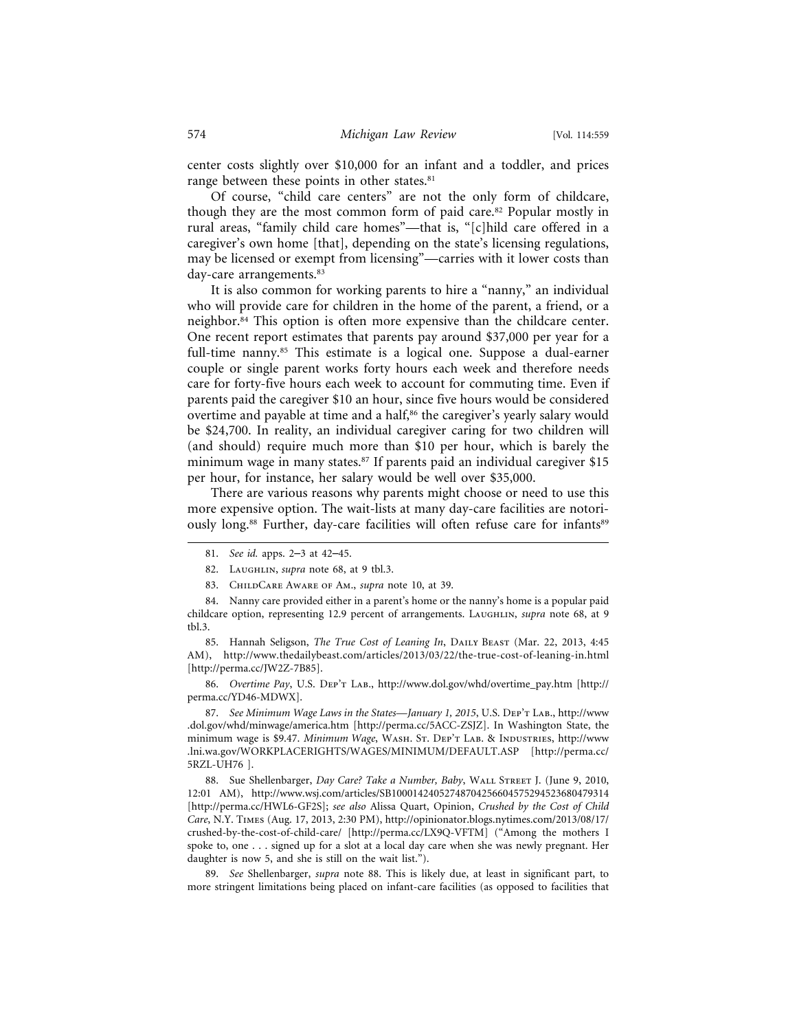center costs slightly over $10,000 for an infant and a toddler, and prices range between these points in other states.[81]

Of course, "child care centers" are not the only form of childcare, though they are the most common form of paid care.[82] Popular mostly in rural areas, "family child care homes"—that is, "[c]hild care offered in a caregiver's own home [that], depending on the state's licensing regulations, may be licensed or exempt from licensing"—carries with it lower costs than day-care arrangements.[83]

It is also common for working parents to hire a "nanny," an individual who will provide care for children in the home of the parent, a friend, or a neighbor.[84] This option is often more expensive than the childcare center. One recent report estimates that parents pay around $37,000 per year for a full-time nanny.[85] This estimate is a logical one. Suppose a dual-earner couple or single parent works forty hours each week and therefore needs care for forty-five hours each week to account for commuting time. Even if parents paid the caregiver $10 an hour, since five hours would be considered overtime and payable at time and a half,[86] the caregiver's yearly salary would be $24,700. In reality, an individual caregiver caring for two children will (and should) require much more than $10 per hour, which is barely the minimum wage in many states.[87] If parents paid an individual caregiver $15 per hour, for instance, her salary would be well over $35,000.

There are various reasons why parents might choose or need to use this more expensive option. The wait-lists at many day-care facilities are notoriously long.[88] Further, day-care facilities will often refuse care for infants[89]

---

81. *See id.* apps. 2–3 at 42–45.

82. Laughlin, *supra* note 68, at 9 tbl.3.

83. ChildCare Aware of Am., *supra* note 10, at 39.

84. Nanny care provided either in a parent's home or the nanny's home is a popular paid childcare option, representing 12.9 percent of arrangements. Laughlin, *supra* note 68, at 9 tbl.3.

85. Hannah Seligson, *The True Cost of Leaning In*, Daily Beast (Mar. 22, 2013, 4:45 AM), http://www.thedailybeast.com/articles/2013/03/22/the-true-cost-of-leaning-in.html [http://perma.cc/JW2Z-7B85].

86. *Overtime Pay*, U.S. Dep't Lab., http://www.dol.gov/whd/overtime_pay.htm [http://perma.cc/YD46-MDWX].

87. *See Minimum Wage Laws in the States—January 1, 2015*, U.S. Dep't Lab., http://www.dol.gov/whd/minwage/america.htm [http://perma.cc/5ACC-ZSJZ]. In Washington State, the minimum wage is $9.47. *Minimum Wage*, Wash. St. Dep't Lab. & Industries, http://www.lni.wa.gov/WORKPLACERIGHTS/WAGES/MINIMUM/DEFAULT.ASP [http://perma.cc/5RZL-UH76 ].

88. Sue Shellenbarger, *Day Care? Take a Number, Baby*, Wall Street J. (June 9, 2010, 12:01 AM), http://www.wsj.com/articles/SB10001424052748704256604575294523680479314 [http://perma.cc/HWL6-GF2S]; *see also* Alissa Quart, Opinion, *Crushed by the Cost of Child Care*, N.Y. Times (Aug. 17, 2013, 2:30 PM), http://opinionator.blogs.nytimes.com/2013/08/17/crushed-by-the-cost-of-child-care/ [http://perma.cc/LX9Q-VFTM] ("Among the mothers I spoke to, one . . . signed up for a slot at a local day care when she was newly pregnant. Her daughter is now 5, and she is still on the wait list.").

89. *See* Shellenbarger, *supra* note 88. This is likely due, at least in significant part, to more stringent limitations being placed on infant-care facilities (as opposed to facilities that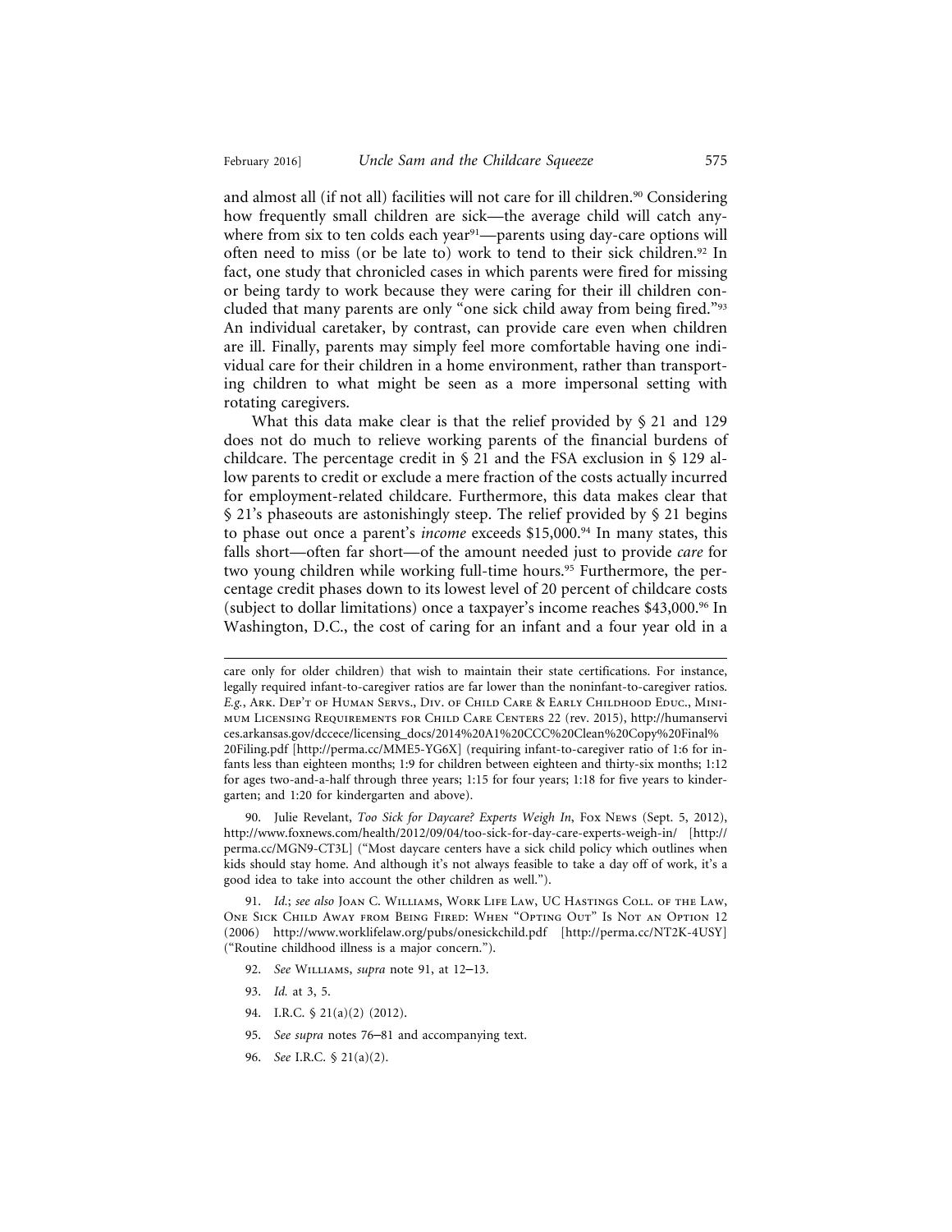and almost all (if not all) facilities will not care for ill children.[90] Considering how frequently small children are sick—the average child will catch anywhere from six to ten colds each year[91]—parents using day-care options will often need to miss (or be late to) work to tend to their sick children.[92] In fact, one study that chronicled cases in which parents were fired for missing or being tardy to work because they were caring for their ill children concluded that many parents are only "one sick child away from being fired."[93] An individual caretaker, by contrast, can provide care even when children are ill. Finally, parents may simply feel more comfortable having one individual care for their children in a home environment, rather than transporting children to what might be seen as a more impersonal setting with rotating caregivers.

What this data make clear is that the relief provided by § 21 and 129 does not do much to relieve working parents of the financial burdens of childcare. The percentage credit in § 21 and the FSA exclusion in § 129 allow parents to credit or exclude a mere fraction of the costs actually incurred for employment-related childcare. Furthermore, this data makes clear that § 21's phaseouts are astonishingly steep. The relief provided by § 21 begins to phase out once a parent's *income* exceeds $15,000.[94] In many states, this falls short—often far short—of the amount needed just to provide *care* for two young children while working full-time hours.[95] Furthermore, the percentage credit phases down to its lowest level of 20 percent of childcare costs (subject to dollar limitations) once a taxpayer's income reaches $43,000.[96] In Washington, D.C., the cost of caring for an infant and a four year old in a

---

care only for older children) that wish to maintain their state certifications. For instance, legally required infant-to-caregiver ratios are far lower than the noninfant-to-caregiver ratios. *E.g.*, Ark. Dep't of Human Servs., Div. of Child Care & Early Childhood Educ., Minimum Licensing Requirements for Child Care Centers 22 (rev. 2015), http://humanservices.arkansas.gov/dccece/licensing_docs/2014%20A1%20CCC%20Clean%20Copy%20Final%20Filing.pdf [http://perma.cc/MME5-YG6X] (requiring infant-to-caregiver ratio of 1:6 for infants less than eighteen months; 1:9 for children between eighteen and thirty-six months; 1:12 for ages two-and-a-half through three years; 1:15 for four years; 1:18 for five years to kindergarten; and 1:20 for kindergarten and above).

90. Julie Revelant, *Too Sick for Daycare? Experts Weigh In*, Fox News (Sept. 5, 2012), http://www.foxnews.com/health/2012/09/04/too-sick-for-day-care-experts-weigh-in/ [http://perma.cc/MGN9-CT3L] ("Most daycare centers have a sick child policy which outlines when kids should stay home. And although it's not always feasible to take a day off of work, it's a good idea to take into account the other children as well.").

91. *Id.*; *see also* Joan C. Williams, Work Life Law, UC Hastings Coll. of the Law, One Sick Child Away from Being Fired: When "Opting Out" Is Not an Option 12 (2006) http://www.worklifelaw.org/pubs/onesickchild.pdf [http://perma.cc/NT2K-4USY] ("Routine childhood illness is a major concern.").

92. *See* Williams, *supra* note 91, at 12–13.

93. *Id.* at 3, 5.

94. I.R.C. § 21(a)(2) (2012).

95. *See supra* notes 76–81 and accompanying text.

96. *See* I.R.C. § 21(a)(2).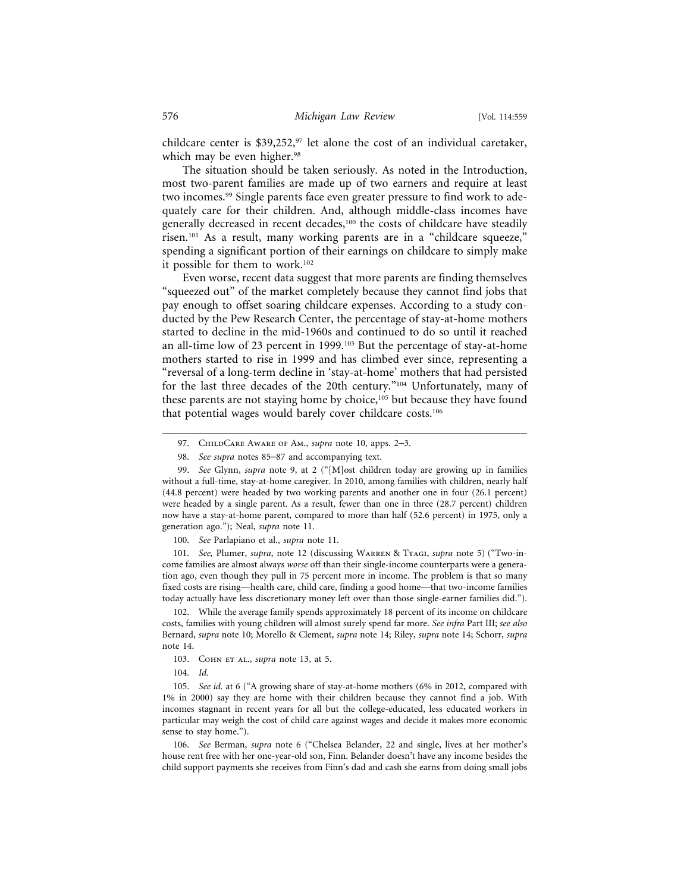childcare center is $39,252,[97] let alone the cost of an individual caretaker, which may be even higher.[98]

The situation should be taken seriously. As noted in the Introduction, most two-parent families are made up of two earners and require at least two incomes.[99] Single parents face even greater pressure to find work to adequately care for their children. And, although middle-class incomes have generally decreased in recent decades,[100] the costs of childcare have steadily risen.[101] As a result, many working parents are in a "childcare squeeze," spending a significant portion of their earnings on childcare to simply make it possible for them to work.[102]

Even worse, recent data suggest that more parents are finding themselves "squeezed out" of the market completely because they cannot find jobs that pay enough to offset soaring childcare expenses. According to a study conducted by the Pew Research Center, the percentage of stay-at-home mothers started to decline in the mid-1960s and continued to do so until it reached an all-time low of 23 percent in 1999.[103] But the percentage of stay-at-home mothers started to rise in 1999 and has climbed ever since, representing a "reversal of a long-term decline in 'stay-at-home' mothers that had persisted for the last three decades of the 20th century."[104] Unfortunately, many of these parents are not staying home by choice,[105] but because they have found that potential wages would barely cover childcare costs.[106]

---

97. ChildCare Aware of Am., *supra* note 10, apps. 2–3.

98. *See supra* notes 85–87 and accompanying text.

99. *See* Glynn, *supra* note 9, at 2 ("[M]ost children today are growing up in families without a full-time, stay-at-home caregiver. In 2010, among families with children, nearly half (44.8 percent) were headed by two working parents and another one in four (26.1 percent) were headed by a single parent. As a result, fewer than one in three (28.7 percent) children now have a stay-at-home parent, compared to more than half (52.6 percent) in 1975, only a generation ago."); Neal, *supra* note 11.

100. *See* Parlapiano et al., *supra* note 11.

101. *See*, Plumer, *supra*, note 12 (discussing Warren & Tyagi, *supra* note 5) ("Two-income families are almost always *worse* off than their single-income counterparts were a generation ago, even though they pull in 75 percent more in income. The problem is that so many fixed costs are rising—health care, child care, finding a good home—that two-income families today actually have less discretionary money left over than those single-earner families did.").

102. While the average family spends approximately 18 percent of its income on childcare costs, families with young children will almost surely spend far more. *See infra* Part III; *see also* Bernard, *supra* note 10; Morello & Clement, *supra* note 14; Riley, *supra* note 14; Schorr, *supra* note 14.

103. Cohn et al., *supra* note 13, at 5.

104. *Id.*

105. *See id.* at 6 ("A growing share of stay-at-home mothers (6% in 2012, compared with 1% in 2000) say they are home with their children because they cannot find a job. With incomes stagnant in recent years for all but the college-educated, less educated workers in particular may weigh the cost of child care against wages and decide it makes more economic sense to stay home.").

106. *See* Berman, *supra* note 6 ("Chelsea Belander, 22 and single, lives at her mother's house rent free with her one-year-old son, Finn. Belander doesn't have any income besides the child support payments she receives from Finn's dad and cash she earns from doing small jobs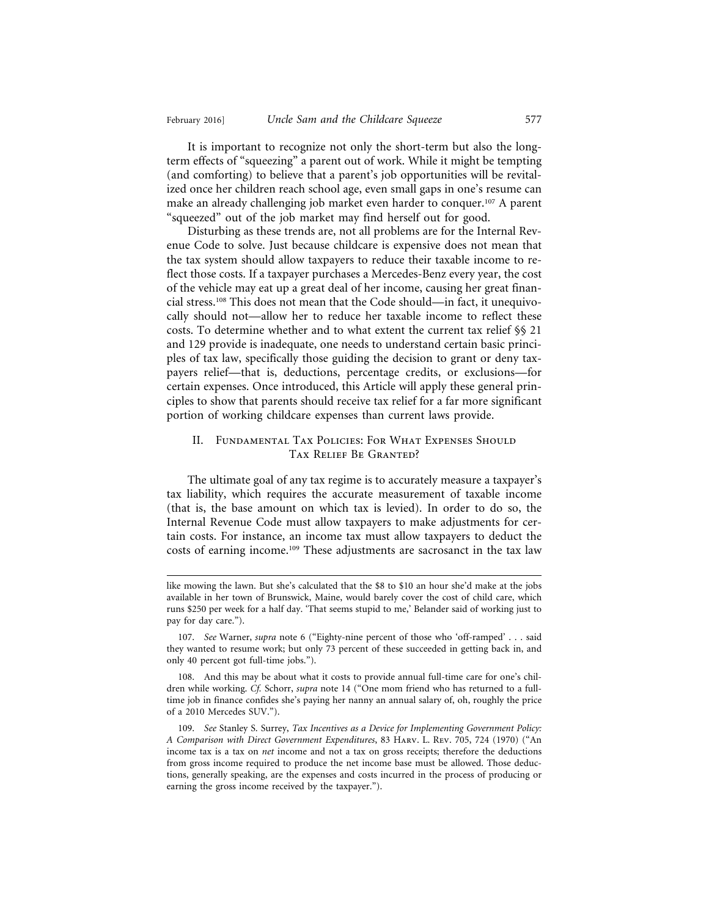It is important to recognize not only the short-term but also the long-term effects of "squeezing" a parent out of work. While it might be tempting (and comforting) to believe that a parent's job opportunities will be revitalized once her children reach school age, even small gaps in one's resume can make an already challenging job market even harder to conquer.[107] A parent "squeezed" out of the job market may find herself out for good.

Disturbing as these trends are, not all problems are for the Internal Revenue Code to solve. Just because childcare is expensive does not mean that the tax system should allow taxpayers to reduce their taxable income to reflect those costs. If a taxpayer purchases a Mercedes-Benz every year, the cost of the vehicle may eat up a great deal of her income, causing her great financial stress.[108] This does not mean that the Code should—in fact, it unequivocally should not—allow her to reduce her taxable income to reflect these costs. To determine whether and to what extent the current tax relief §§ 21 and 129 provide is inadequate, one needs to understand certain basic principles of tax law, specifically those guiding the decision to grant or deny taxpayers relief—that is, deductions, percentage credits, or exclusions—for certain expenses. Once introduced, this Article will apply these general principles to show that parents should receive tax relief for a far more significant portion of working childcare expenses than current laws provide.

## II. Fundamental Tax Policies: For What Expenses Should Tax Relief Be Granted?

The ultimate goal of any tax regime is to accurately measure a taxpayer's tax liability, which requires the accurate measurement of taxable income (that is, the base amount on which tax is levied). In order to do so, the Internal Revenue Code must allow taxpayers to make adjustments for certain costs. For instance, an income tax must allow taxpayers to deduct the costs of earning income.[109] These adjustments are sacrosanct in the tax law

---

like mowing the lawn. But she's calculated that the $8 to $10 an hour she'd make at the jobs available in her town of Brunswick, Maine, would barely cover the cost of child care, which runs $250 per week for a half day. 'That seems stupid to me,' Belander said of working just to pay for day care.").

107. *See* Warner, *supra* note 6 ("Eighty-nine percent of those who 'off-ramped' . . . said they wanted to resume work; but only 73 percent of these succeeded in getting back in, and only 40 percent got full-time jobs.").

108. And this may be about what it costs to provide annual full-time care for one's children while working. *Cf.* Schorr, *supra* note 14 ("One mom friend who has returned to a full-time job in finance confides she's paying her nanny an annual salary of, oh, roughly the price of a 2010 Mercedes SUV.").

109. *See* Stanley S. Surrey, *Tax Incentives as a Device for Implementing Government Policy: A Comparison with Direct Government Expenditures*, 83 Harv. L. Rev. 705, 724 (1970) ("An income tax is a tax on *net* income and not a tax on gross receipts; therefore the deductions from gross income required to produce the net income base must be allowed. Those deductions, generally speaking, are the expenses and costs incurred in the process of producing or earning the gross income received by the taxpayer.").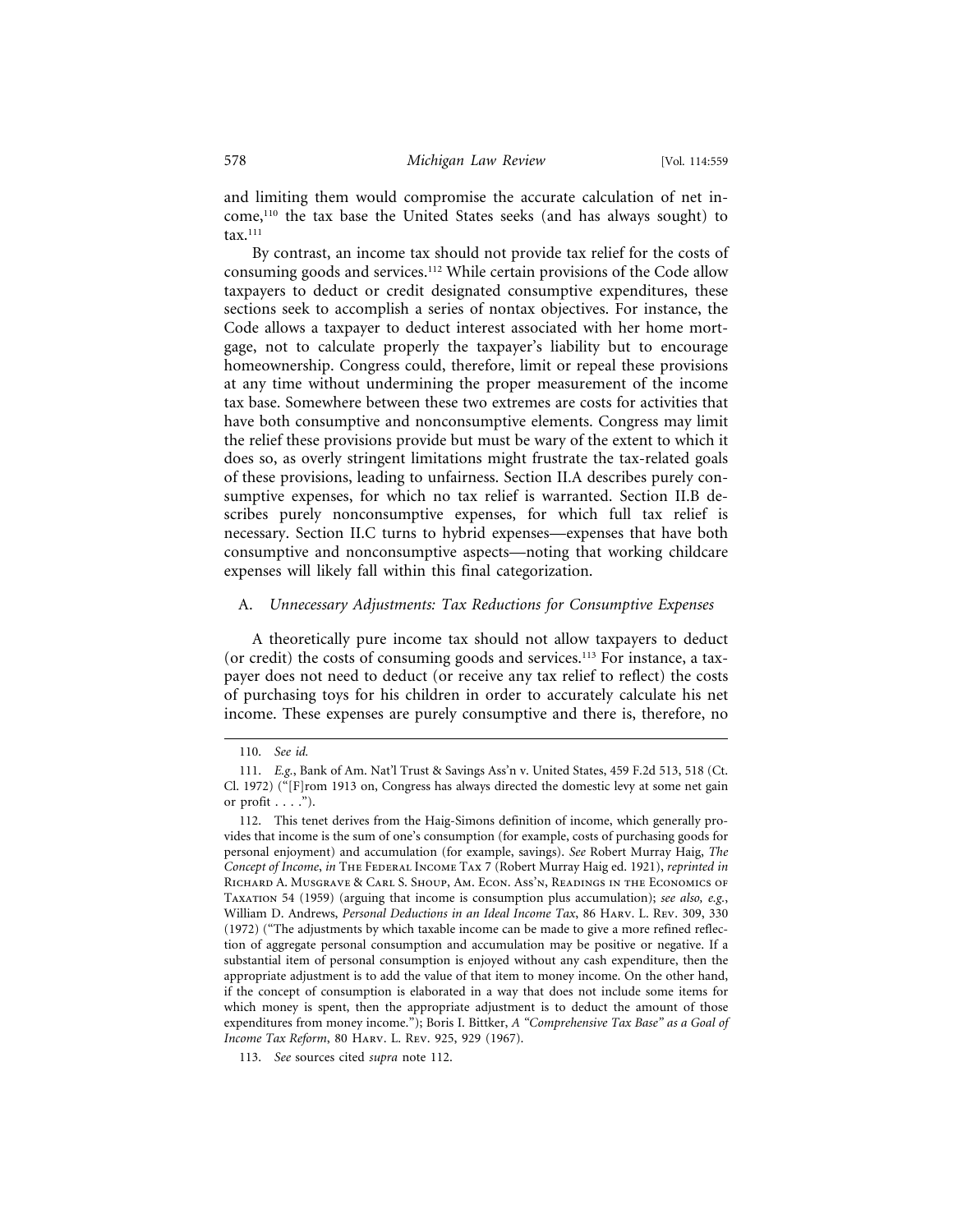and limiting them would compromise the accurate calculation of net income,[110] the tax base the United States seeks (and has always sought) to tax.[111]

By contrast, an income tax should not provide tax relief for the costs of consuming goods and services.[112] While certain provisions of the Code allow taxpayers to deduct or credit designated consumptive expenditures, these sections seek to accomplish a series of nontax objectives. For instance, the Code allows a taxpayer to deduct interest associated with her home mortgage, not to calculate properly the taxpayer's liability but to encourage homeownership. Congress could, therefore, limit or repeal these provisions at any time without undermining the proper measurement of the income tax base. Somewhere between these two extremes are costs for activities that have both consumptive and nonconsumptive elements. Congress may limit the relief these provisions provide but must be wary of the extent to which it does so, as overly stringent limitations might frustrate the tax-related goals of these provisions, leading to unfairness. Section II.A describes purely consumptive expenses, for which no tax relief is warranted. Section II.B describes purely nonconsumptive expenses, for which full tax relief is necessary. Section II.C turns to hybrid expenses—expenses that have both consumptive and nonconsumptive aspects—noting that working childcare expenses will likely fall within this final categorization.

### A. *Unnecessary Adjustments: Tax Reductions for Consumptive Expenses*

A theoretically pure income tax should not allow taxpayers to deduct (or credit) the costs of consuming goods and services.[113] For instance, a taxpayer does not need to deduct (or receive any tax relief to reflect) the costs of purchasing toys for his children in order to accurately calculate his net income. These expenses are purely consumptive and there is, therefore, no

---

110. *See id.*

111. *E.g.*, Bank of Am. Nat'l Trust & Savings Ass'n v. United States, 459 F.2d 513, 518 (Ct. Cl. 1972) ("[F]rom 1913 on, Congress has always directed the domestic levy at some net gain or profit . . . .").

112. This tenet derives from the Haig-Simons definition of income, which generally provides that income is the sum of one's consumption (for example, costs of purchasing goods for personal enjoyment) and accumulation (for example, savings). *See* Robert Murray Haig, *The Concept of Income*, *in* The Federal Income Tax 7 (Robert Murray Haig ed. 1921), *reprinted in* Richard A. Musgrave & Carl S. Shoup, Am. Econ. Ass'n, Readings in the Economics of Taxation 54 (1959) (arguing that income is consumption plus accumulation); *see also, e.g.*, William D. Andrews, *Personal Deductions in an Ideal Income Tax*, 86 Harv. L. Rev. 309, 330 (1972) ("The adjustments by which taxable income can be made to give a more refined reflection of aggregate personal consumption and accumulation may be positive or negative. If a substantial item of personal consumption is enjoyed without any cash expenditure, then the appropriate adjustment is to add the value of that item to money income. On the other hand, if the concept of consumption is elaborated in a way that does not include some items for which money is spent, then the appropriate adjustment is to deduct the amount of those expenditures from money income."); Boris I. Bittker, *A "Comprehensive Tax Base" as a Goal of Income Tax Reform*, 80 Harv. L. Rev. 925, 929 (1967).

113. *See* sources cited *supra* note 112.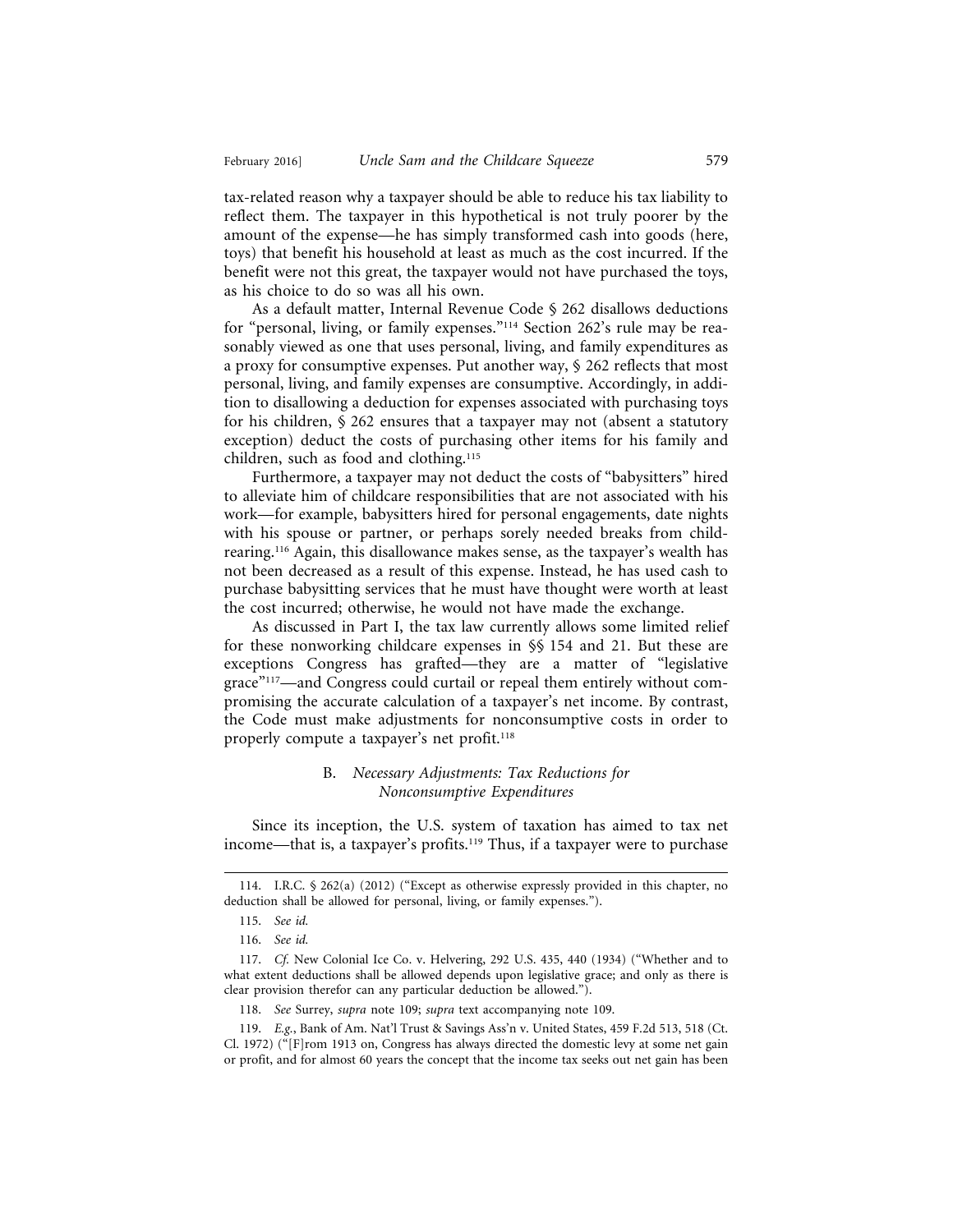tax-related reason why a taxpayer should be able to reduce his tax liability to reflect them. The taxpayer in this hypothetical is not truly poorer by the amount of the expense—he has simply transformed cash into goods (here, toys) that benefit his household at least as much as the cost incurred. If the benefit were not this great, the taxpayer would not have purchased the toys, as his choice to do so was all his own.

As a default matter, Internal Revenue Code § 262 disallows deductions for "personal, living, or family expenses."[114] Section 262's rule may be reasonably viewed as one that uses personal, living, and family expenditures as a proxy for consumptive expenses. Put another way, § 262 reflects that most personal, living, and family expenses are consumptive. Accordingly, in addition to disallowing a deduction for expenses associated with purchasing toys for his children, § 262 ensures that a taxpayer may not (absent a statutory exception) deduct the costs of purchasing other items for his family and children, such as food and clothing.[115]

Furthermore, a taxpayer may not deduct the costs of "babysitters" hired to alleviate him of childcare responsibilities that are not associated with his work—for example, babysitters hired for personal engagements, date nights with his spouse or partner, or perhaps sorely needed breaks from childrearing.[116] Again, this disallowance makes sense, as the taxpayer's wealth has not been decreased as a result of this expense. Instead, he has used cash to purchase babysitting services that he must have thought were worth at least the cost incurred; otherwise, he would not have made the exchange.

As discussed in Part I, the tax law currently allows some limited relief for these nonworking childcare expenses in §§ 154 and 21. But these are exceptions Congress has grafted—they are a matter of "legislative grace"[117]—and Congress could curtail or repeal them entirely without compromising the accurate calculation of a taxpayer's net income. By contrast, the Code must make adjustments for nonconsumptive costs in order to properly compute a taxpayer's net profit.[118]

### B. *Necessary Adjustments: Tax Reductions for Nonconsumptive Expenditures*

Since its inception, the U.S. system of taxation has aimed to tax net income—that is, a taxpayer's profits.[119] Thus, if a taxpayer were to purchase

---

114. I.R.C. § 262(a) (2012) ("Except as otherwise expressly provided in this chapter, no deduction shall be allowed for personal, living, or family expenses.").

115. *See id.*

116. *See id.*

117. *Cf.* New Colonial Ice Co. v. Helvering, 292 U.S. 435, 440 (1934) ("Whether and to what extent deductions shall be allowed depends upon legislative grace; and only as there is clear provision therefor can any particular deduction be allowed.").

118. *See* Surrey, *supra* note 109; *supra* text accompanying note 109.

119. *E.g.*, Bank of Am. Nat'l Trust & Savings Ass'n v. United States, 459 F.2d 513, 518 (Ct. Cl. 1972) ("[F]rom 1913 on, Congress has always directed the domestic levy at some net gain or profit, and for almost 60 years the concept that the income tax seeks out net gain has been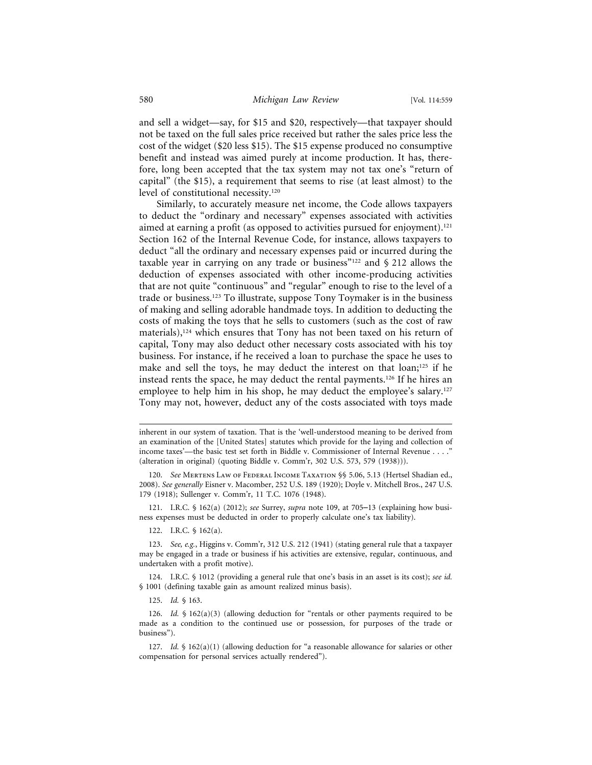and sell a widget—say, for $15 and $20, respectively—that taxpayer should not be taxed on the full sales price received but rather the sales price less the cost of the widget ($20 less $15). The $15 expense produced no consumptive benefit and instead was aimed purely at income production. It has, therefore, long been accepted that the tax system may not tax one's "return of capital" (the $15), a requirement that seems to rise (at least almost) to the level of constitutional necessity.[120]

Similarly, to accurately measure net income, the Code allows taxpayers to deduct the "ordinary and necessary" expenses associated with activities aimed at earning a profit (as opposed to activities pursued for enjoyment).[121] Section 162 of the Internal Revenue Code, for instance, allows taxpayers to deduct "all the ordinary and necessary expenses paid or incurred during the taxable year in carrying on any trade or business"[122] and § 212 allows the deduction of expenses associated with other income-producing activities that are not quite "continuous" and "regular" enough to rise to the level of a trade or business.[123] To illustrate, suppose Tony Toymaker is in the business of making and selling adorable handmade toys. In addition to deducting the costs of making the toys that he sells to customers (such as the cost of raw materials),[124] which ensures that Tony has not been taxed on his return of capital, Tony may also deduct other necessary costs associated with his toy business. For instance, if he received a loan to purchase the space he uses to make and sell the toys, he may deduct the interest on that loan;[125] if he instead rents the space, he may deduct the rental payments.[126] If he hires an employee to help him in his shop, he may deduct the employee's salary.[127] Tony may not, however, deduct any of the costs associated with toys made

---

inherent in our system of taxation. That is the 'well-understood meaning to be derived from an examination of the [United States] statutes which provide for the laying and collection of income taxes'—the basic test set forth in Biddle v. Commissioner of Internal Revenue . . . ." (alteration in original) (quoting Biddle v. Comm'r, 302 U.S. 573, 579 (1938))).

120. *See* Mertens Law of Federal Income Taxation §§ 5.06, 5.13 (Hertsel Shadian ed., 2008). *See generally* Eisner v. Macomber, 252 U.S. 189 (1920); Doyle v. Mitchell Bros., 247 U.S. 179 (1918); Sullenger v. Comm'r, 11 T.C. 1076 (1948).

121. I.R.C. § 162(a) (2012); *see* Surrey, *supra* note 109, at 705–13 (explaining how business expenses must be deducted in order to properly calculate one's tax liability).

122. I.R.C. § 162(a).

123. *See, e.g.*, Higgins v. Comm'r, 312 U.S. 212 (1941) (stating general rule that a taxpayer may be engaged in a trade or business if his activities are extensive, regular, continuous, and undertaken with a profit motive).

124. I.R.C. § 1012 (providing a general rule that one's basis in an asset is its cost); *see id.* § 1001 (defining taxable gain as amount realized minus basis).

125. *Id.* § 163.

126. *Id.* § 162(a)(3) (allowing deduction for "rentals or other payments required to be made as a condition to the continued use or possession, for purposes of the trade or business").

127. *Id.* § 162(a)(1) (allowing deduction for "a reasonable allowance for salaries or other compensation for personal services actually rendered").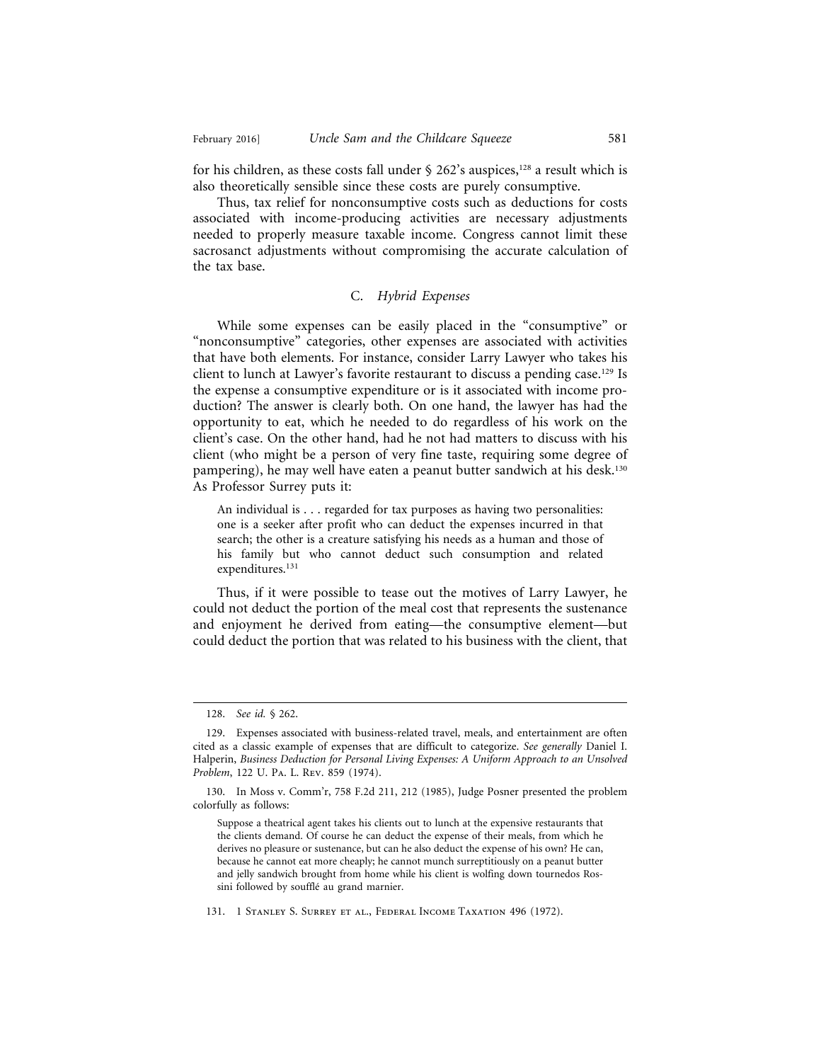for his children, as these costs fall under § 262's auspices,[128] a result which is also theoretically sensible since these costs are purely consumptive.

Thus, tax relief for nonconsumptive costs such as deductions for costs associated with income-producing activities are necessary adjustments needed to properly measure taxable income. Congress cannot limit these sacrosanct adjustments without compromising the accurate calculation of the tax base.

### C. *Hybrid Expenses*

While some expenses can be easily placed in the "consumptive" or "nonconsumptive" categories, other expenses are associated with activities that have both elements. For instance, consider Larry Lawyer who takes his client to lunch at Lawyer's favorite restaurant to discuss a pending case.[129] Is the expense a consumptive expenditure or is it associated with income production? The answer is clearly both. On one hand, the lawyer has had the opportunity to eat, which he needed to do regardless of his work on the client's case. On the other hand, had he not had matters to discuss with his client (who might be a person of very fine taste, requiring some degree of pampering), he may well have eaten a peanut butter sandwich at his desk.[130] As Professor Surrey puts it:

> An individual is . . . regarded for tax purposes as having two personalities: one is a seeker after profit who can deduct the expenses incurred in that search; the other is a creature satisfying his needs as a human and those of his family but who cannot deduct such consumption and related expenditures.[131]

Thus, if it were possible to tease out the motives of Larry Lawyer, he could not deduct the portion of the meal cost that represents the sustenance and enjoyment he derived from eating—the consumptive element—but could deduct the portion that was related to his business with the client, that

---

128. *See id.* § 262.

129. Expenses associated with business-related travel, meals, and entertainment are often cited as a classic example of expenses that are difficult to categorize. *See generally* Daniel I. Halperin, *Business Deduction for Personal Living Expenses: A Uniform Approach to an Unsolved Problem*, 122 U. Pa. L. Rev. 859 (1974).

130. In Moss v. Comm'r, 758 F.2d 211, 212 (1985), Judge Posner presented the problem colorfully as follows:

> Suppose a theatrical agent takes his clients out to lunch at the expensive restaurants that the clients demand. Of course he can deduct the expense of their meals, from which he derives no pleasure or sustenance, but can he also deduct the expense of his own? He can, because he cannot eat more cheaply; he cannot munch surreptitiously on a peanut butter and jelly sandwich brought from home while his client is wolfing down tournedos Rossini followed by soufflé au grand marnier.

131. 1 Stanley S. Surrey et al., Federal Income Taxation 496 (1972).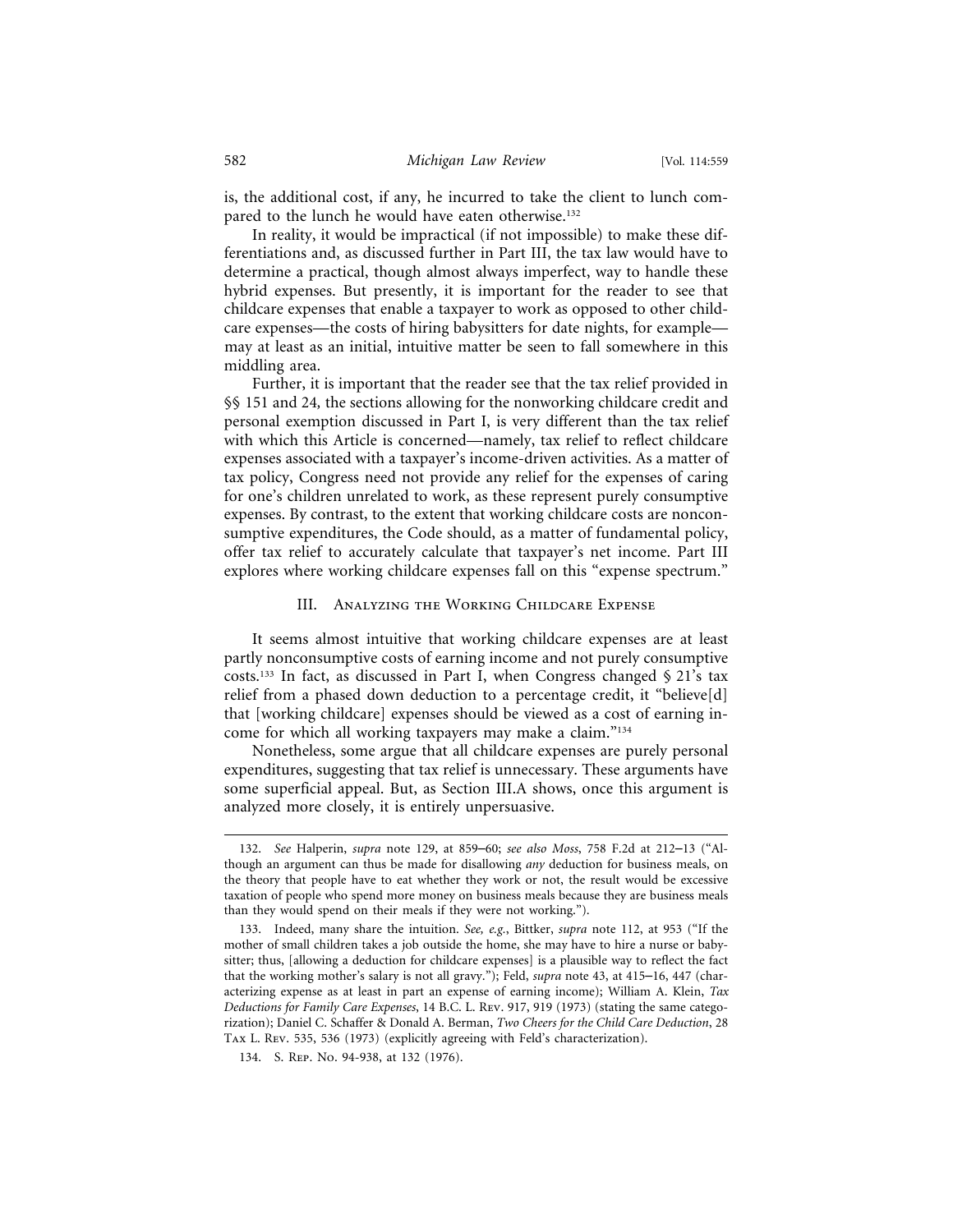is, the additional cost, if any, he incurred to take the client to lunch compared to the lunch he would have eaten otherwise.[132]

In reality, it would be impractical (if not impossible) to make these differentiations and, as discussed further in Part III, the tax law would have to determine a practical, though almost always imperfect, way to handle these hybrid expenses. But presently, it is important for the reader to see that childcare expenses that enable a taxpayer to work as opposed to other childcare expenses—the costs of hiring babysitters for date nights, for example—may at least as an initial, intuitive matter be seen to fall somewhere in this middling area.

Further, it is important that the reader see that the tax relief provided in §§ 151 and 24, the sections allowing for the nonworking childcare credit and personal exemption discussed in Part I, is very different than the tax relief with which this Article is concerned—namely, tax relief to reflect childcare expenses associated with a taxpayer's income-driven activities. As a matter of tax policy, Congress need not provide any relief for the expenses of caring for one's children unrelated to work, as these represent purely consumptive expenses. By contrast, to the extent that working childcare costs are nonconsumptive expenditures, the Code should, as a matter of fundamental policy, offer tax relief to accurately calculate that taxpayer's net income. Part III explores where working childcare expenses fall on this "expense spectrum."

## III. Analyzing the Working Childcare Expense

It seems almost intuitive that working childcare expenses are at least partly nonconsumptive costs of earning income and not purely consumptive costs.[133] In fact, as discussed in Part I, when Congress changed § 21's tax relief from a phased down deduction to a percentage credit, it "believe[d] that [working childcare] expenses should be viewed as a cost of earning income for which all working taxpayers may make a claim."[134]

Nonetheless, some argue that all childcare expenses are purely personal expenditures, suggesting that tax relief is unnecessary. These arguments have some superficial appeal. But, as Section III.A shows, once this argument is analyzed more closely, it is entirely unpersuasive.

---

132. *See* Halperin, *supra* note 129, at 859–60; *see also Moss*, 758 F.2d at 212–13 ("Although an argument can thus be made for disallowing *any* deduction for business meals, on the theory that people have to eat whether they work or not, the result would be excessive taxation of people who spend more money on business meals because they are business meals than they would spend on their meals if they were not working.").

133. Indeed, many share the intuition. *See, e.g.*, Bittker, *supra* note 112, at 953 ("If the mother of small children takes a job outside the home, she may have to hire a nurse or babysitter; thus, [allowing a deduction for childcare expenses] is a plausible way to reflect the fact that the working mother's salary is not all gravy."); Feld, *supra* note 43, at 415–16, 447 (characterizing expense as at least in part an expense of earning income); William A. Klein, *Tax Deductions for Family Care Expenses*, 14 B.C. L. Rev. 917, 919 (1973) (stating the same categorization); Daniel C. Schaffer & Donald A. Berman, *Two Cheers for the Child Care Deduction*, 28 Tax L. Rev. 535, 536 (1973) (explicitly agreeing with Feld's characterization).

134. S. Rep. No. 94-938, at 132 (1976).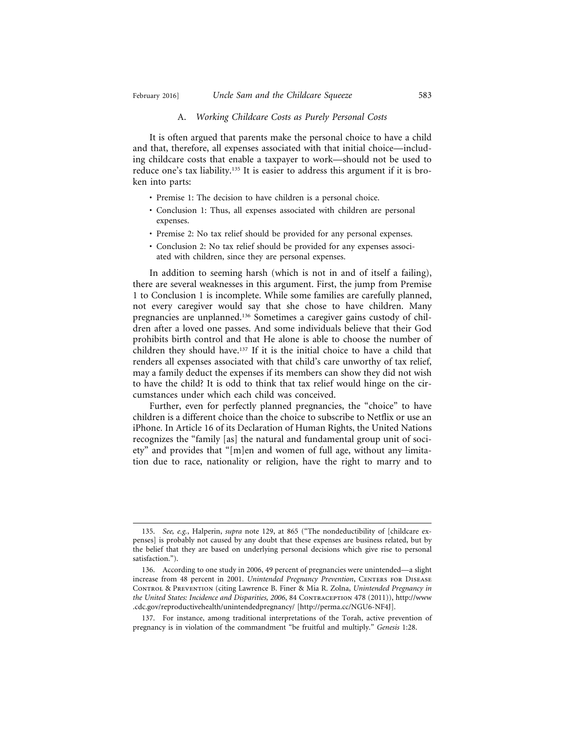### A. *Working Childcare Costs as Purely Personal Costs*

It is often argued that parents make the personal choice to have a child and that, therefore, all expenses associated with that initial choice—including childcare costs that enable a taxpayer to work—should not be used to reduce one's tax liability.[135] It is easier to address this argument if it is broken into parts:

- Premise 1: The decision to have children is a personal choice.
- Conclusion 1: Thus, all expenses associated with children are personal expenses.
- Premise 2: No tax relief should be provided for any personal expenses.
- Conclusion 2: No tax relief should be provided for any expenses associated with children, since they are personal expenses.

In addition to seeming harsh (which is not in and of itself a failing), there are several weaknesses in this argument. First, the jump from Premise 1 to Conclusion 1 is incomplete. While some families are carefully planned, not every caregiver would say that she chose to have children. Many pregnancies are unplanned.[136] Sometimes a caregiver gains custody of children after a loved one passes. And some individuals believe that their God prohibits birth control and that He alone is able to choose the number of children they should have.[137] If it is the initial choice to have a child that renders all expenses associated with that child's care unworthy of tax relief, may a family deduct the expenses if its members can show they did not wish to have the child? It is odd to think that tax relief would hinge on the circumstances under which each child was conceived.

Further, even for perfectly planned pregnancies, the "choice" to have children is a different choice than the choice to subscribe to Netflix or use an iPhone. In Article 16 of its Declaration of Human Rights, the United Nations recognizes the "family [as] the natural and fundamental group unit of society" and provides that "[m]en and women of full age, without any limitation due to race, nationality or religion, have the right to marry and to

---

135. *See, e.g.*, Halperin, *supra* note 129, at 865 ("The nondeductibility of [childcare expenses] is probably not caused by any doubt that these expenses are business related, but by the belief that they are based on underlying personal decisions which give rise to personal satisfaction.").

136. According to one study in 2006, 49 percent of pregnancies were unintended—a slight increase from 48 percent in 2001. *Unintended Pregnancy Prevention*, Centers for Disease Control & Prevention (citing Lawrence B. Finer & Mia R. Zolna, *Unintended Pregnancy in the United States: Incidence and Disparities, 2006*, 84 Contraception 478 (2011)), http://www.cdc.gov/reproductivehealth/unintendedpregnancy/ [http://perma.cc/NGU6-NF4J].

137. For instance, among traditional interpretations of the Torah, active prevention of pregnancy is in violation of the commandment "be fruitful and multiply." *Genesis* 1:28.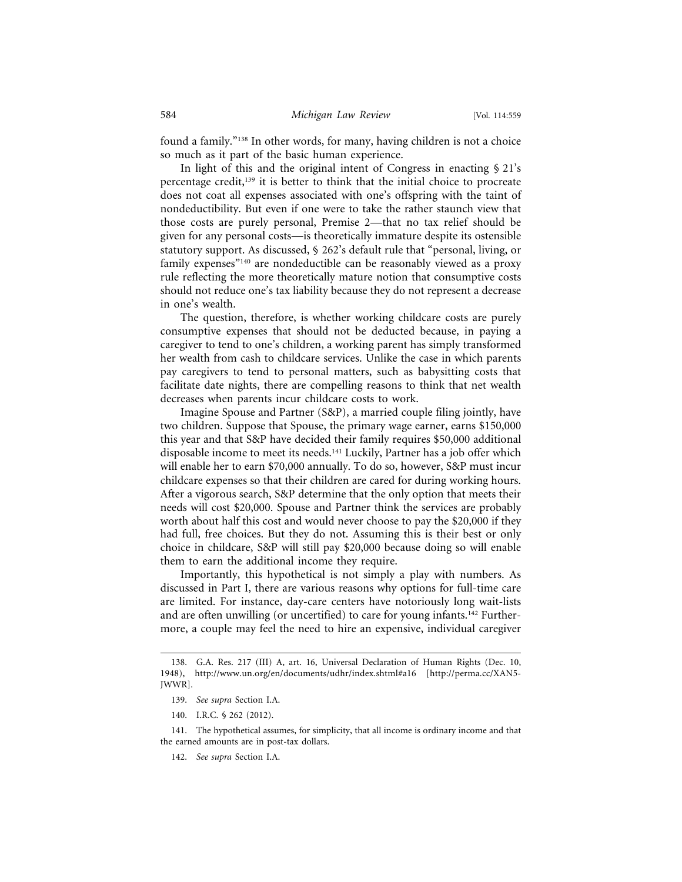found a family."[138] In other words, for many, having children is not a choice so much as it part of the basic human experience.

In light of this and the original intent of Congress in enacting § 21's percentage credit,[139] it is better to think that the initial choice to procreate does not coat all expenses associated with one's offspring with the taint of nondeductibility. But even if one were to take the rather staunch view that those costs are purely personal, Premise 2—that no tax relief should be given for any personal costs—is theoretically immature despite its ostensible statutory support. As discussed, § 262's default rule that "personal, living, or family expenses"[140] are nondeductible can be reasonably viewed as a proxy rule reflecting the more theoretically mature notion that consumptive costs should not reduce one's tax liability because they do not represent a decrease in one's wealth.

The question, therefore, is whether working childcare costs are purely consumptive expenses that should not be deducted because, in paying a caregiver to tend to one's children, a working parent has simply transformed her wealth from cash to childcare services. Unlike the case in which parents pay caregivers to tend to personal matters, such as babysitting costs that facilitate date nights, there are compelling reasons to think that net wealth decreases when parents incur childcare costs to work.

Imagine Spouse and Partner (S&P), a married couple filing jointly, have two children. Suppose that Spouse, the primary wage earner, earns $150,000 this year and that S&P have decided their family requires $50,000 additional disposable income to meet its needs.[141] Luckily, Partner has a job offer which will enable her to earn $70,000 annually. To do so, however, S&P must incur childcare expenses so that their children are cared for during working hours. After a vigorous search, S&P determine that the only option that meets their needs will cost $20,000. Spouse and Partner think the services are probably worth about half this cost and would never choose to pay the $20,000 if they had full, free choices. But they do not. Assuming this is their best or only choice in childcare, S&P will still pay $20,000 because doing so will enable them to earn the additional income they require.

Importantly, this hypothetical is not simply a play with numbers. As discussed in Part I, there are various reasons why options for full-time care are limited. For instance, day-care centers have notoriously long wait-lists and are often unwilling (or uncertified) to care for young infants.[142] Furthermore, a couple may feel the need to hire an expensive, individual caregiver

---

138. G.A. Res. 217 (III) A, art. 16, Universal Declaration of Human Rights (Dec. 10, 1948), http://www.un.org/en/documents/udhr/index.shtml#a16 [http://perma.cc/XAN5-JWWR].

139. *See supra* Section I.A.

140. I.R.C. § 262 (2012).

141. The hypothetical assumes, for simplicity, that all income is ordinary income and that the earned amounts are in post-tax dollars.

142. *See supra* Section I.A.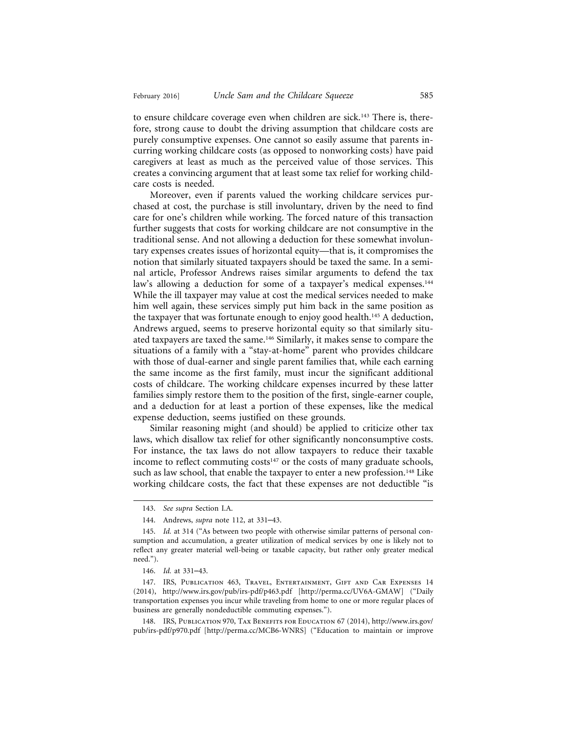to ensure childcare coverage even when children are sick.[143] There is, therefore, strong cause to doubt the driving assumption that childcare costs are purely consumptive expenses. One cannot so easily assume that parents incurring working childcare costs (as opposed to nonworking costs) have paid caregivers at least as much as the perceived value of those services. This creates a convincing argument that at least some tax relief for working childcare costs is needed.

Moreover, even if parents valued the working childcare services purchased at cost, the purchase is still involuntary, driven by the need to find care for one's children while working. The forced nature of this transaction further suggests that costs for working childcare are not consumptive in the traditional sense. And not allowing a deduction for these somewhat involuntary expenses creates issues of horizontal equity—that is, it compromises the notion that similarly situated taxpayers should be taxed the same. In a seminal article, Professor Andrews raises similar arguments to defend the tax law's allowing a deduction for some of a taxpayer's medical expenses.[144] While the ill taxpayer may value at cost the medical services needed to make him well again, these services simply put him back in the same position as the taxpayer that was fortunate enough to enjoy good health.[145] A deduction, Andrews argued, seems to preserve horizontal equity so that similarly situated taxpayers are taxed the same.[146] Similarly, it makes sense to compare the situations of a family with a "stay-at-home" parent who provides childcare with those of dual-earner and single parent families that, while each earning the same income as the first family, must incur the significant additional costs of childcare. The working childcare expenses incurred by these latter families simply restore them to the position of the first, single-earner couple, and a deduction for at least a portion of these expenses, like the medical expense deduction, seems justified on these grounds.

Similar reasoning might (and should) be applied to criticize other tax laws, which disallow tax relief for other significantly nonconsumptive costs. For instance, the tax laws do not allow taxpayers to reduce their taxable income to reflect commuting costs[147] or the costs of many graduate schools, such as law school, that enable the taxpayer to enter a new profession.[148] Like working childcare costs, the fact that these expenses are not deductible "is

---

143. *See supra* Section I.A.

144. Andrews, *supra* note 112, at 331–43.

145. *Id.* at 314 ("As between two people with otherwise similar patterns of personal consumption and accumulation, a greater utilization of medical services by one is likely not to reflect any greater material well-being or taxable capacity, but rather only greater medical need.").

146. *Id.* at 331–43.

147. IRS, Publication 463, Travel, Entertainment, Gift and Car Expenses 14 (2014), http://www.irs.gov/pub/irs-pdf/p463.pdf [http://perma.cc/UV6A-GMAW] ("Daily transportation expenses you incur while traveling from home to one or more regular places of business are generally nondeductible commuting expenses.").

148. IRS, Publication 970, Tax Benefits for Education 67 (2014), http://www.irs.gov/pub/irs-pdf/p970.pdf [http://perma.cc/MCB6-WNRS] ("Education to maintain or improve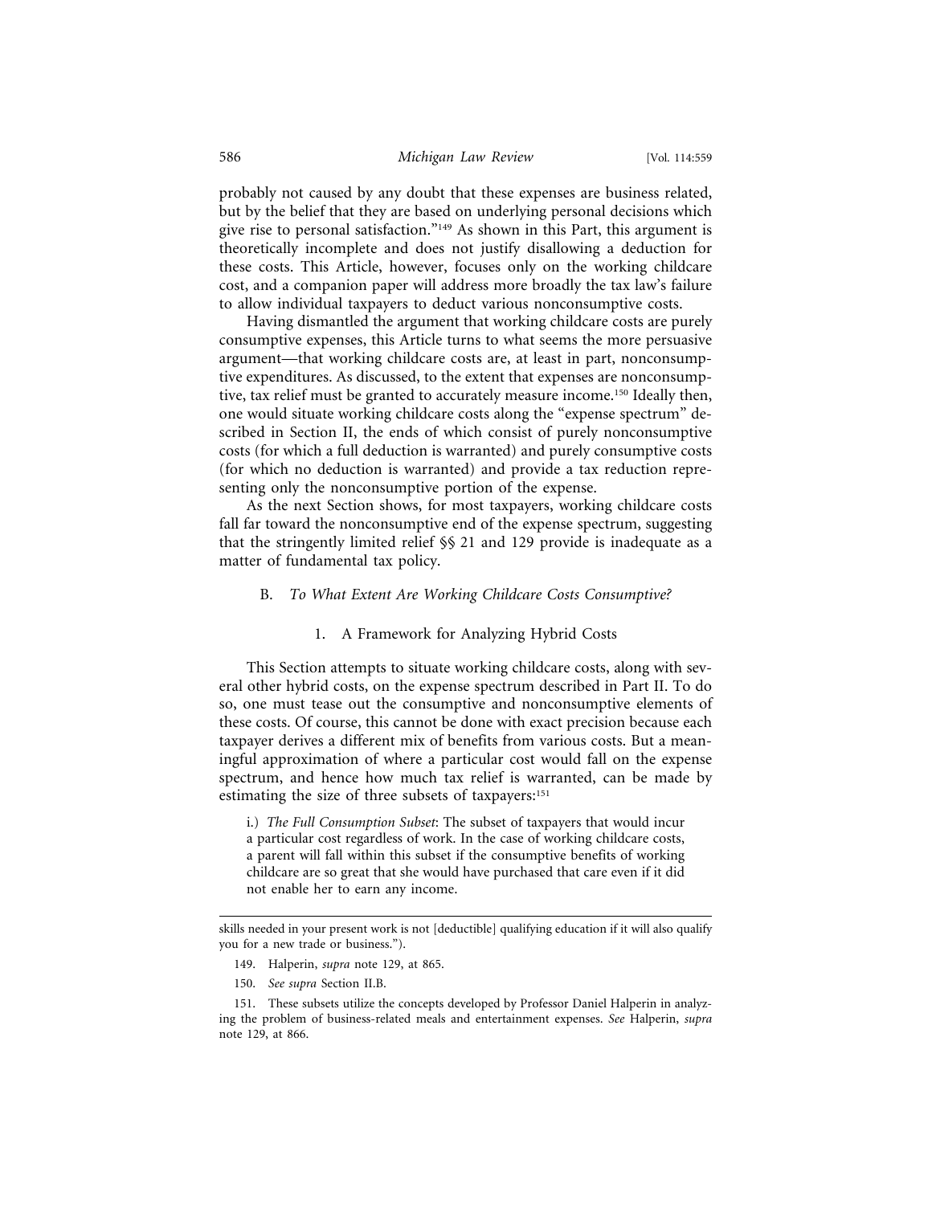probably not caused by any doubt that these expenses are business related, but by the belief that they are based on underlying personal decisions which give rise to personal satisfaction."[149] As shown in this Part, this argument is theoretically incomplete and does not justify disallowing a deduction for these costs. This Article, however, focuses only on the working childcare cost, and a companion paper will address more broadly the tax law's failure to allow individual taxpayers to deduct various nonconsumptive costs.

Having dismantled the argument that working childcare costs are purely consumptive expenses, this Article turns to what seems the more persuasive argument—that working childcare costs are, at least in part, nonconsumptive expenditures. As discussed, to the extent that expenses are nonconsumptive, tax relief must be granted to accurately measure income.[150] Ideally then, one would situate working childcare costs along the "expense spectrum" described in Section II, the ends of which consist of purely nonconsumptive costs (for which a full deduction is warranted) and purely consumptive costs (for which no deduction is warranted) and provide a tax reduction representing only the nonconsumptive portion of the expense.

As the next Section shows, for most taxpayers, working childcare costs fall far toward the nonconsumptive end of the expense spectrum, suggesting that the stringently limited relief §§ 21 and 129 provide is inadequate as a matter of fundamental tax policy.

## B. *To What Extent Are Working Childcare Costs Consumptive?*

### 1. A Framework for Analyzing Hybrid Costs

This Section attempts to situate working childcare costs, along with several other hybrid costs, on the expense spectrum described in Part II. To do so, one must tease out the consumptive and nonconsumptive elements of these costs. Of course, this cannot be done with exact precision because each taxpayer derives a different mix of benefits from various costs. But a meaningful approximation of where a particular cost would fall on the expense spectrum, and hence how much tax relief is warranted, can be made by estimating the size of three subsets of taxpayers:[151]

i.) *The Full Consumption Subset*: The subset of taxpayers that would incur a particular cost regardless of work. In the case of working childcare costs, a parent will fall within this subset if the consumptive benefits of working childcare are so great that she would have purchased that care even if it did not enable her to earn any income.

---

skills needed in your present work is not [deductible] qualifying education if it will also qualify you for a new trade or business.").

149. Halperin, *supra* note 129, at 865.

150. *See supra* Section II.B.

151. These subsets utilize the concepts developed by Professor Daniel Halperin in analyzing the problem of business-related meals and entertainment expenses. *See* Halperin, *supra* note 129, at 866.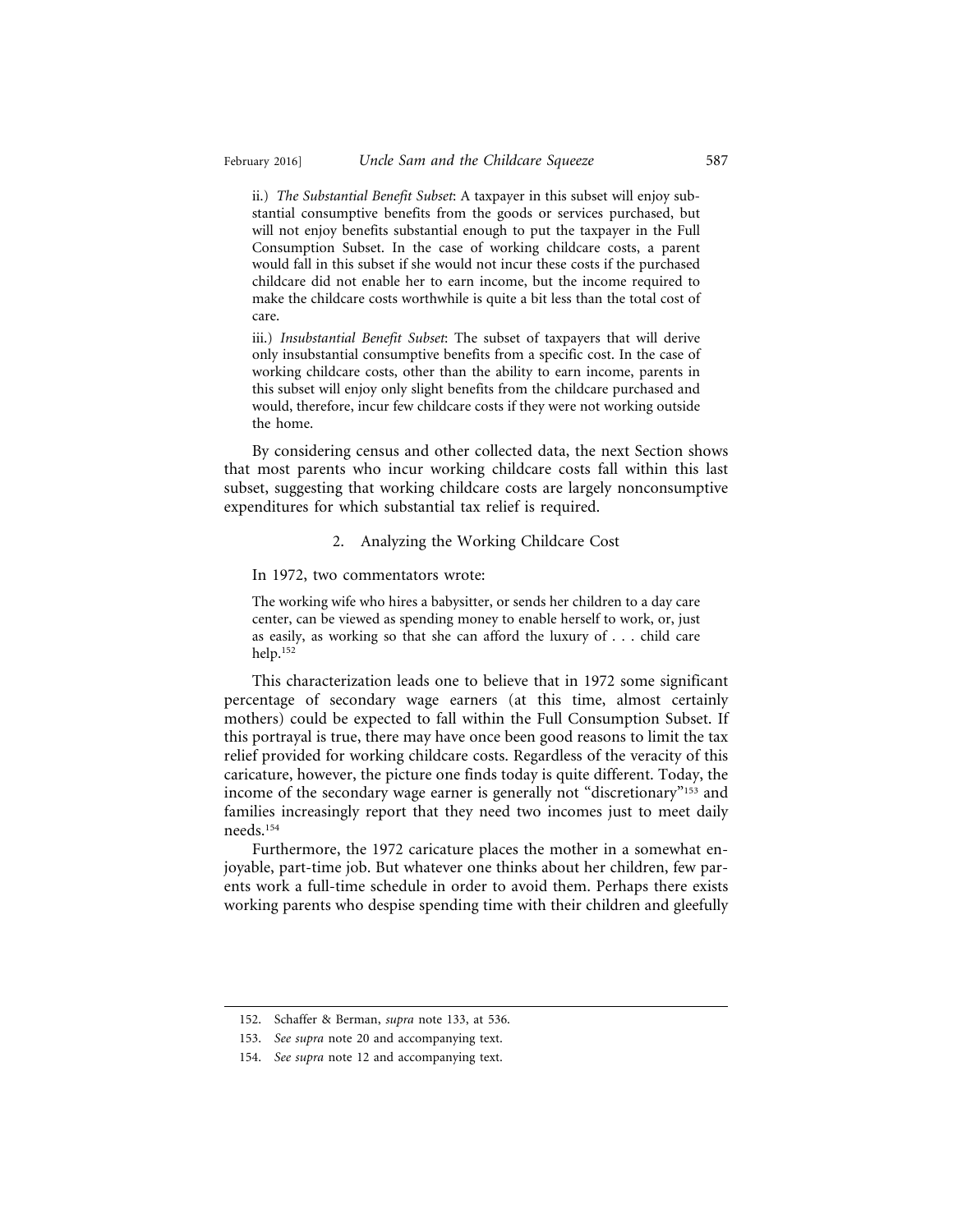ii.) *The Substantial Benefit Subset*: A taxpayer in this subset will enjoy substantial consumptive benefits from the goods or services purchased, but will not enjoy benefits substantial enough to put the taxpayer in the Full Consumption Subset. In the case of working childcare costs, a parent would fall in this subset if she would not incur these costs if the purchased childcare did not enable her to earn income, but the income required to make the childcare costs worthwhile is quite a bit less than the total cost of care.

iii.) *Insubstantial Benefit Subset*: The subset of taxpayers that will derive only insubstantial consumptive benefits from a specific cost. In the case of working childcare costs, other than the ability to earn income, parents in this subset will enjoy only slight benefits from the childcare purchased and would, therefore, incur few childcare costs if they were not working outside the home.

By considering census and other collected data, the next Section shows that most parents who incur working childcare costs fall within this last subset, suggesting that working childcare costs are largely nonconsumptive expenditures for which substantial tax relief is required.

### 2. Analyzing the Working Childcare Cost

In 1972, two commentators wrote:

> The working wife who hires a babysitter, or sends her children to a day care center, can be viewed as spending money to enable herself to work, or, just as easily, as working so that she can afford the luxury of . . . child care help.[152]

This characterization leads one to believe that in 1972 some significant percentage of secondary wage earners (at this time, almost certainly mothers) could be expected to fall within the Full Consumption Subset. If this portrayal is true, there may have once been good reasons to limit the tax relief provided for working childcare costs. Regardless of the veracity of this caricature, however, the picture one finds today is quite different. Today, the income of the secondary wage earner is generally not "discretionary"[153] and families increasingly report that they need two incomes just to meet daily needs.[154]

Furthermore, the 1972 caricature places the mother in a somewhat enjoyable, part-time job. But whatever one thinks about her children, few parents work a full-time schedule in order to avoid them. Perhaps there exists working parents who despise spending time with their children and gleefully

---

152. Schaffer & Berman, *supra* note 133, at 536.

153. *See supra* note 20 and accompanying text.

154. *See supra* note 12 and accompanying text.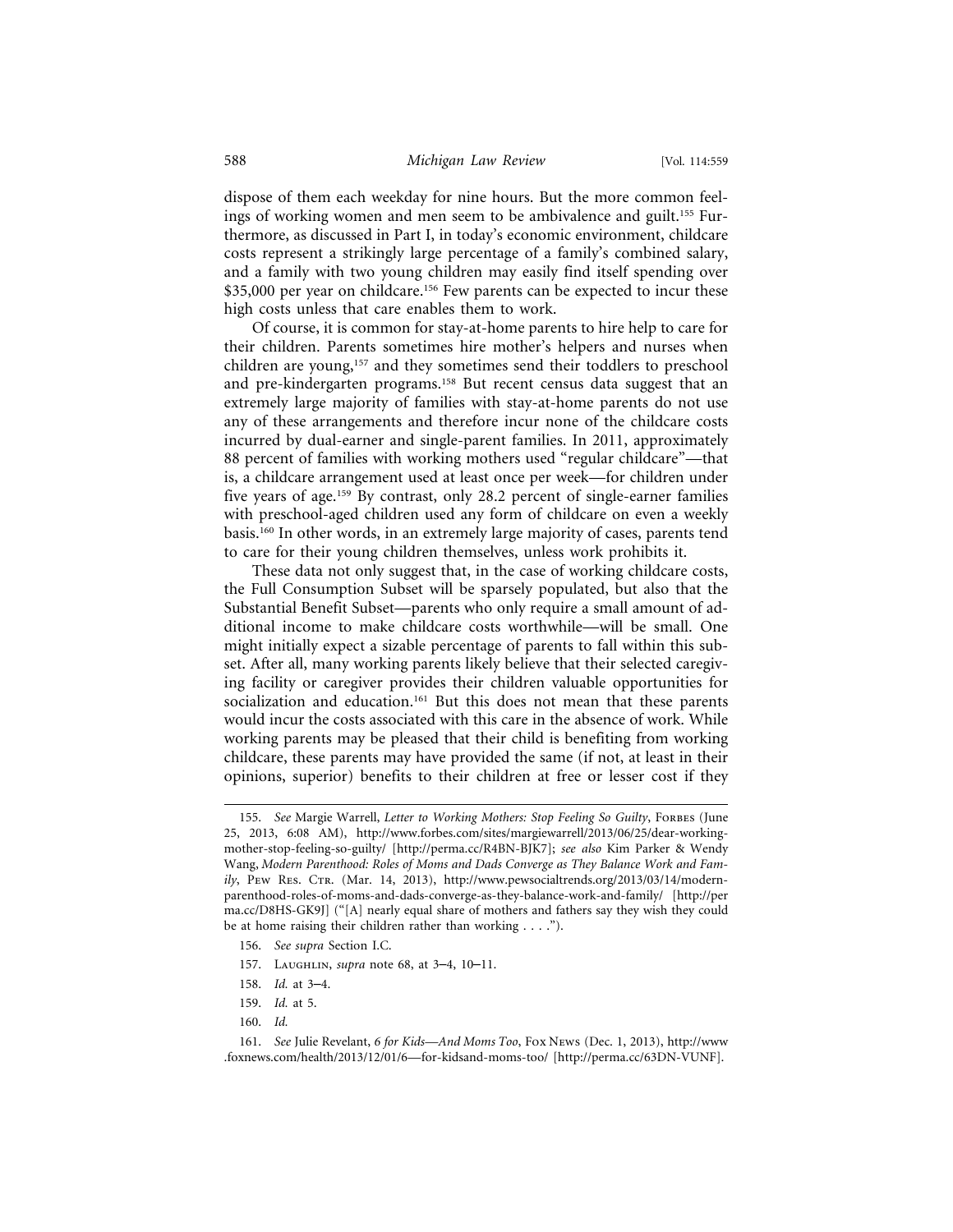dispose of them each weekday for nine hours. But the more common feelings of working women and men seem to be ambivalence and guilt.[155] Furthermore, as discussed in Part I, in today's economic environment, childcare costs represent a strikingly large percentage of a family's combined salary, and a family with two young children may easily find itself spending over $35,000 per year on childcare.[156] Few parents can be expected to incur these high costs unless that care enables them to work.

Of course, it is common for stay-at-home parents to hire help to care for their children. Parents sometimes hire mother's helpers and nurses when children are young,[157] and they sometimes send their toddlers to preschool and pre-kindergarten programs.[158] But recent census data suggest that an extremely large majority of families with stay-at-home parents do not use any of these arrangements and therefore incur none of the childcare costs incurred by dual-earner and single-parent families. In 2011, approximately 88 percent of families with working mothers used "regular childcare"—that is, a childcare arrangement used at least once per week—for children under five years of age.[159] By contrast, only 28.2 percent of single-earner families with preschool-aged children used any form of childcare on even a weekly basis.[160] In other words, in an extremely large majority of cases, parents tend to care for their young children themselves, unless work prohibits it.

These data not only suggest that, in the case of working childcare costs, the Full Consumption Subset will be sparsely populated, but also that the Substantial Benefit Subset—parents who only require a small amount of additional income to make childcare costs worthwhile—will be small. One might initially expect a sizable percentage of parents to fall within this subset. After all, many working parents likely believe that their selected caregiving facility or caregiver provides their children valuable opportunities for socialization and education.[161] But this does not mean that these parents would incur the costs associated with this care in the absence of work. While working parents may be pleased that their child is benefiting from working childcare, these parents may have provided the same (if not, at least in their opinions, superior) benefits to their children at free or lesser cost if they

---

155. *See* Margie Warrell, *Letter to Working Mothers: Stop Feeling So Guilty*, Forbes (June 25, 2013, 6:08 AM), http://www.forbes.com/sites/margiewarrell/2013/06/25/dear-working-mother-stop-feeling-so-guilty/ [http://perma.cc/R4BN-BJK7]; *see also* Kim Parker & Wendy Wang, *Modern Parenthood: Roles of Moms and Dads Converge as They Balance Work and Family*, Pew Res. Ctr. (Mar. 14, 2013), http://www.pewsocialtrends.org/2013/03/14/modern-parenthood-roles-of-moms-and-dads-converge-as-they-balance-work-and-family/ [http://perma.cc/D8HS-GK9J] ("[A] nearly equal share of mothers and fathers say they wish they could be at home raising their children rather than working . . . .").

156. *See supra* Section I.C.

157. Laughlin, *supra* note 68, at 3–4, 10–11.

158. *Id.* at 3–4.

159. *Id.* at 5.

160. *Id.*

161. *See* Julie Revelant, *6 for Kids—And Moms Too*, Fox News (Dec. 1, 2013), http://www.foxnews.com/health/2013/12/01/6—for-kidsand-moms-too/ [http://perma.cc/63DN-VUNF].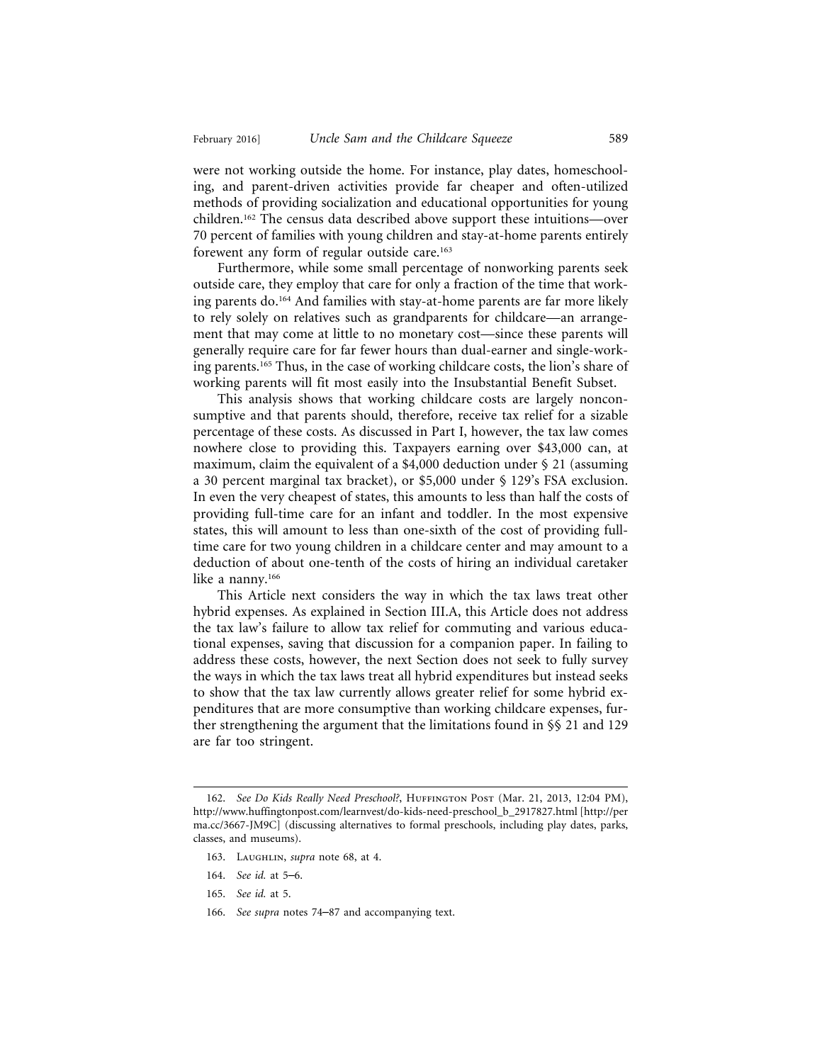were not working outside the home. For instance, play dates, homeschooling, and parent-driven activities provide far cheaper and often-utilized methods of providing socialization and educational opportunities for young children.[162] The census data described above support these intuitions—over 70 percent of families with young children and stay-at-home parents entirely forewent any form of regular outside care.[163]

Furthermore, while some small percentage of nonworking parents seek outside care, they employ that care for only a fraction of the time that working parents do.[164] And families with stay-at-home parents are far more likely to rely solely on relatives such as grandparents for childcare—an arrangement that may come at little to no monetary cost—since these parents will generally require care for far fewer hours than dual-earner and single-working parents.[165] Thus, in the case of working childcare costs, the lion's share of working parents will fit most easily into the Insubstantial Benefit Subset.

This analysis shows that working childcare costs are largely nonconsumptive and that parents should, therefore, receive tax relief for a sizable percentage of these costs. As discussed in Part I, however, the tax law comes nowhere close to providing this. Taxpayers earning over $43,000 can, at maximum, claim the equivalent of a $4,000 deduction under § 21 (assuming a 30 percent marginal tax bracket), or $5,000 under § 129's FSA exclusion. In even the very cheapest of states, this amounts to less than half the costs of providing full-time care for an infant and toddler. In the most expensive states, this will amount to less than one-sixth of the cost of providing full-time care for two young children in a childcare center and may amount to a deduction of about one-tenth of the costs of hiring an individual caretaker like a nanny.[166]

This Article next considers the way in which the tax laws treat other hybrid expenses. As explained in Section III.A, this Article does not address the tax law's failure to allow tax relief for commuting and various educational expenses, saving that discussion for a companion paper. In failing to address these costs, however, the next Section does not seek to fully survey the ways in which the tax laws treat all hybrid expenditures but instead seeks to show that the tax law currently allows greater relief for some hybrid expenditures that are more consumptive than working childcare expenses, further strengthening the argument that the limitations found in §§ 21 and 129 are far too stringent.

---

162. *See Do Kids Really Need Preschool?*, Huffington Post (Mar. 21, 2013, 12:04 PM), http://www.huffingtonpost.com/learnvest/do-kids-need-preschool_b_2917827.html [http://perma.cc/3667-JM9C] (discussing alternatives to formal preschools, including play dates, parks, classes, and museums).

163. Laughlin, *supra* note 68, at 4.

164. *See id.* at 5–6.

165. *See id.* at 5.

166. *See supra* notes 74–87 and accompanying text.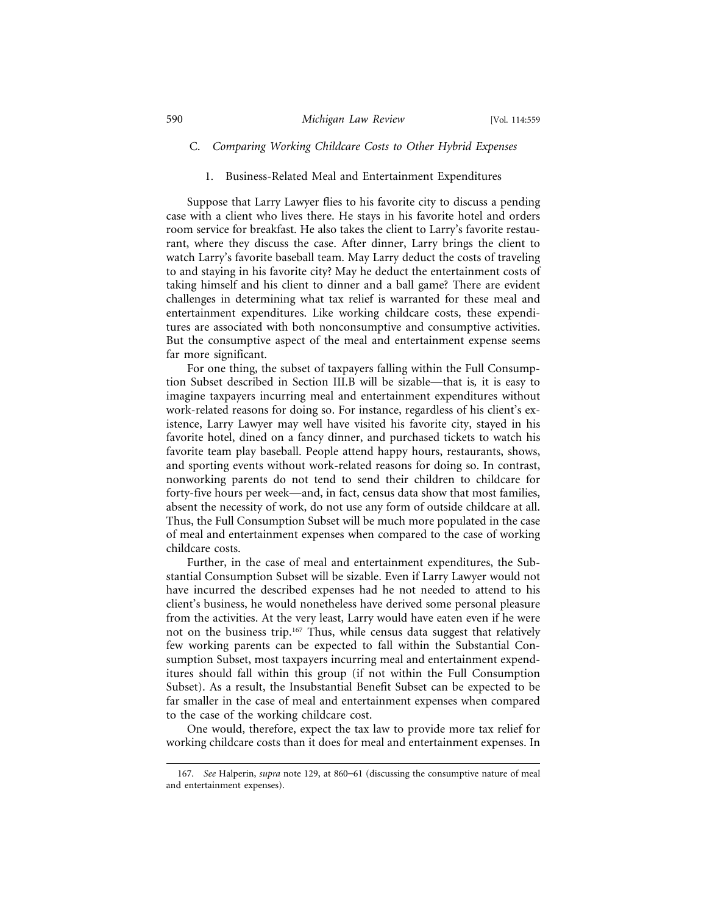### C. *Comparing Working Childcare Costs to Other Hybrid Expenses*

#### 1. Business-Related Meal and Entertainment Expenditures

Suppose that Larry Lawyer flies to his favorite city to discuss a pending case with a client who lives there. He stays in his favorite hotel and orders room service for breakfast. He also takes the client to Larry's favorite restaurant, where they discuss the case. After dinner, Larry brings the client to watch Larry's favorite baseball team. May Larry deduct the costs of traveling to and staying in his favorite city? May he deduct the entertainment costs of taking himself and his client to dinner and a ball game? There are evident challenges in determining what tax relief is warranted for these meal and entertainment expenditures. Like working childcare costs, these expenditures are associated with both nonconsumptive and consumptive activities. But the consumptive aspect of the meal and entertainment expense seems far more significant.

For one thing, the subset of taxpayers falling within the Full Consumption Subset described in Section III.B will be sizable—that is, it is easy to imagine taxpayers incurring meal and entertainment expenditures without work-related reasons for doing so. For instance, regardless of his client's existence, Larry Lawyer may well have visited his favorite city, stayed in his favorite hotel, dined on a fancy dinner, and purchased tickets to watch his favorite team play baseball. People attend happy hours, restaurants, shows, and sporting events without work-related reasons for doing so. In contrast, nonworking parents do not tend to send their children to childcare for forty-five hours per week—and, in fact, census data show that most families, absent the necessity of work, do not use any form of outside childcare at all. Thus, the Full Consumption Subset will be much more populated in the case of meal and entertainment expenses when compared to the case of working childcare costs.

Further, in the case of meal and entertainment expenditures, the Substantial Consumption Subset will be sizable. Even if Larry Lawyer would not have incurred the described expenses had he not needed to attend to his client's business, he would nonetheless have derived some personal pleasure from the activities. At the very least, Larry would have eaten even if he were not on the business trip.[167] Thus, while census data suggest that relatively few working parents can be expected to fall within the Substantial Consumption Subset, most taxpayers incurring meal and entertainment expenditures should fall within this group (if not within the Full Consumption Subset). As a result, the Insubstantial Benefit Subset can be expected to be far smaller in the case of meal and entertainment expenses when compared to the case of the working childcare cost.

One would, therefore, expect the tax law to provide more tax relief for working childcare costs than it does for meal and entertainment expenses. In

---

167. *See* Halperin, *supra* note 129, at 860–61 (discussing the consumptive nature of meal and entertainment expenses).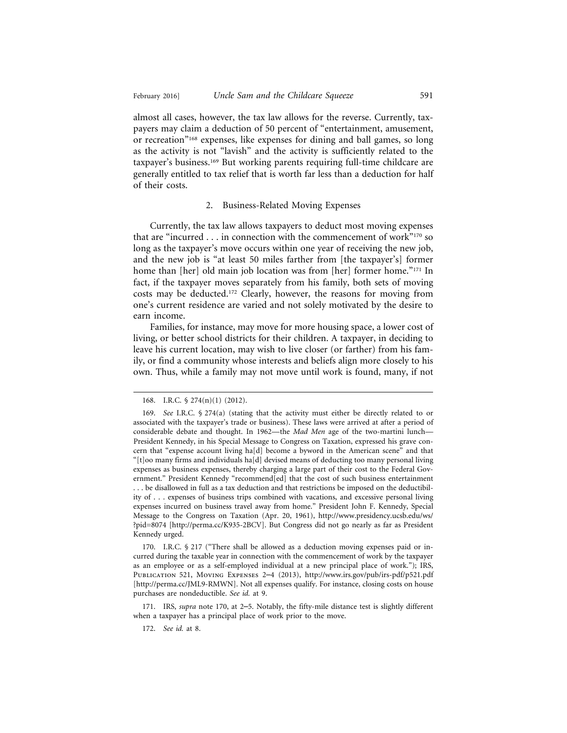almost all cases, however, the tax law allows for the reverse. Currently, taxpayers may claim a deduction of 50 percent of "entertainment, amusement, or recreation"[168] expenses, like expenses for dining and ball games, so long as the activity is not "lavish" and the activity is sufficiently related to the taxpayer's business.[169] But working parents requiring full-time childcare are generally entitled to tax relief that is worth far less than a deduction for half of their costs.

### 2. Business-Related Moving Expenses

Currently, the tax law allows taxpayers to deduct most moving expenses that are "incurred . . . in connection with the commencement of work"[170] so long as the taxpayer's move occurs within one year of receiving the new job, and the new job is "at least 50 miles farther from [the taxpayer's] former home than [her] old main job location was from [her] former home."[171] In fact, if the taxpayer moves separately from his family, both sets of moving costs may be deducted.[172] Clearly, however, the reasons for moving from one's current residence are varied and not solely motivated by the desire to earn income.

Families, for instance, may move for more housing space, a lower cost of living, or better school districts for their children. A taxpayer, in deciding to leave his current location, may wish to live closer (or farther) from his family, or find a community whose interests and beliefs align more closely to his own. Thus, while a family may not move until work is found, many, if not

---

168. I.R.C. § 274(n)(1) (2012).

169. *See* I.R.C. § 274(a) (stating that the activity must either be directly related to or associated with the taxpayer's trade or business). These laws were arrived at after a period of considerable debate and thought. In 1962—the *Mad Men* age of the two-martini lunch—President Kennedy, in his Special Message to Congress on Taxation, expressed his grave concern that "expense account living ha[d] become a byword in the American scene" and that "[t]oo many firms and individuals ha[d] devised means of deducting too many personal living expenses as business expenses, thereby charging a large part of their cost to the Federal Government." President Kennedy "recommend[ed] that the cost of such business entertainment . . . be disallowed in full as a tax deduction and that restrictions be imposed on the deductibility of . . . expenses of business trips combined with vacations, and excessive personal living expenses incurred on business travel away from home." President John F. Kennedy, Special Message to the Congress on Taxation (Apr. 20, 1961), http://www.presidency.ucsb.edu/ws/?pid=8074 [http://perma.cc/K935-2BCV]. But Congress did not go nearly as far as President Kennedy urged.

170. I.R.C. § 217 ("There shall be allowed as a deduction moving expenses paid or incurred during the taxable year in connection with the commencement of work by the taxpayer as an employee or as a self-employed individual at a new principal place of work."); IRS, Publication 521, Moving Expenses 2–4 (2013), http://www.irs.gov/pub/irs-pdf/p521.pdf [http://perma.cc/JML9-RMWN]. Not all expenses qualify. For instance, closing costs on house purchases are nondeductible. *See id.* at 9.

171. IRS, *supra* note 170, at 2–5. Notably, the fifty-mile distance test is slightly different when a taxpayer has a principal place of work prior to the move.

172. *See id.* at 8.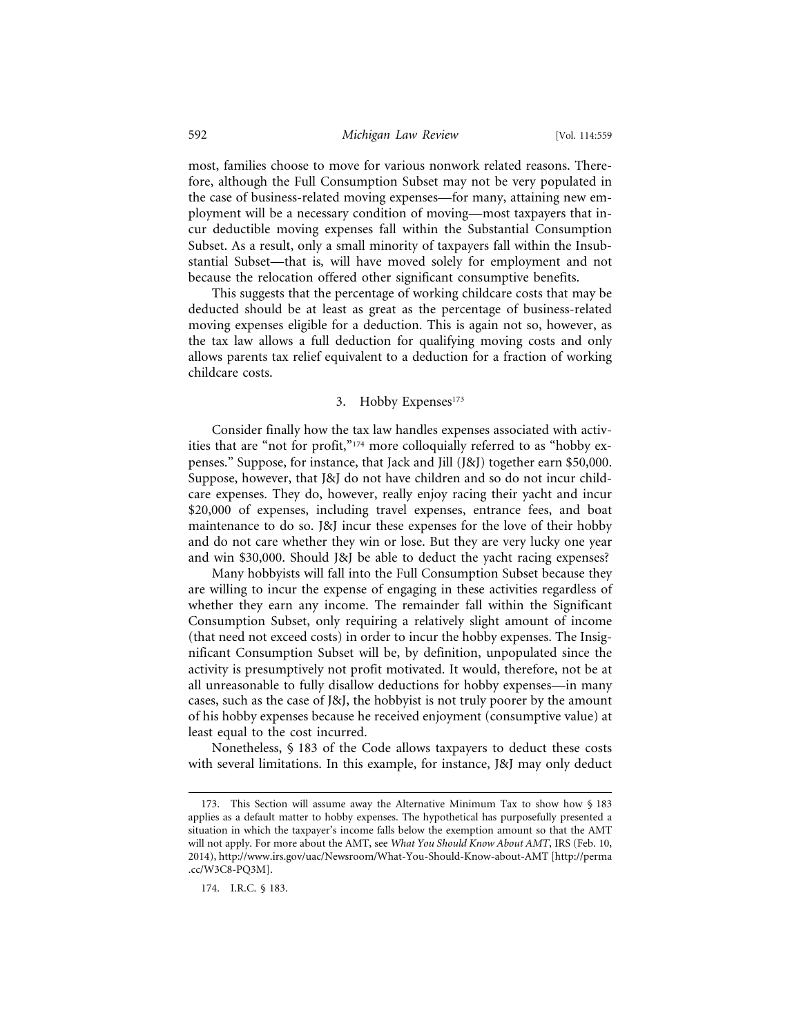most, families choose to move for various nonwork related reasons. Therefore, although the Full Consumption Subset may not be very populated in the case of business-related moving expenses—for many, attaining new employment will be a necessary condition of moving—most taxpayers that incur deductible moving expenses fall within the Substantial Consumption Subset. As a result, only a small minority of taxpayers fall within the Insubstantial Subset—that is*,* will have moved solely for employment and not because the relocation offered other significant consumptive benefits.

This suggests that the percentage of working childcare costs that may be deducted should be at least as great as the percentage of business-related moving expenses eligible for a deduction. This is again not so, however, as the tax law allows a full deduction for qualifying moving costs and only allows parents tax relief equivalent to a deduction for a fraction of working childcare costs.

### 3. Hobby Expenses[173]

Consider finally how the tax law handles expenses associated with activities that are "not for profit,"[174] more colloquially referred to as "hobby expenses." Suppose, for instance, that Jack and Jill (J&J) together earn $50,000. Suppose, however, that J&J do not have children and so do not incur childcare expenses. They do, however, really enjoy racing their yacht and incur $20,000 of expenses, including travel expenses, entrance fees, and boat maintenance to do so. J&J incur these expenses for the love of their hobby and do not care whether they win or lose. But they are very lucky one year and win $30,000. Should J&J be able to deduct the yacht racing expenses?

Many hobbyists will fall into the Full Consumption Subset because they are willing to incur the expense of engaging in these activities regardless of whether they earn any income. The remainder fall within the Significant Consumption Subset, only requiring a relatively slight amount of income (that need not exceed costs) in order to incur the hobby expenses. The Insignificant Consumption Subset will be, by definition, unpopulated since the activity is presumptively not profit motivated. It would, therefore, not be at all unreasonable to fully disallow deductions for hobby expenses—in many cases, such as the case of J&J, the hobbyist is not truly poorer by the amount of his hobby expenses because he received enjoyment (consumptive value) at least equal to the cost incurred.

Nonetheless, § 183 of the Code allows taxpayers to deduct these costs with several limitations. In this example, for instance, J&J may only deduct

---

173. This Section will assume away the Alternative Minimum Tax to show how § 183 applies as a default matter to hobby expenses. The hypothetical has purposefully presented a situation in which the taxpayer's income falls below the exemption amount so that the AMT will not apply. For more about the AMT, see *What You Should Know About AMT*, IRS (Feb. 10, 2014), http://www.irs.gov/uac/Newsroom/What-You-Should-Know-about-AMT [http://perma.cc/W3C8-PQ3M].

174. I.R.C. § 183.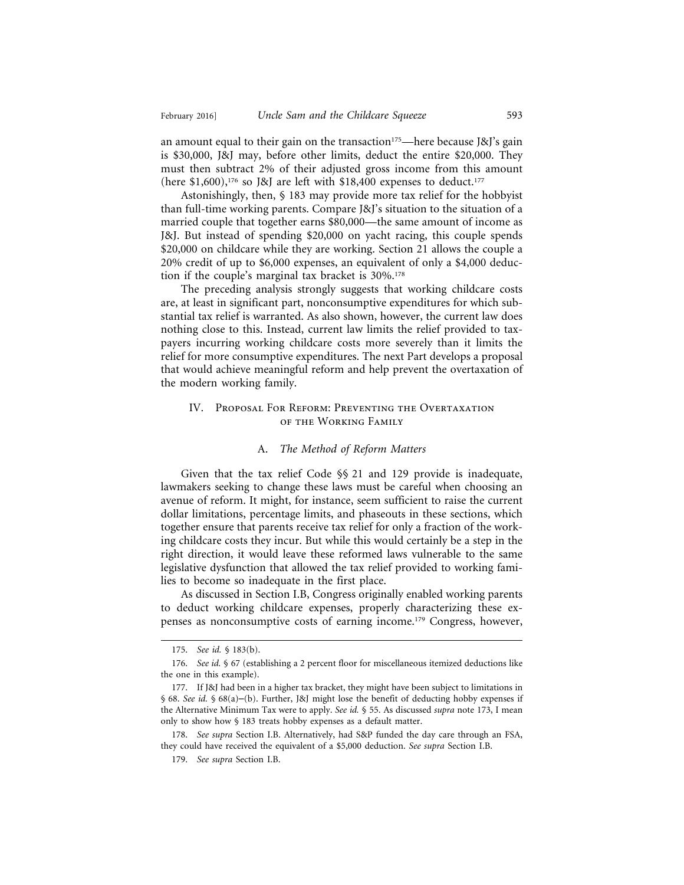an amount equal to their gain on the transaction[175]—here because J&J's gain is $30,000, J&J may, before other limits, deduct the entire $20,000. They must then subtract 2% of their adjusted gross income from this amount (here $1,600),[176] so J&J are left with $18,400 expenses to deduct.[177]

Astonishingly, then, § 183 may provide more tax relief for the hobbyist than full-time working parents. Compare J&J's situation to the situation of a married couple that together earns $80,000—the same amount of income as J&J. But instead of spending $20,000 on yacht racing, this couple spends $20,000 on childcare while they are working. Section 21 allows the couple a 20% credit of up to $6,000 expenses, an equivalent of only a $4,000 deduction if the couple's marginal tax bracket is 30%.[178]

The preceding analysis strongly suggests that working childcare costs are, at least in significant part, nonconsumptive expenditures for which substantial tax relief is warranted. As also shown, however, the current law does nothing close to this. Instead, current law limits the relief provided to taxpayers incurring working childcare costs more severely than it limits the relief for more consumptive expenditures. The next Part develops a proposal that would achieve meaningful reform and help prevent the overtaxation of the modern working family.

## IV. Proposal For Reform: Preventing the Overtaxation of the Working Family

### A. *The Method of Reform Matters*

Given that the tax relief Code §§ 21 and 129 provide is inadequate, lawmakers seeking to change these laws must be careful when choosing an avenue of reform. It might, for instance, seem sufficient to raise the current dollar limitations, percentage limits, and phaseouts in these sections, which together ensure that parents receive tax relief for only a fraction of the working childcare costs they incur. But while this would certainly be a step in the right direction, it would leave these reformed laws vulnerable to the same legislative dysfunction that allowed the tax relief provided to working families to become so inadequate in the first place.

As discussed in Section I.B, Congress originally enabled working parents to deduct working childcare expenses, properly characterizing these expenses as nonconsumptive costs of earning income.[179] Congress, however,

---

175. *See id.* § 183(b).

176. *See id.* § 67 (establishing a 2 percent floor for miscellaneous itemized deductions like the one in this example).

177. If J&J had been in a higher tax bracket, they might have been subject to limitations in § 68. *See id.* § 68(a)–(b). Further, J&J might lose the benefit of deducting hobby expenses if the Alternative Minimum Tax were to apply. *See id.* § 55. As discussed *supra* note 173, I mean only to show how § 183 treats hobby expenses as a default matter.

178. *See supra* Section I.B. Alternatively, had S&P funded the day care through an FSA, they could have received the equivalent of a $5,000 deduction. *See supra* Section I.B.

179. *See supra* Section I.B.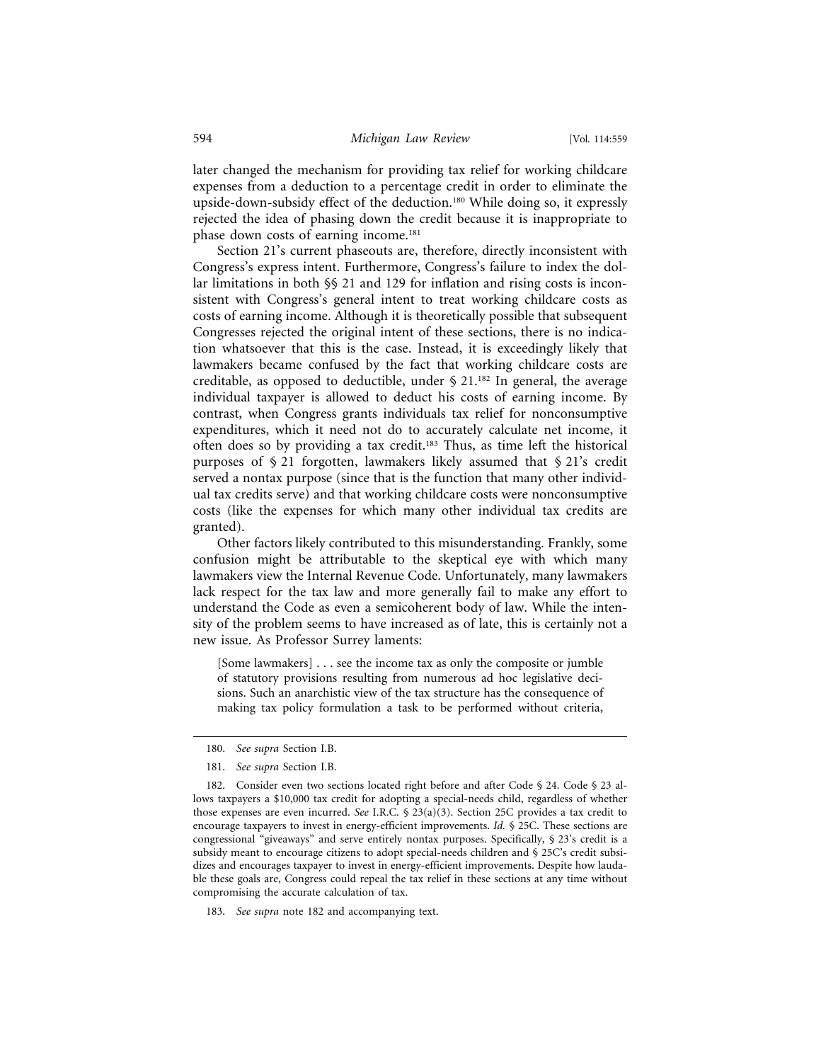later changed the mechanism for providing tax relief for working childcare expenses from a deduction to a percentage credit in order to eliminate the upside-down-subsidy effect of the deduction.[180] While doing so, it expressly rejected the idea of phasing down the credit because it is inappropriate to phase down costs of earning income.[181]

Section 21's current phaseouts are, therefore, directly inconsistent with Congress's express intent. Furthermore, Congress's failure to index the dollar limitations in both §§ 21 and 129 for inflation and rising costs is inconsistent with Congress's general intent to treat working childcare costs as costs of earning income. Although it is theoretically possible that subsequent Congresses rejected the original intent of these sections, there is no indication whatsoever that this is the case. Instead, it is exceedingly likely that lawmakers became confused by the fact that working childcare costs are creditable, as opposed to deductible, under § 21.[182] In general, the average individual taxpayer is allowed to deduct his costs of earning income. By contrast, when Congress grants individuals tax relief for nonconsumptive expenditures, which it need not do to accurately calculate net income, it often does so by providing a tax credit.[183] Thus, as time left the historical purposes of § 21 forgotten, lawmakers likely assumed that § 21's credit served a nontax purpose (since that is the function that many other individual tax credits serve) and that working childcare costs were nonconsumptive costs (like the expenses for which many other individual tax credits are granted).

Other factors likely contributed to this misunderstanding. Frankly, some confusion might be attributable to the skeptical eye with which many lawmakers view the Internal Revenue Code. Unfortunately, many lawmakers lack respect for the tax law and more generally fail to make any effort to understand the Code as even a semicoherent body of law. While the intensity of the problem seems to have increased as of late, this is certainly not a new issue. As Professor Surrey laments:

> [Some lawmakers] . . . see the income tax as only the composite or jumble of statutory provisions resulting from numerous ad hoc legislative decisions. Such an anarchistic view of the tax structure has the consequence of making tax policy formulation a task to be performed without criteria,

---

180. *See supra* Section I.B.

181. *See supra* Section I.B.

182. Consider even two sections located right before and after Code § 24. Code § 23 allows taxpayers a $10,000 tax credit for adopting a special-needs child, regardless of whether those expenses are even incurred. *See* I.R.C. § 23(a)(3). Section 25C provides a tax credit to encourage taxpayers to invest in energy-efficient improvements. *Id.* § 25C. These sections are congressional "giveaways" and serve entirely nontax purposes. Specifically, § 23's credit is a subsidy meant to encourage citizens to adopt special-needs children and § 25C's credit subsidizes and encourages taxpayer to invest in energy-efficient improvements. Despite how laudable these goals are, Congress could repeal the tax relief in these sections at any time without compromising the accurate calculation of tax.

183. *See supra* note 182 and accompanying text.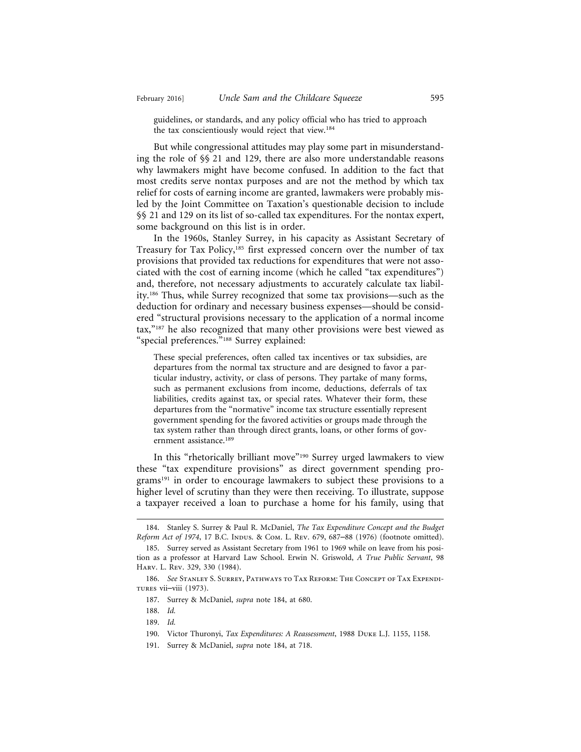guidelines, or standards, and any policy official who has tried to approach the tax conscientiously would reject that view.[184]

But while congressional attitudes may play some part in misunderstanding the role of §§ 21 and 129, there are also more understandable reasons why lawmakers might have become confused. In addition to the fact that most credits serve nontax purposes and are not the method by which tax relief for costs of earning income are granted, lawmakers were probably misled by the Joint Committee on Taxation's questionable decision to include §§ 21 and 129 on its list of so-called tax expenditures. For the nontax expert, some background on this list is in order.

In the 1960s, Stanley Surrey, in his capacity as Assistant Secretary of Treasury for Tax Policy,[185] first expressed concern over the number of tax provisions that provided tax reductions for expenditures that were not associated with the cost of earning income (which he called "tax expenditures") and, therefore, not necessary adjustments to accurately calculate tax liability.[186] Thus, while Surrey recognized that some tax provisions—such as the deduction for ordinary and necessary business expenses—should be considered "structural provisions necessary to the application of a normal income tax,"[187] he also recognized that many other provisions were best viewed as "special preferences."[188] Surrey explained:

> These special preferences, often called tax incentives or tax subsidies, are departures from the normal tax structure and are designed to favor a particular industry, activity, or class of persons. They partake of many forms, such as permanent exclusions from income, deductions, deferrals of tax liabilities, credits against tax, or special rates. Whatever their form, these departures from the "normative" income tax structure essentially represent government spending for the favored activities or groups made through the tax system rather than through direct grants, loans, or other forms of government assistance.[189]

In this "rhetorically brilliant move"[190] Surrey urged lawmakers to view these "tax expenditure provisions" as direct government spending programs[191] in order to encourage lawmakers to subject these provisions to a higher level of scrutiny than they were then receiving. To illustrate, suppose a taxpayer received a loan to purchase a home for his family, using that

---

184. Stanley S. Surrey & Paul R. McDaniel, *The Tax Expenditure Concept and the Budget Reform Act of 1974*, 17 B.C. Indus. & Com. L. Rev. 679, 687–88 (1976) (footnote omitted).

185. Surrey served as Assistant Secretary from 1961 to 1969 while on leave from his position as a professor at Harvard Law School. Erwin N. Griswold, *A True Public Servant*, 98 Harv. L. Rev. 329, 330 (1984).

186. *See* Stanley S. Surrey, Pathways to Tax Reform: The Concept of Tax Expenditures vii–viii (1973).

187. Surrey & McDaniel, *supra* note 184, at 680.

188. *Id.*

189. *Id.*

190. Victor Thuronyi, *Tax Expenditures: A Reassessment*, 1988 Duke L.J. 1155, 1158.

191. Surrey & McDaniel, *supra* note 184, at 718.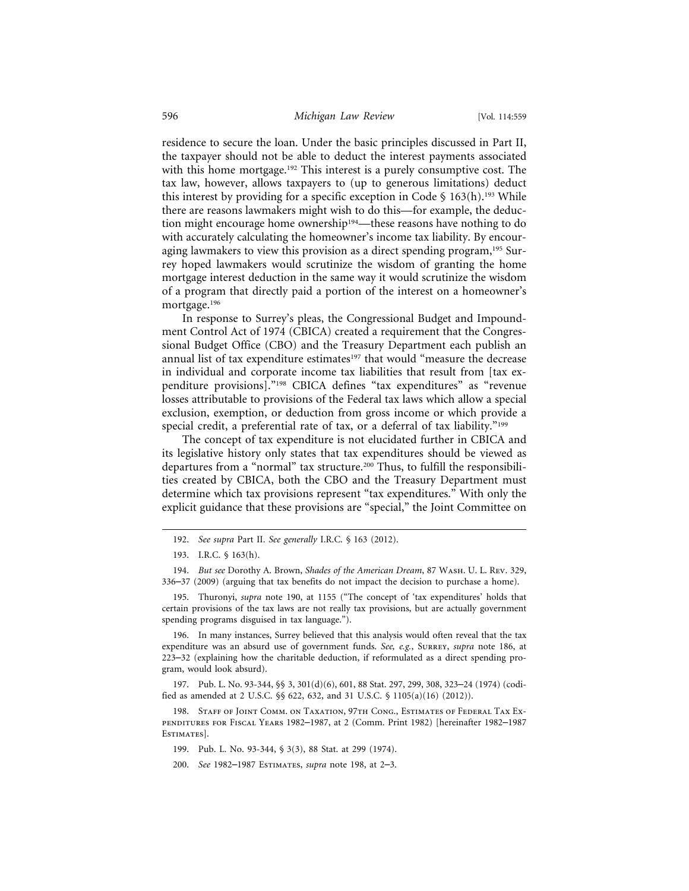residence to secure the loan. Under the basic principles discussed in Part II, the taxpayer should not be able to deduct the interest payments associated with this home mortgage.[192] This interest is a purely consumptive cost. The tax law, however, allows taxpayers to (up to generous limitations) deduct this interest by providing for a specific exception in Code § 163(h).[193] While there are reasons lawmakers might wish to do this—for example, the deduction might encourage home ownership[194]—these reasons have nothing to do with accurately calculating the homeowner's income tax liability. By encouraging lawmakers to view this provision as a direct spending program,[195] Surrey hoped lawmakers would scrutinize the wisdom of granting the home mortgage interest deduction in the same way it would scrutinize the wisdom of a program that directly paid a portion of the interest on a homeowner's mortgage.[196]

In response to Surrey's pleas, the Congressional Budget and Impoundment Control Act of 1974 (CBICA) created a requirement that the Congressional Budget Office (CBO) and the Treasury Department each publish an annual list of tax expenditure estimates[197] that would "measure the decrease in individual and corporate income tax liabilities that result from [tax expenditure provisions]."[198] CBICA defines "tax expenditures" as "revenue losses attributable to provisions of the Federal tax laws which allow a special exclusion, exemption, or deduction from gross income or which provide a special credit, a preferential rate of tax, or a deferral of tax liability."[199]

The concept of tax expenditure is not elucidated further in CBICA and its legislative history only states that tax expenditures should be viewed as departures from a "normal" tax structure.[200] Thus, to fulfill the responsibilities created by CBICA, both the CBO and the Treasury Department must determine which tax provisions represent "tax expenditures." With only the explicit guidance that these provisions are "special," the Joint Committee on

---

192. *See supra* Part II. *See generally* I.R.C. § 163 (2012).

193. I.R.C. § 163(h).

194. *But see* Dorothy A. Brown, *Shades of the American Dream*, 87 Wash. U. L. Rev. 329, 336–37 (2009) (arguing that tax benefits do not impact the decision to purchase a home).

195. Thuronyi, *supra* note 190, at 1155 ("The concept of 'tax expenditures' holds that certain provisions of the tax laws are not really tax provisions, but are actually government spending programs disguised in tax language.").

196. In many instances, Surrey believed that this analysis would often reveal that the tax expenditure was an absurd use of government funds. *See, e.g.*, Surrey, *supra* note 186, at 223–32 (explaining how the charitable deduction, if reformulated as a direct spending program, would look absurd).

197. Pub. L. No. 93-344, §§ 3, 301(d)(6), 601, 88 Stat. 297, 299, 308, 323–24 (1974) (codified as amended at 2 U.S.C. §§ 622, 632, and 31 U.S.C. § 1105(a)(16) (2012)).

198. Staff of Joint Comm. on Taxation, 97th Cong., Estimates of Federal Tax Expenditures for Fiscal Years 1982–1987, at 2 (Comm. Print 1982) [hereinafter 1982–1987 Estimates].

199. Pub. L. No. 93-344, § 3(3), 88 Stat. at 299 (1974).

200. *See* 1982–1987 Estimates, *supra* note 198, at 2–3.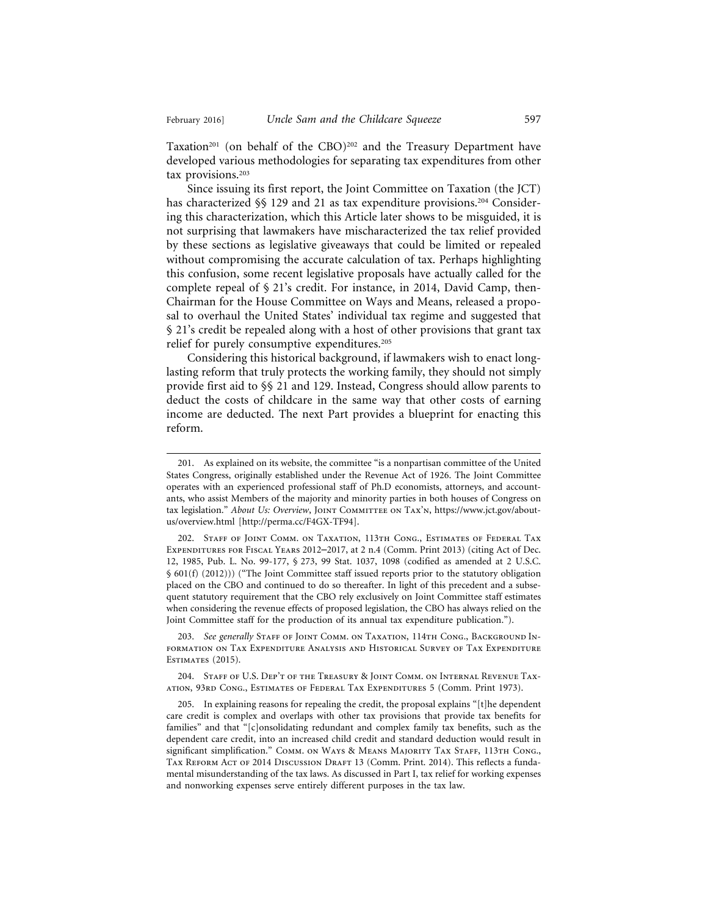Taxation[201] (on behalf of the CBO)[202] and the Treasury Department have developed various methodologies for separating tax expenditures from other tax provisions.[203]

Since issuing its first report, the Joint Committee on Taxation (the JCT) has characterized §§ 129 and 21 as tax expenditure provisions.[204] Considering this characterization, which this Article later shows to be misguided, it is not surprising that lawmakers have mischaracterized the tax relief provided by these sections as legislative giveaways that could be limited or repealed without compromising the accurate calculation of tax. Perhaps highlighting this confusion, some recent legislative proposals have actually called for the complete repeal of § 21's credit. For instance, in 2014, David Camp, then-Chairman for the House Committee on Ways and Means, released a proposal to overhaul the United States' individual tax regime and suggested that § 21's credit be repealed along with a host of other provisions that grant tax relief for purely consumptive expenditures.[205]

Considering this historical background, if lawmakers wish to enact long-lasting reform that truly protects the working family, they should not simply provide first aid to §§ 21 and 129. Instead, Congress should allow parents to deduct the costs of childcare in the same way that other costs of earning income are deducted. The next Part provides a blueprint for enacting this reform.

---

201. As explained on its website, the committee "is a nonpartisan committee of the United States Congress, originally established under the Revenue Act of 1926. The Joint Committee operates with an experienced professional staff of Ph.D economists, attorneys, and accountants, who assist Members of the majority and minority parties in both houses of Congress on tax legislation." *About Us: Overview*, Joint Committee on Tax'n, https://www.jct.gov/about-us/overview.html [http://perma.cc/F4GX-TF94].

202. Staff of Joint Comm. on Taxation, 113th Cong., Estimates of Federal Tax Expenditures for Fiscal Years 2012–2017, at 2 n.4 (Comm. Print 2013) (citing Act of Dec. 12, 1985, Pub. L. No. 99-177, § 273, 99 Stat. 1037, 1098 (codified as amended at 2 U.S.C. § 601(f) (2012))) ("The Joint Committee staff issued reports prior to the statutory obligation placed on the CBO and continued to do so thereafter. In light of this precedent and a subsequent statutory requirement that the CBO rely exclusively on Joint Committee staff estimates when considering the revenue effects of proposed legislation, the CBO has always relied on the Joint Committee staff for the production of its annual tax expenditure publication.").

203. *See generally* Staff of Joint Comm. on Taxation, 114th Cong., Background Information on Tax Expenditure Analysis and Historical Survey of Tax Expenditure Estimates (2015).

204. Staff of U.S. Dep't of the Treasury & Joint Comm. on Internal Revenue Taxation, 93rd Cong., Estimates of Federal Tax Expenditures 5 (Comm. Print 1973).

205. In explaining reasons for repealing the credit, the proposal explains "[t]he dependent care credit is complex and overlaps with other tax provisions that provide tax benefits for families" and that "[c]onsolidating redundant and complex family tax benefits, such as the dependent care credit, into an increased child credit and standard deduction would result in significant simplification." Comm. on Ways & Means Majority Tax Staff, 113th Cong., Tax Reform Act of 2014 Discussion Draft 13 (Comm. Print. 2014). This reflects a fundamental misunderstanding of the tax laws. As discussed in Part I, tax relief for working expenses and nonworking expenses serve entirely different purposes in the tax law.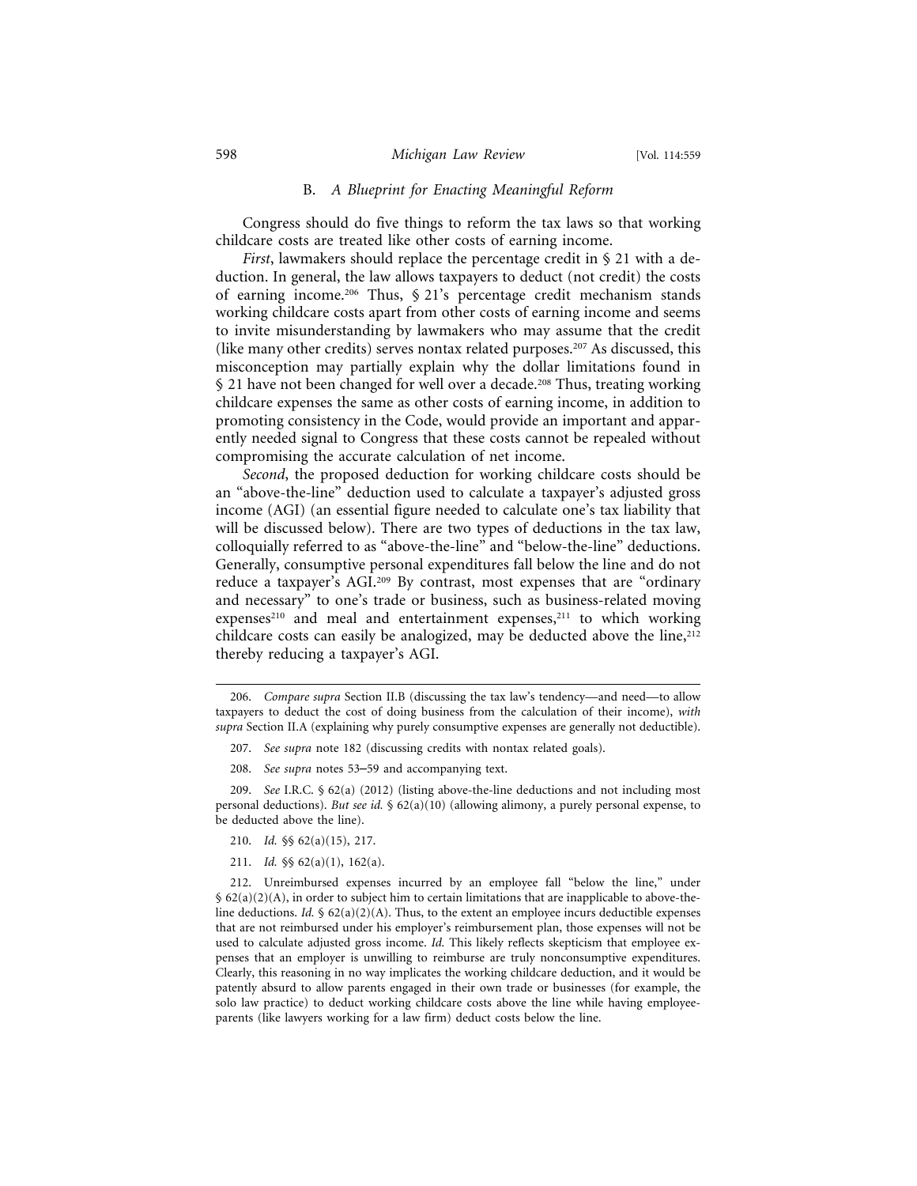### B. *A Blueprint for Enacting Meaningful Reform*

Congress should do five things to reform the tax laws so that working childcare costs are treated like other costs of earning income.

*First*, lawmakers should replace the percentage credit in § 21 with a deduction. In general, the law allows taxpayers to deduct (not credit) the costs of earning income.[206] Thus, § 21's percentage credit mechanism stands working childcare costs apart from other costs of earning income and seems to invite misunderstanding by lawmakers who may assume that the credit (like many other credits) serves nontax related purposes.[207] As discussed, this misconception may partially explain why the dollar limitations found in § 21 have not been changed for well over a decade.[208] Thus, treating working childcare expenses the same as other costs of earning income, in addition to promoting consistency in the Code, would provide an important and apparently needed signal to Congress that these costs cannot be repealed without compromising the accurate calculation of net income.

*Second*, the proposed deduction for working childcare costs should be an "above-the-line" deduction used to calculate a taxpayer's adjusted gross income (AGI) (an essential figure needed to calculate one's tax liability that will be discussed below). There are two types of deductions in the tax law, colloquially referred to as "above-the-line" and "below-the-line" deductions. Generally, consumptive personal expenditures fall below the line and do not reduce a taxpayer's AGI.[209] By contrast, most expenses that are "ordinary and necessary" to one's trade or business, such as business-related moving expenses[210] and meal and entertainment expenses,[211] to which working childcare costs can easily be analogized, may be deducted above the line,[212] thereby reducing a taxpayer's AGI.

---

206. *Compare supra* Section II.B (discussing the tax law's tendency—and need—to allow taxpayers to deduct the cost of doing business from the calculation of their income), *with supra* Section II.A (explaining why purely consumptive expenses are generally not deductible).

207. *See supra* note 182 (discussing credits with nontax related goals).

208. *See supra* notes 53–59 and accompanying text.

209. *See* I.R.C. § 62(a) (2012) (listing above-the-line deductions and not including most personal deductions). *But see id.* § 62(a)(10) (allowing alimony, a purely personal expense, to be deducted above the line).

210. *Id.* §§ 62(a)(15), 217.

211. *Id.* §§ 62(a)(1), 162(a).

212. Unreimbursed expenses incurred by an employee fall "below the line," under § 62(a)(2)(A), in order to subject him to certain limitations that are inapplicable to above-the-line deductions. *Id.* § 62(a)(2)(A). Thus, to the extent an employee incurs deductible expenses that are not reimbursed under his employer's reimbursement plan, those expenses will not be used to calculate adjusted gross income. *Id.* This likely reflects skepticism that employee expenses that an employer is unwilling to reimburse are truly nonconsumptive expenditures. Clearly, this reasoning in no way implicates the working childcare deduction, and it would be patently absurd to allow parents engaged in their own trade or businesses (for example, the solo law practice) to deduct working childcare costs above the line while having employee-parents (like lawyers working for a law firm) deduct costs below the line.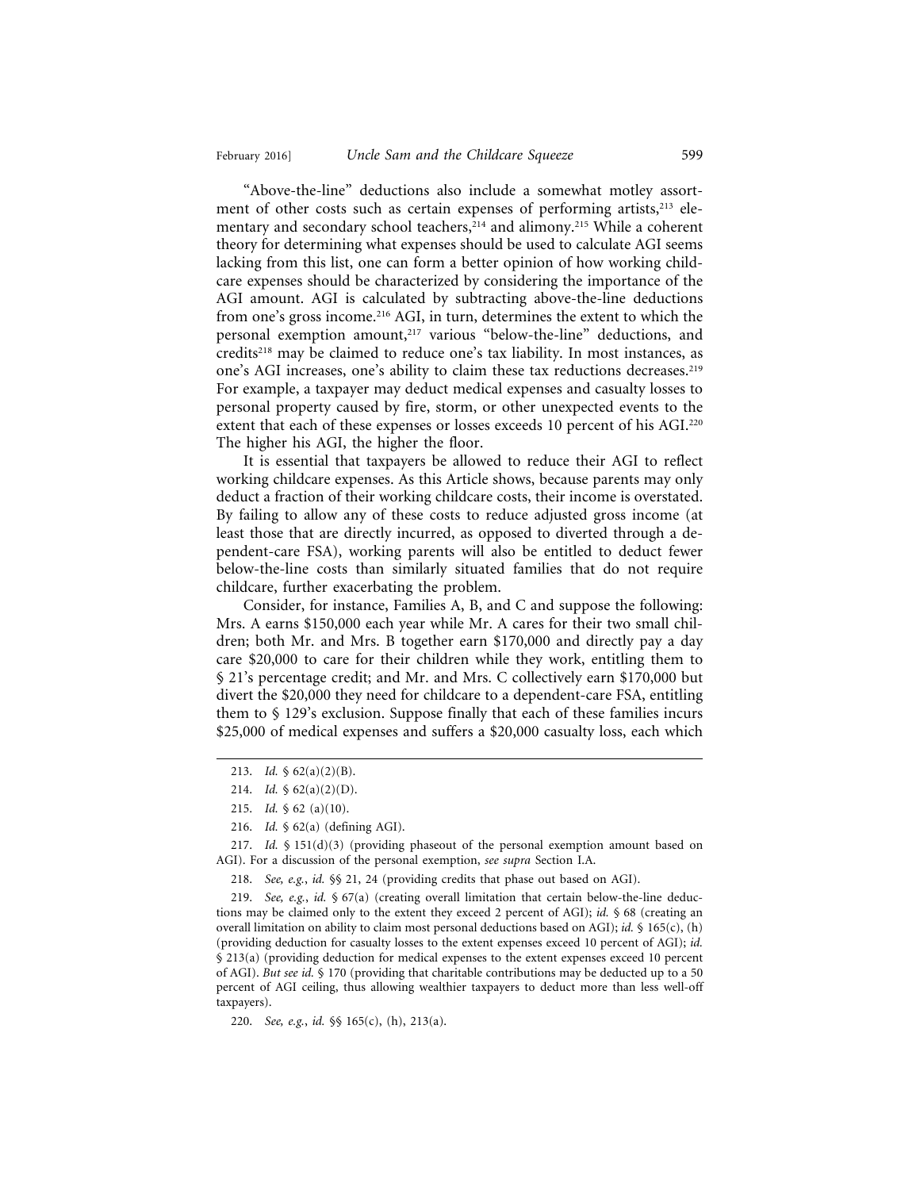"Above-the-line" deductions also include a somewhat motley assortment of other costs such as certain expenses of performing artists,[213] elementary and secondary school teachers,[214] and alimony.[215] While a coherent theory for determining what expenses should be used to calculate AGI seems lacking from this list, one can form a better opinion of how working childcare expenses should be characterized by considering the importance of the AGI amount. AGI is calculated by subtracting above-the-line deductions from one's gross income.[216] AGI, in turn, determines the extent to which the personal exemption amount,[217] various "below-the-line" deductions, and credits[218] may be claimed to reduce one's tax liability. In most instances, as one's AGI increases, one's ability to claim these tax reductions decreases.[219] For example, a taxpayer may deduct medical expenses and casualty losses to personal property caused by fire, storm, or other unexpected events to the extent that each of these expenses or losses exceeds 10 percent of his AGI.[220] The higher his AGI, the higher the floor.

It is essential that taxpayers be allowed to reduce their AGI to reflect working childcare expenses. As this Article shows, because parents may only deduct a fraction of their working childcare costs, their income is overstated. By failing to allow any of these costs to reduce adjusted gross income (at least those that are directly incurred, as opposed to diverted through a dependent-care FSA), working parents will also be entitled to deduct fewer below-the-line costs than similarly situated families that do not require childcare, further exacerbating the problem.

Consider, for instance, Families A, B, and C and suppose the following: Mrs. A earns $150,000 each year while Mr. A cares for their two small children; both Mr. and Mrs. B together earn $170,000 and directly pay a day care $20,000 to care for their children while they work, entitling them to § 21's percentage credit; and Mr. and Mrs. C collectively earn $170,000 but divert the $20,000 they need for childcare to a dependent-care FSA, entitling them to § 129's exclusion. Suppose finally that each of these families incurs $25,000 of medical expenses and suffers a $20,000 casualty loss, each which

---

213. *Id.* § 62(a)(2)(B).

214. *Id.* § 62(a)(2)(D).

215. *Id.* § 62 (a)(10).

216. *Id.* § 62(a) (defining AGI).

217. *Id.* § 151(d)(3) (providing phaseout of the personal exemption amount based on AGI). For a discussion of the personal exemption, *see supra* Section I.A.

218. *See, e.g.*, *id.* §§ 21, 24 (providing credits that phase out based on AGI).

219. *See, e.g.*, *id.* § 67(a) (creating overall limitation that certain below-the-line deductions may be claimed only to the extent they exceed 2 percent of AGI); *id.* § 68 (creating an overall limitation on ability to claim most personal deductions based on AGI); *id.* § 165(c), (h) (providing deduction for casualty losses to the extent expenses exceed 10 percent of AGI); *id.* § 213(a) (providing deduction for medical expenses to the extent expenses exceed 10 percent of AGI). *But see id.* § 170 (providing that charitable contributions may be deducted up to a 50 percent of AGI ceiling, thus allowing wealthier taxpayers to deduct more than less well-off taxpayers).

220. *See, e.g.*, *id.* §§ 165(c), (h), 213(a).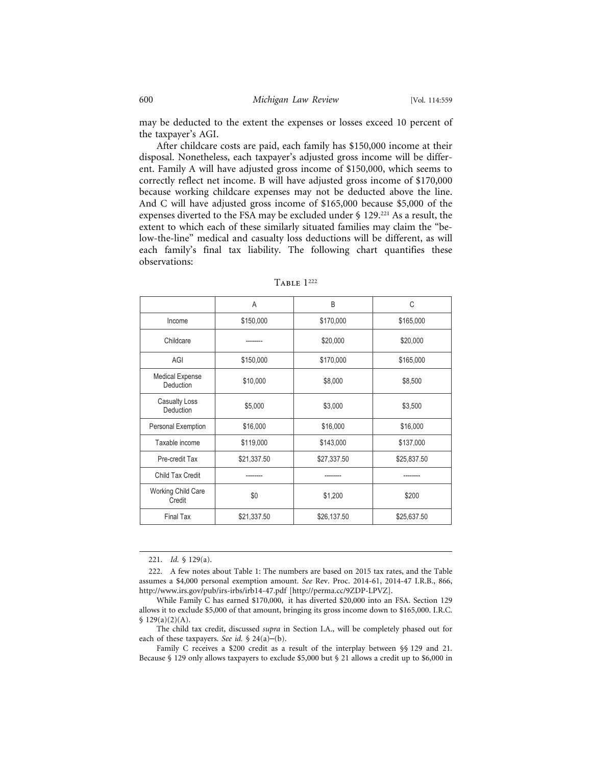may be deducted to the extent the expenses or losses exceed 10 percent of the taxpayer's AGI.

After childcare costs are paid, each family has $150,000 income at their disposal. Nonetheless, each taxpayer's adjusted gross income will be different. Family A will have adjusted gross income of $150,000, which seems to correctly reflect net income. B will have adjusted gross income of $170,000 because working childcare expenses may not be deducted above the line. And C will have adjusted gross income of $165,000 because $5,000 of the expenses diverted to the FSA may be excluded under § 129.[221] As a result, the extent to which each of these similarly situated families may claim the "below-the-line" medical and casualty loss deductions will be different, as will each family's final tax liability. The following chart quantifies these observations:

TABLE 1[222]

| | A | B | C |
|---|---|---|---|
| Income | $150,000 | $170,000 | $165,000 |
| Childcare | -------- | $20,000 | $20,000 |
| AGI | $150,000 | $170,000 | $165,000 |
| Medical Expense Deduction | $10,000 | $8,000 | $8,500 |
| Casualty Loss Deduction | $5,000 | $3,000 | $3,500 |
| Personal Exemption | $16,000 | $16,000 | $16,000 |
| Taxable income | $119,000 | $143,000 | $137,000 |
| Pre-credit Tax | $21,337.50 | $27,337.50 | $25,837.50 |
| Child Tax Credit | -------- | -------- | -------- |
| Working Child Care Credit | $0 | $1,200 | $200 |
| Final Tax | $21,337.50 | $26,137.50 | $25,637.50 |

221. *Id.* § 129(a).

222. A few notes about Table 1: The numbers are based on 2015 tax rates, and the Table assumes a $4,000 personal exemption amount. *See* Rev. Proc. 2014-61, 2014-47 I.R.B., 866, http://www.irs.gov/pub/irs-irbs/irb14-47.pdf [http://perma.cc/9ZDP-LPVZ].

While Family C has earned $170,000, it has diverted $20,000 into an FSA. Section 129 allows it to exclude $5,000 of that amount, bringing its gross income down to $165,000. I.R.C. § 129(a)(2)(A).

The child tax credit, discussed *supra* in Section I.A., will be completely phased out for each of these taxpayers. *See id.* § 24(a)–(b).

Family C receives a $200 credit as a result of the interplay between §§ 129 and 21. Because § 129 only allows taxpayers to exclude $5,000 but § 21 allows a credit up to $6,000 in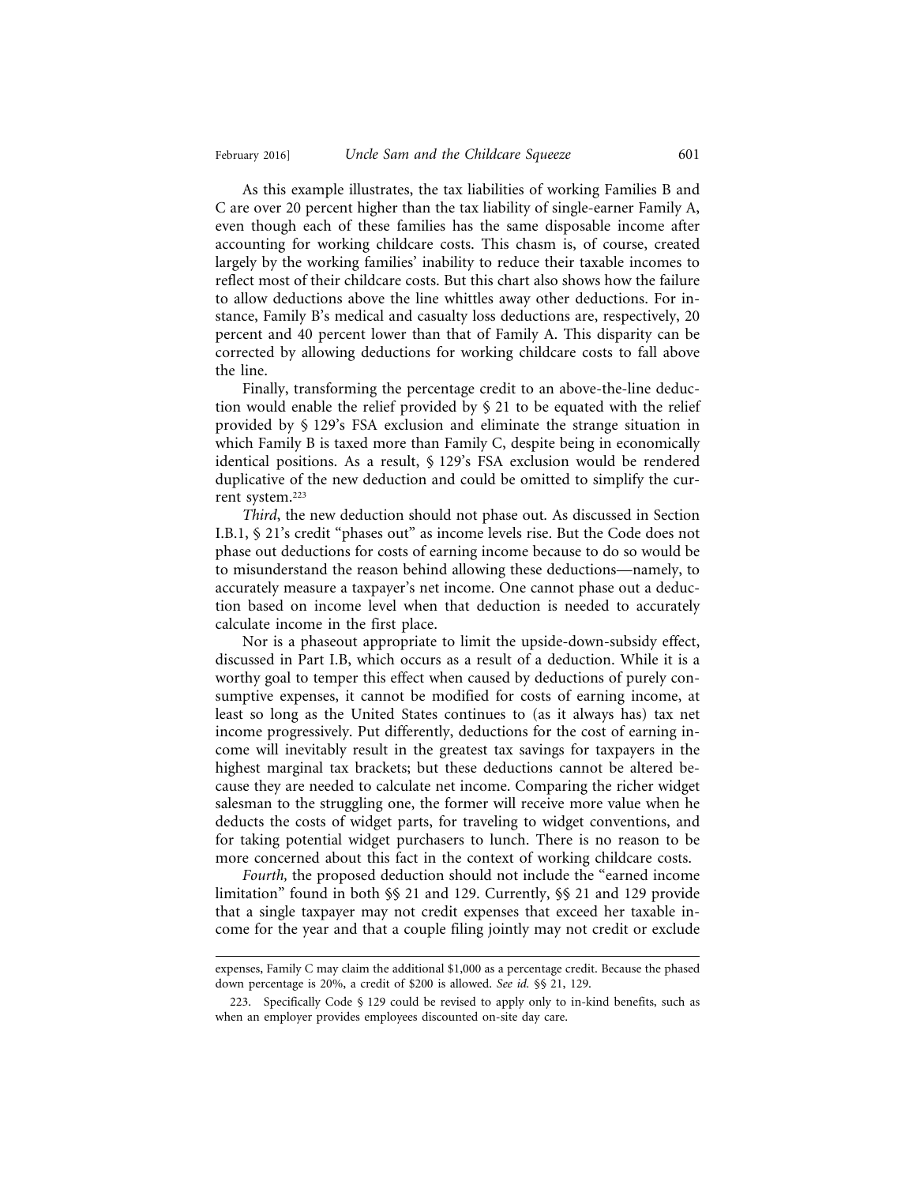As this example illustrates, the tax liabilities of working Families B and C are over 20 percent higher than the tax liability of single-earner Family A, even though each of these families has the same disposable income after accounting for working childcare costs. This chasm is, of course, created largely by the working families' inability to reduce their taxable incomes to reflect most of their childcare costs. But this chart also shows how the failure to allow deductions above the line whittles away other deductions. For instance, Family B's medical and casualty loss deductions are, respectively, 20 percent and 40 percent lower than that of Family A. This disparity can be corrected by allowing deductions for working childcare costs to fall above the line.

Finally, transforming the percentage credit to an above-the-line deduction would enable the relief provided by § 21 to be equated with the relief provided by § 129's FSA exclusion and eliminate the strange situation in which Family B is taxed more than Family C, despite being in economically identical positions. As a result, § 129's FSA exclusion would be rendered duplicative of the new deduction and could be omitted to simplify the current system.[223]

*Third*, the new deduction should not phase out. As discussed in Section I.B.1, § 21's credit "phases out" as income levels rise. But the Code does not phase out deductions for costs of earning income because to do so would be to misunderstand the reason behind allowing these deductions—namely, to accurately measure a taxpayer's net income. One cannot phase out a deduction based on income level when that deduction is needed to accurately calculate income in the first place.

Nor is a phaseout appropriate to limit the upside-down-subsidy effect, discussed in Part I.B, which occurs as a result of a deduction. While it is a worthy goal to temper this effect when caused by deductions of purely consumptive expenses, it cannot be modified for costs of earning income, at least so long as the United States continues to (as it always has) tax net income progressively. Put differently, deductions for the cost of earning income will inevitably result in the greatest tax savings for taxpayers in the highest marginal tax brackets; but these deductions cannot be altered because they are needed to calculate net income. Comparing the richer widget salesman to the struggling one, the former will receive more value when he deducts the costs of widget parts, for traveling to widget conventions, and for taking potential widget purchasers to lunch. There is no reason to be more concerned about this fact in the context of working childcare costs.

*Fourth,* the proposed deduction should not include the "earned income limitation" found in both §§ 21 and 129. Currently, §§ 21 and 129 provide that a single taxpayer may not credit expenses that exceed her taxable income for the year and that a couple filing jointly may not credit or exclude

---

expenses, Family C may claim the additional $1,000 as a percentage credit. Because the phased down percentage is 20%, a credit of $200 is allowed. *See id.* §§ 21, 129.

223. Specifically Code § 129 could be revised to apply only to in-kind benefits, such as when an employer provides employees discounted on-site day care.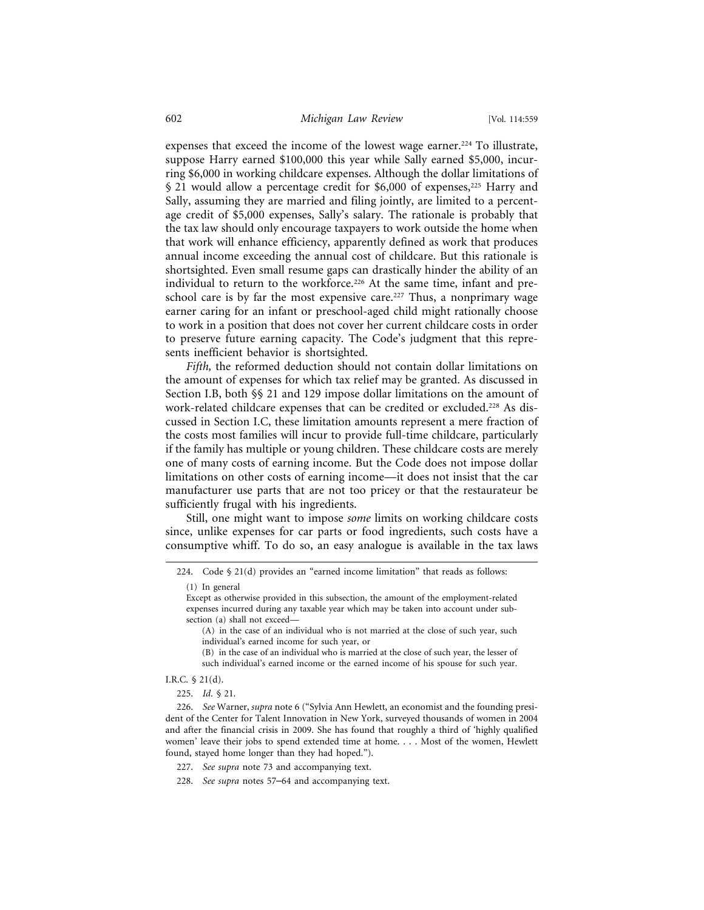expenses that exceed the income of the lowest wage earner.[224] To illustrate, suppose Harry earned $100,000 this year while Sally earned $5,000, incurring $6,000 in working childcare expenses. Although the dollar limitations of § 21 would allow a percentage credit for $6,000 of expenses,[225] Harry and Sally, assuming they are married and filing jointly, are limited to a percentage credit of $5,000 expenses, Sally's salary. The rationale is probably that the tax law should only encourage taxpayers to work outside the home when that work will enhance efficiency, apparently defined as work that produces annual income exceeding the annual cost of childcare. But this rationale is shortsighted. Even small resume gaps can drastically hinder the ability of an individual to return to the workforce.[226] At the same time, infant and preschool care is by far the most expensive care.[227] Thus, a nonprimary wage earner caring for an infant or preschool-aged child might rationally choose to work in a position that does not cover her current childcare costs in order to preserve future earning capacity. The Code's judgment that this represents inefficient behavior is shortsighted.

*Fifth,* the reformed deduction should not contain dollar limitations on the amount of expenses for which tax relief may be granted. As discussed in Section I.B, both §§ 21 and 129 impose dollar limitations on the amount of work-related childcare expenses that can be credited or excluded.[228] As discussed in Section I.C, these limitation amounts represent a mere fraction of the costs most families will incur to provide full-time childcare, particularly if the family has multiple or young children. These childcare costs are merely one of many costs of earning income. But the Code does not impose dollar limitations on other costs of earning income—it does not insist that the car manufacturer use parts that are not too pricey or that the restaurateur be sufficiently frugal with his ingredients.

Still, one might want to impose *some* limits on working childcare costs since, unlike expenses for car parts or food ingredients, such costs have a consumptive whiff. To do so, an easy analogue is available in the tax laws

---

224. Code § 21(d) provides an "earned income limitation" that reads as follows:

> (1) In general
>
> Except as otherwise provided in this subsection, the amount of the employment-related expenses incurred during any taxable year which may be taken into account under subsection (a) shall not exceed—
>
> (A) in the case of an individual who is not married at the close of such year, such individual's earned income for such year, or
>
> (B) in the case of an individual who is married at the close of such year, the lesser of such individual's earned income or the earned income of his spouse for such year.

I.R.C. § 21(d).

225. *Id.* § 21.

226. *See* Warner, *supra* note 6 ("Sylvia Ann Hewlett, an economist and the founding president of the Center for Talent Innovation in New York, surveyed thousands of women in 2004 and after the financial crisis in 2009. She has found that roughly a third of 'highly qualified women' leave their jobs to spend extended time at home. . . . Most of the women, Hewlett found, stayed home longer than they had hoped.").

227. *See supra* note 73 and accompanying text.

228. *See supra* notes 57–64 and accompanying text.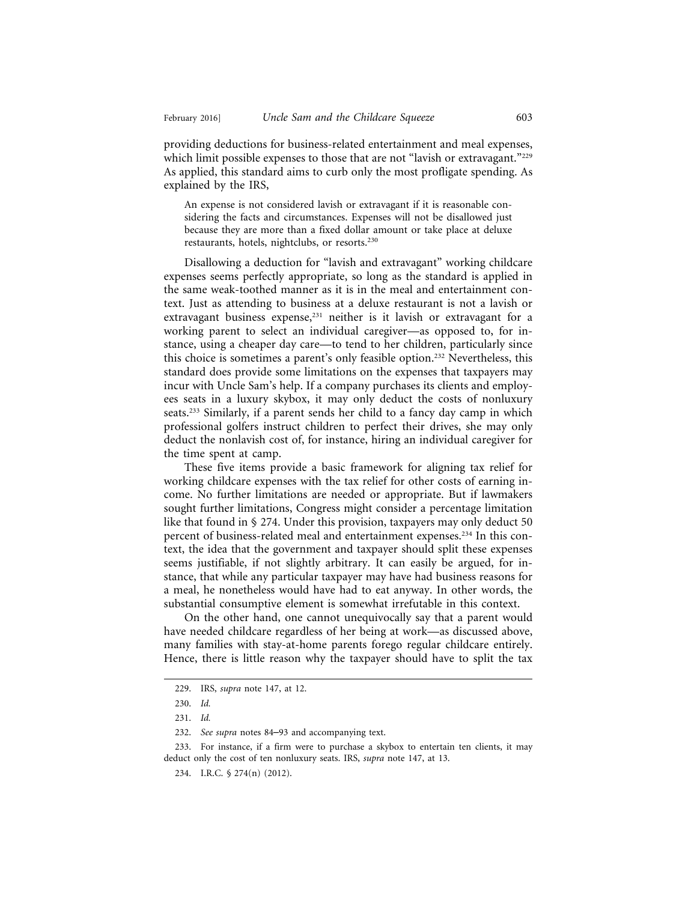providing deductions for business-related entertainment and meal expenses, which limit possible expenses to those that are not "lavish or extravagant."[229] As applied, this standard aims to curb only the most profligate spending. As explained by the IRS,

> An expense is not considered lavish or extravagant if it is reasonable considering the facts and circumstances. Expenses will not be disallowed just because they are more than a fixed dollar amount or take place at deluxe restaurants, hotels, nightclubs, or resorts.[230]

Disallowing a deduction for "lavish and extravagant" working childcare expenses seems perfectly appropriate, so long as the standard is applied in the same weak-toothed manner as it is in the meal and entertainment context. Just as attending to business at a deluxe restaurant is not a lavish or extravagant business expense,[231] neither is it lavish or extravagant for a working parent to select an individual caregiver—as opposed to, for instance, using a cheaper day care—to tend to her children, particularly since this choice is sometimes a parent's only feasible option.[232] Nevertheless, this standard does provide some limitations on the expenses that taxpayers may incur with Uncle Sam's help. If a company purchases its clients and employees seats in a luxury skybox, it may only deduct the costs of nonluxury seats.[233] Similarly, if a parent sends her child to a fancy day camp in which professional golfers instruct children to perfect their drives, she may only deduct the nonlavish cost of, for instance, hiring an individual caregiver for the time spent at camp.

These five items provide a basic framework for aligning tax relief for working childcare expenses with the tax relief for other costs of earning income. No further limitations are needed or appropriate. But if lawmakers sought further limitations, Congress might consider a percentage limitation like that found in § 274. Under this provision, taxpayers may only deduct 50 percent of business-related meal and entertainment expenses.[234] In this context, the idea that the government and taxpayer should split these expenses seems justifiable, if not slightly arbitrary. It can easily be argued, for instance, that while any particular taxpayer may have had business reasons for a meal, he nonetheless would have had to eat anyway. In other words, the substantial consumptive element is somewhat irrefutable in this context.

On the other hand, one cannot unequivocally say that a parent would have needed childcare regardless of her being at work—as discussed above, many families with stay-at-home parents forego regular childcare entirely. Hence, there is little reason why the taxpayer should have to split the tax

---

229. IRS, *supra* note 147, at 12.

230. *Id.*

231. *Id.*

232. *See supra* notes 84–93 and accompanying text.

233. For instance, if a firm were to purchase a skybox to entertain ten clients, it may deduct only the cost of ten nonluxury seats. IRS, *supra* note 147, at 13.

234. I.R.C. § 274(n) (2012).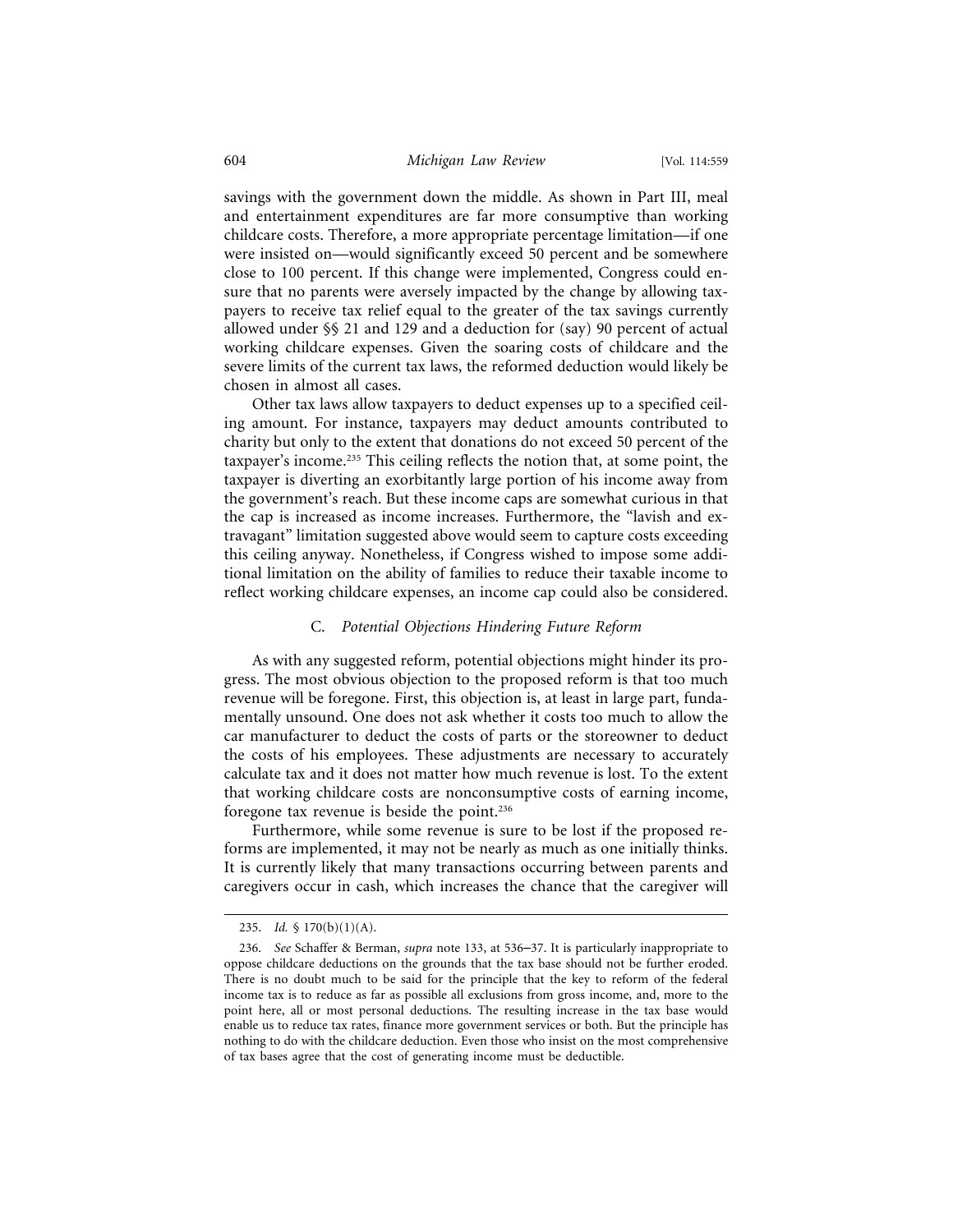savings with the government down the middle. As shown in Part III, meal and entertainment expenditures are far more consumptive than working childcare costs. Therefore, a more appropriate percentage limitation—if one were insisted on—would significantly exceed 50 percent and be somewhere close to 100 percent. If this change were implemented, Congress could ensure that no parents were aversely impacted by the change by allowing taxpayers to receive tax relief equal to the greater of the tax savings currently allowed under §§ 21 and 129 and a deduction for (say) 90 percent of actual working childcare expenses. Given the soaring costs of childcare and the severe limits of the current tax laws, the reformed deduction would likely be chosen in almost all cases.

Other tax laws allow taxpayers to deduct expenses up to a specified ceiling amount. For instance, taxpayers may deduct amounts contributed to charity but only to the extent that donations do not exceed 50 percent of the taxpayer's income.[235] This ceiling reflects the notion that, at some point, the taxpayer is diverting an exorbitantly large portion of his income away from the government's reach. But these income caps are somewhat curious in that the cap is increased as income increases. Furthermore, the "lavish and extravagant" limitation suggested above would seem to capture costs exceeding this ceiling anyway. Nonetheless, if Congress wished to impose some additional limitation on the ability of families to reduce their taxable income to reflect working childcare expenses, an income cap could also be considered.

### C. *Potential Objections Hindering Future Reform*

As with any suggested reform, potential objections might hinder its progress. The most obvious objection to the proposed reform is that too much revenue will be foregone. First, this objection is, at least in large part, fundamentally unsound. One does not ask whether it costs too much to allow the car manufacturer to deduct the costs of parts or the storeowner to deduct the costs of his employees. These adjustments are necessary to accurately calculate tax and it does not matter how much revenue is lost. To the extent that working childcare costs are nonconsumptive costs of earning income, foregone tax revenue is beside the point.[236]

Furthermore, while some revenue is sure to be lost if the proposed reforms are implemented, it may not be nearly as much as one initially thinks. It is currently likely that many transactions occurring between parents and caregivers occur in cash, which increases the chance that the caregiver will

---

235. *Id.* § 170(b)(1)(A).

236. *See* Schaffer & Berman, *supra* note 133, at 536–37. It is particularly inappropriate to oppose childcare deductions on the grounds that the tax base should not be further eroded. There is no doubt much to be said for the principle that the key to reform of the federal income tax is to reduce as far as possible all exclusions from gross income, and, more to the point here, all or most personal deductions. The resulting increase in the tax base would enable us to reduce tax rates, finance more government services or both. But the principle has nothing to do with the childcare deduction. Even those who insist on the most comprehensive of tax bases agree that the cost of generating income must be deductible.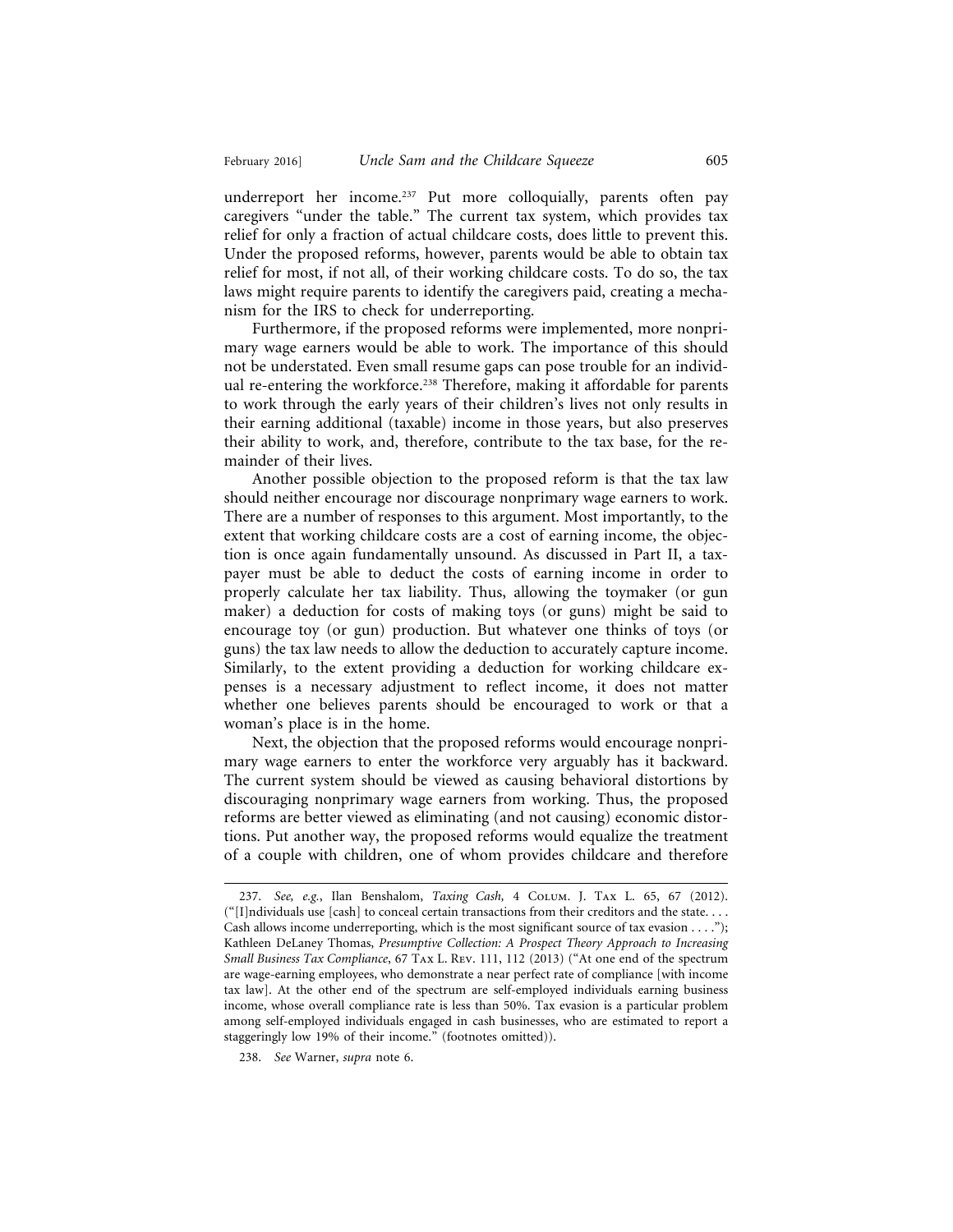underreport her income.[237] Put more colloquially, parents often pay caregivers "under the table." The current tax system, which provides tax relief for only a fraction of actual childcare costs, does little to prevent this. Under the proposed reforms, however, parents would be able to obtain tax relief for most, if not all, of their working childcare costs. To do so, the tax laws might require parents to identify the caregivers paid, creating a mechanism for the IRS to check for underreporting.

Furthermore, if the proposed reforms were implemented, more nonprimary wage earners would be able to work. The importance of this should not be understated. Even small resume gaps can pose trouble for an individual re-entering the workforce.[238] Therefore, making it affordable for parents to work through the early years of their children's lives not only results in their earning additional (taxable) income in those years, but also preserves their ability to work, and, therefore, contribute to the tax base, for the remainder of their lives.

Another possible objection to the proposed reform is that the tax law should neither encourage nor discourage nonprimary wage earners to work. There are a number of responses to this argument. Most importantly, to the extent that working childcare costs are a cost of earning income, the objection is once again fundamentally unsound. As discussed in Part II, a taxpayer must be able to deduct the costs of earning income in order to properly calculate her tax liability. Thus, allowing the toymaker (or gun maker) a deduction for costs of making toys (or guns) might be said to encourage toy (or gun) production. But whatever one thinks of toys (or guns) the tax law needs to allow the deduction to accurately capture income. Similarly, to the extent providing a deduction for working childcare expenses is a necessary adjustment to reflect income, it does not matter whether one believes parents should be encouraged to work or that a woman's place is in the home.

Next, the objection that the proposed reforms would encourage nonprimary wage earners to enter the workforce very arguably has it backward. The current system should be viewed as causing behavioral distortions by discouraging nonprimary wage earners from working. Thus, the proposed reforms are better viewed as eliminating (and not causing) economic distortions. Put another way, the proposed reforms would equalize the treatment of a couple with children, one of whom provides childcare and therefore

237. *See, e.g.*, Ilan Benshalom, *Taxing Cash*, 4 Colum. J. Tax L. 65, 67 (2012). ("[I]ndividuals use [cash] to conceal certain transactions from their creditors and the state. . . . Cash allows income underreporting, which is the most significant source of tax evasion . . . ."); Kathleen DeLaney Thomas, *Presumptive Collection: A Prospect Theory Approach to Increasing Small Business Tax Compliance*, 67 Tax L. Rev. 111, 112 (2013) ("At one end of the spectrum are wage-earning employees, who demonstrate a near perfect rate of compliance [with income tax law]. At the other end of the spectrum are self-employed individuals earning business income, whose overall compliance rate is less than 50%. Tax evasion is a particular problem among self-employed individuals engaged in cash businesses, who are estimated to report a staggeringly low 19% of their income." (footnotes omitted)).

238. *See* Warner, *supra* note 6.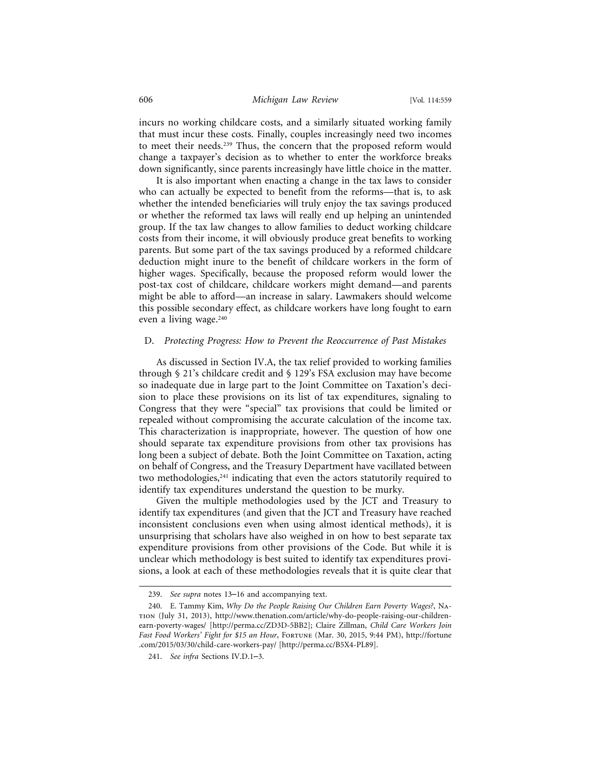incurs no working childcare costs, and a similarly situated working family that must incur these costs. Finally, couples increasingly need two incomes to meet their needs.[239] Thus, the concern that the proposed reform would change a taxpayer's decision as to whether to enter the workforce breaks down significantly, since parents increasingly have little choice in the matter.

It is also important when enacting a change in the tax laws to consider who can actually be expected to benefit from the reforms—that is, to ask whether the intended beneficiaries will truly enjoy the tax savings produced or whether the reformed tax laws will really end up helping an unintended group. If the tax law changes to allow families to deduct working childcare costs from their income, it will obviously produce great benefits to working parents. But some part of the tax savings produced by a reformed childcare deduction might inure to the benefit of childcare workers in the form of higher wages. Specifically, because the proposed reform would lower the post-tax cost of childcare, childcare workers might demand—and parents might be able to afford—an increase in salary. Lawmakers should welcome this possible secondary effect, as childcare workers have long fought to earn even a living wage.[240]

### D. *Protecting Progress: How to Prevent the Reoccurrence of Past Mistakes*

As discussed in Section IV.A, the tax relief provided to working families through § 21's childcare credit and § 129's FSA exclusion may have become so inadequate due in large part to the Joint Committee on Taxation's decision to place these provisions on its list of tax expenditures, signaling to Congress that they were "special" tax provisions that could be limited or repealed without compromising the accurate calculation of the income tax. This characterization is inappropriate, however. The question of how one should separate tax expenditure provisions from other tax provisions has long been a subject of debate. Both the Joint Committee on Taxation, acting on behalf of Congress, and the Treasury Department have vacillated between two methodologies,[241] indicating that even the actors statutorily required to identify tax expenditures understand the question to be murky.

Given the multiple methodologies used by the JCT and Treasury to identify tax expenditures (and given that the JCT and Treasury have reached inconsistent conclusions even when using almost identical methods), it is unsurprising that scholars have also weighed in on how to best separate tax expenditure provisions from other provisions of the Code. But while it is unclear which methodology is best suited to identify tax expenditures provisions, a look at each of these methodologies reveals that it is quite clear that

---

239. *See supra* notes 13–16 and accompanying text.

240. E. Tammy Kim, *Why Do the People Raising Our Children Earn Poverty Wages?*, Nation (July 31, 2013), http://www.thenation.com/article/why-do-people-raising-our-children-earn-poverty-wages/ [http://perma.cc/ZD3D-5BB2]; Claire Zillman, *Child Care Workers Join Fast Food Workers' Fight for $15 an Hour*, Fortune (Mar. 30, 2015, 9:44 PM), http://fortune.com/2015/03/30/child-care-workers-pay/ [http://perma.cc/B5X4-PL89].

241. *See infra* Sections IV.D.1–3.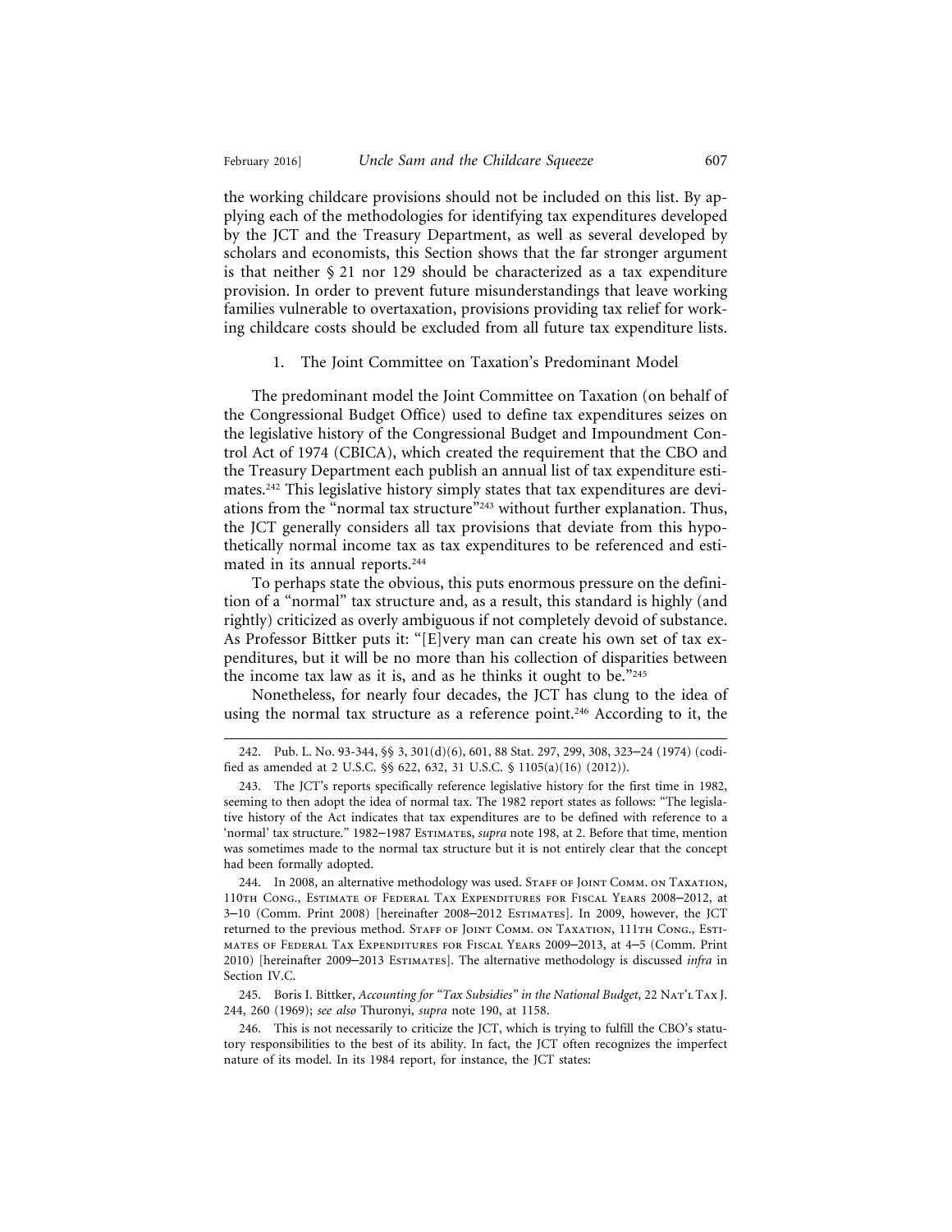the working childcare provisions should not be included on this list. By applying each of the methodologies for identifying tax expenditures developed by the JCT and the Treasury Department, as well as several developed by scholars and economists, this Section shows that the far stronger argument is that neither § 21 nor 129 should be characterized as a tax expenditure provision. In order to prevent future misunderstandings that leave working families vulnerable to overtaxation, provisions providing tax relief for working childcare costs should be excluded from all future tax expenditure lists.

### 1. The Joint Committee on Taxation's Predominant Model

The predominant model the Joint Committee on Taxation (on behalf of the Congressional Budget Office) used to define tax expenditures seizes on the legislative history of the Congressional Budget and Impoundment Control Act of 1974 (CBICA), which created the requirement that the CBO and the Treasury Department each publish an annual list of tax expenditure estimates.[242] This legislative history simply states that tax expenditures are deviations from the "normal tax structure"[243] without further explanation. Thus, the JCT generally considers all tax provisions that deviate from this hypothetically normal income tax as tax expenditures to be referenced and estimated in its annual reports.[244]

To perhaps state the obvious, this puts enormous pressure on the definition of a "normal" tax structure and, as a result, this standard is highly (and rightly) criticized as overly ambiguous if not completely devoid of substance. As Professor Bittker puts it: "[E]very man can create his own set of tax expenditures, but it will be no more than his collection of disparities between the income tax law as it is, and as he thinks it ought to be."[245]

Nonetheless, for nearly four decades, the JCT has clung to the idea of using the normal tax structure as a reference point.[246] According to it, the

---

242. Pub. L. No. 93-344, §§ 3, 301(d)(6), 601, 88 Stat. 297, 299, 308, 323–24 (1974) (codified as amended at 2 U.S.C. §§ 622, 632, 31 U.S.C. § 1105(a)(16) (2012)).

243. The JCT's reports specifically reference legislative history for the first time in 1982, seeming to then adopt the idea of normal tax. The 1982 report states as follows: "The legislative history of the Act indicates that tax expenditures are to be defined with reference to a 'normal' tax structure." 1982–1987 Estimates, *supra* note 198, at 2. Before that time, mention was sometimes made to the normal tax structure but it is not entirely clear that the concept had been formally adopted.

244. In 2008, an alternative methodology was used. Staff of Joint Comm. on Taxation, 110th Cong., Estimate of Federal Tax Expenditures for Fiscal Years 2008–2012, at 3–10 (Comm. Print 2008) [hereinafter 2008–2012 Estimates]. In 2009, however, the JCT returned to the previous method. Staff of Joint Comm. on Taxation, 111th Cong., Estimates of Federal Tax Expenditures for Fiscal Years 2009–2013, at 4–5 (Comm. Print 2010) [hereinafter 2009–2013 Estimates]. The alternative methodology is discussed *infra* in Section IV.C.

245. Boris I. Bittker, *Accounting for "Tax Subsidies" in the National Budget*, 22 Nat'l Tax J. 244, 260 (1969); *see also* Thuronyi, *supra* note 190, at 1158.

246. This is not necessarily to criticize the JCT, which is trying to fulfill the CBO's statutory responsibilities to the best of its ability. In fact, the JCT often recognizes the imperfect nature of its model. In its 1984 report, for instance, the JCT states: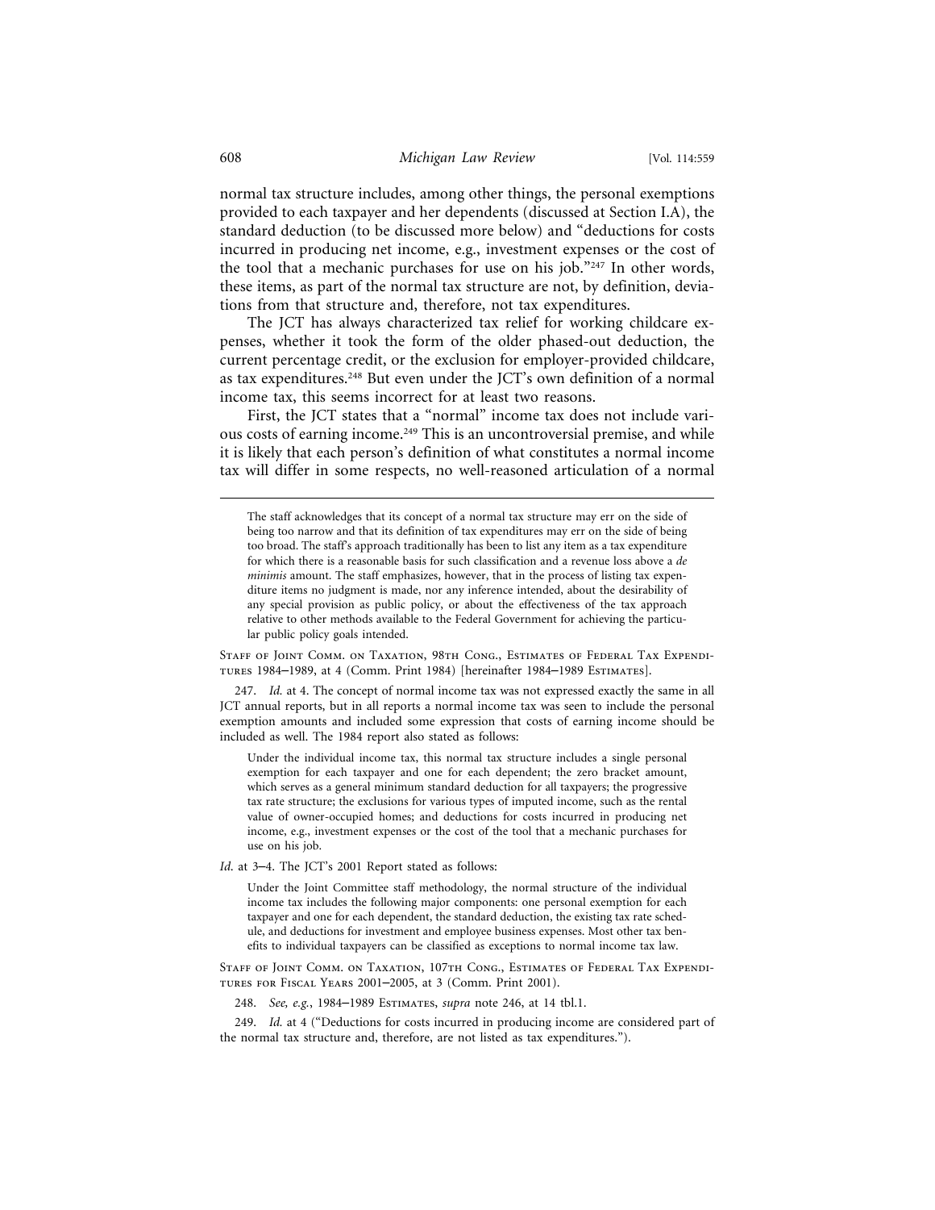normal tax structure includes, among other things, the personal exemptions provided to each taxpayer and her dependents (discussed at Section I.A), the standard deduction (to be discussed more below) and "deductions for costs incurred in producing net income, e.g., investment expenses or the cost of the tool that a mechanic purchases for use on his job."[247] In other words, these items, as part of the normal tax structure are not, by definition, deviations from that structure and, therefore, not tax expenditures.

The JCT has always characterized tax relief for working childcare expenses, whether it took the form of the older phased-out deduction, the current percentage credit, or the exclusion for employer-provided childcare, as tax expenditures.[248] But even under the JCT's own definition of a normal income tax, this seems incorrect for at least two reasons.

First, the JCT states that a "normal" income tax does not include various costs of earning income.[249] This is an uncontroversial premise, and while it is likely that each person's definition of what constitutes a normal income tax will differ in some respects, no well-reasoned articulation of a normal

---

> The staff acknowledges that its concept of a normal tax structure may err on the side of being too narrow and that its definition of tax expenditures may err on the side of being too broad. The staff's approach traditionally has been to list any item as a tax expenditure for which there is a reasonable basis for such classification and a revenue loss above a *de minimis* amount. The staff emphasizes, however, that in the process of listing tax expenditure items no judgment is made, nor any inference intended, about the desirability of any special provision as public policy, or about the effectiveness of the tax approach relative to other methods available to the Federal Government for achieving the particular public policy goals intended.

Staff of Joint Comm. on Taxation, 98th Cong., Estimates of Federal Tax Expenditures 1984–1989, at 4 (Comm. Print 1984) [hereinafter 1984–1989 Estimates].

247. *Id.* at 4. The concept of normal income tax was not expressed exactly the same in all JCT annual reports, but in all reports a normal income tax was seen to include the personal exemption amounts and included some expression that costs of earning income should be included as well. The 1984 report also stated as follows:

> Under the individual income tax, this normal tax structure includes a single personal exemption for each taxpayer and one for each dependent; the zero bracket amount, which serves as a general minimum standard deduction for all taxpayers; the progressive tax rate structure; the exclusions for various types of imputed income, such as the rental value of owner-occupied homes; and deductions for costs incurred in producing net income, e.g., investment expenses or the cost of the tool that a mechanic purchases for use on his job.

*Id.* at 3–4. The JCT's 2001 Report stated as follows:

> Under the Joint Committee staff methodology, the normal structure of the individual income tax includes the following major components: one personal exemption for each taxpayer and one for each dependent, the standard deduction, the existing tax rate schedule, and deductions for investment and employee business expenses. Most other tax benefits to individual taxpayers can be classified as exceptions to normal income tax law.

Staff of Joint Comm. on Taxation, 107th Cong., Estimates of Federal Tax Expenditures for Fiscal Years 2001–2005, at 3 (Comm. Print 2001).

248. *See, e.g.*, 1984–1989 Estimates, *supra* note 246, at 14 tbl.1.

249. *Id.* at 4 ("Deductions for costs incurred in producing income are considered part of the normal tax structure and, therefore, are not listed as tax expenditures.").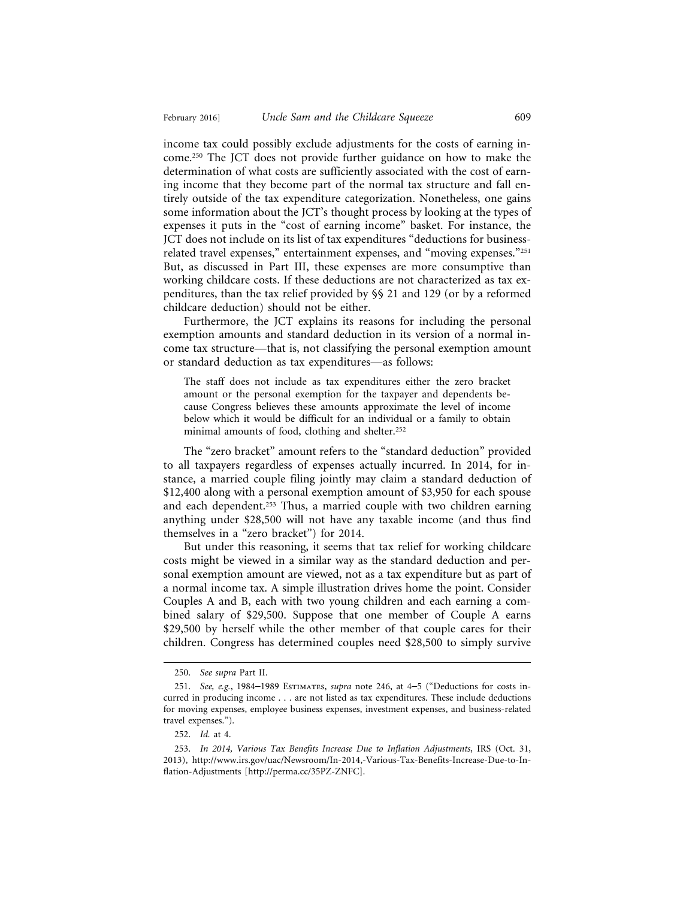income tax could possibly exclude adjustments for the costs of earning income.[250] The JCT does not provide further guidance on how to make the determination of what costs are sufficiently associated with the cost of earning income that they become part of the normal tax structure and fall entirely outside of the tax expenditure categorization. Nonetheless, one gains some information about the JCT's thought process by looking at the types of expenses it puts in the "cost of earning income" basket. For instance, the JCT does not include on its list of tax expenditures "deductions for business-related travel expenses," entertainment expenses, and "moving expenses."[251] But, as discussed in Part III, these expenses are more consumptive than working childcare costs. If these deductions are not characterized as tax expenditures, than the tax relief provided by §§ 21 and 129 (or by a reformed childcare deduction) should not be either.

Furthermore, the JCT explains its reasons for including the personal exemption amounts and standard deduction in its version of a normal income tax structure—that is, not classifying the personal exemption amount or standard deduction as tax expenditures—as follows:

> The staff does not include as tax expenditures either the zero bracket amount or the personal exemption for the taxpayer and dependents because Congress believes these amounts approximate the level of income below which it would be difficult for an individual or a family to obtain minimal amounts of food, clothing and shelter.[252]

The "zero bracket" amount refers to the "standard deduction" provided to all taxpayers regardless of expenses actually incurred. In 2014, for instance, a married couple filing jointly may claim a standard deduction of $12,400 along with a personal exemption amount of $3,950 for each spouse and each dependent.[253] Thus, a married couple with two children earning anything under $28,500 will not have any taxable income (and thus find themselves in a "zero bracket") for 2014.

But under this reasoning, it seems that tax relief for working childcare costs might be viewed in a similar way as the standard deduction and personal exemption amount are viewed, not as a tax expenditure but as part of a normal income tax. A simple illustration drives home the point. Consider Couples A and B, each with two young children and each earning a combined salary of $29,500. Suppose that one member of Couple A earns $29,500 by herself while the other member of that couple cares for their children. Congress has determined couples need $28,500 to simply survive

---

250. *See supra* Part II.

251. *See, e.g.*, 1984–1989 Estimates, *supra* note 246, at 4–5 ("Deductions for costs incurred in producing income . . . are not listed as tax expenditures. These include deductions for moving expenses, employee business expenses, investment expenses, and business-related travel expenses.").

252. *Id.* at 4.

253. *In 2014, Various Tax Benefits Increase Due to Inflation Adjustments*, IRS (Oct. 31, 2013), http://www.irs.gov/uac/Newsroom/In-2014,-Various-Tax-Benefits-Increase-Due-to-Inflation-Adjustments [http://perma.cc/35PZ-ZNFC].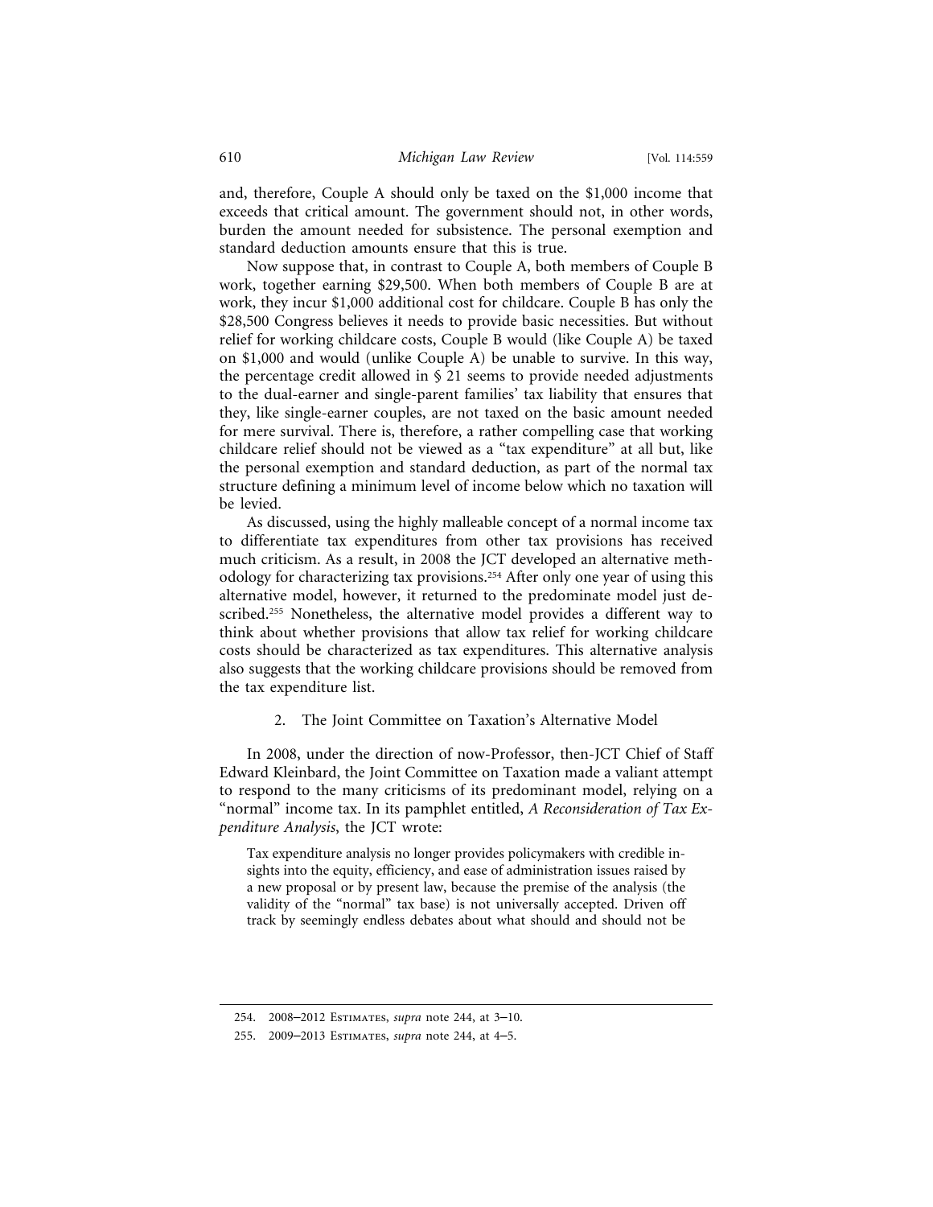and, therefore, Couple A should only be taxed on the $1,000 income that exceeds that critical amount. The government should not, in other words, burden the amount needed for subsistence. The personal exemption and standard deduction amounts ensure that this is true.

Now suppose that, in contrast to Couple A, both members of Couple B work, together earning $29,500. When both members of Couple B are at work, they incur $1,000 additional cost for childcare. Couple B has only the $28,500 Congress believes it needs to provide basic necessities. But without relief for working childcare costs, Couple B would (like Couple A) be taxed on $1,000 and would (unlike Couple A) be unable to survive. In this way, the percentage credit allowed in § 21 seems to provide needed adjustments to the dual-earner and single-parent families' tax liability that ensures that they, like single-earner couples, are not taxed on the basic amount needed for mere survival. There is, therefore, a rather compelling case that working childcare relief should not be viewed as a "tax expenditure" at all but, like the personal exemption and standard deduction, as part of the normal tax structure defining a minimum level of income below which no taxation will be levied.

As discussed, using the highly malleable concept of a normal income tax to differentiate tax expenditures from other tax provisions has received much criticism. As a result, in 2008 the JCT developed an alternative methodology for characterizing tax provisions.[254] After only one year of using this alternative model, however, it returned to the predominate model just described.[255] Nonetheless, the alternative model provides a different way to think about whether provisions that allow tax relief for working childcare costs should be characterized as tax expenditures. This alternative analysis also suggests that the working childcare provisions should be removed from the tax expenditure list.

### 2. The Joint Committee on Taxation's Alternative Model

In 2008, under the direction of now-Professor, then-JCT Chief of Staff Edward Kleinbard, the Joint Committee on Taxation made a valiant attempt to respond to the many criticisms of its predominant model, relying on a "normal" income tax. In its pamphlet entitled, *A Reconsideration of Tax Expenditure Analysis*, the JCT wrote:

> Tax expenditure analysis no longer provides policymakers with credible insights into the equity, efficiency, and ease of administration issues raised by a new proposal or by present law, because the premise of the analysis (the validity of the "normal" tax base) is not universally accepted. Driven off track by seemingly endless debates about what should and should not be

254. 2008–2012 Estimates, *supra* note 244, at 3–10.

255. 2009–2013 Estimates, *supra* note 244, at 4–5.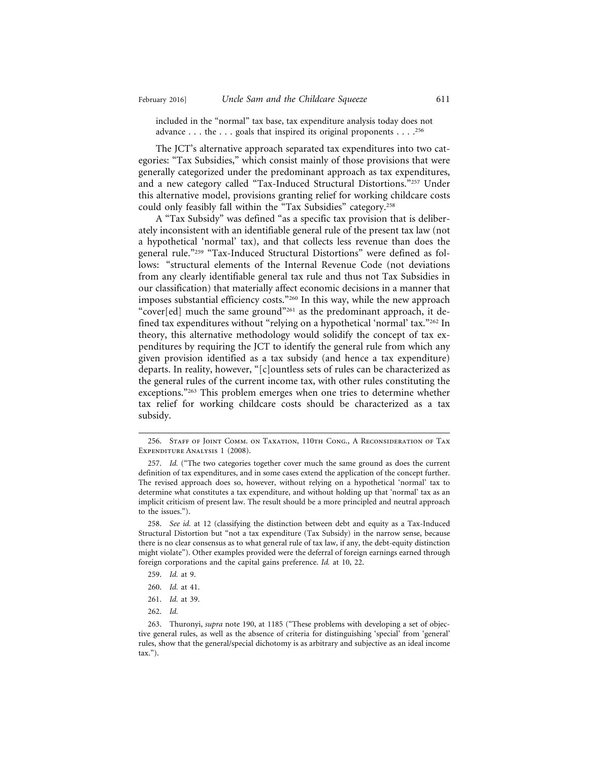included in the "normal" tax base, tax expenditure analysis today does not advance . . . the . . . goals that inspired its original proponents . . . .[256]

The JCT's alternative approach separated tax expenditures into two categories: "Tax Subsidies," which consist mainly of those provisions that were generally categorized under the predominant approach as tax expenditures, and a new category called "Tax-Induced Structural Distortions."[257] Under this alternative model, provisions granting relief for working childcare costs could only feasibly fall within the "Tax Subsidies" category.[258]

A "Tax Subsidy" was defined "as a specific tax provision that is deliberately inconsistent with an identifiable general rule of the present tax law (not a hypothetical 'normal' tax), and that collects less revenue than does the general rule."[259] "Tax-Induced Structural Distortions" were defined as follows: "structural elements of the Internal Revenue Code (not deviations from any clearly identifiable general tax rule and thus not Tax Subsidies in our classification) that materially affect economic decisions in a manner that imposes substantial efficiency costs."[260] In this way, while the new approach "cover[ed] much the same ground"[261] as the predominant approach, it defined tax expenditures without "relying on a hypothetical 'normal' tax."[262] In theory, this alternative methodology would solidify the concept of tax expenditures by requiring the JCT to identify the general rule from which any given provision identified as a tax subsidy (and hence a tax expenditure) departs. In reality, however, "[c]ountless sets of rules can be characterized as the general rules of the current income tax, with other rules constituting the exceptions."[263] This problem emerges when one tries to determine whether tax relief for working childcare costs should be characterized as a tax subsidy.

---

256. Staff of Joint Comm. on Taxation, 110th Cong., A Reconsideration of Tax Expenditure Analysis 1 (2008).

257. *Id.* ("The two categories together cover much the same ground as does the current definition of tax expenditures, and in some cases extend the application of the concept further. The revised approach does so, however, without relying on a hypothetical 'normal' tax to determine what constitutes a tax expenditure, and without holding up that 'normal' tax as an implicit criticism of present law. The result should be a more principled and neutral approach to the issues.").

258. *See id.* at 12 (classifying the distinction between debt and equity as a Tax-Induced Structural Distortion but "not a tax expenditure (Tax Subsidy) in the narrow sense, because there is no clear consensus as to what general rule of tax law, if any, the debt-equity distinction might violate"). Other examples provided were the deferral of foreign earnings earned through foreign corporations and the capital gains preference. *Id.* at 10, 22.

259. *Id.* at 9.

260. *Id.* at 41.

261. *Id.* at 39.

262. *Id.*

263. Thuronyi, *supra* note 190, at 1185 ("These problems with developing a set of objective general rules, as well as the absence of criteria for distinguishing 'special' from 'general' rules, show that the general/special dichotomy is as arbitrary and subjective as an ideal income tax.").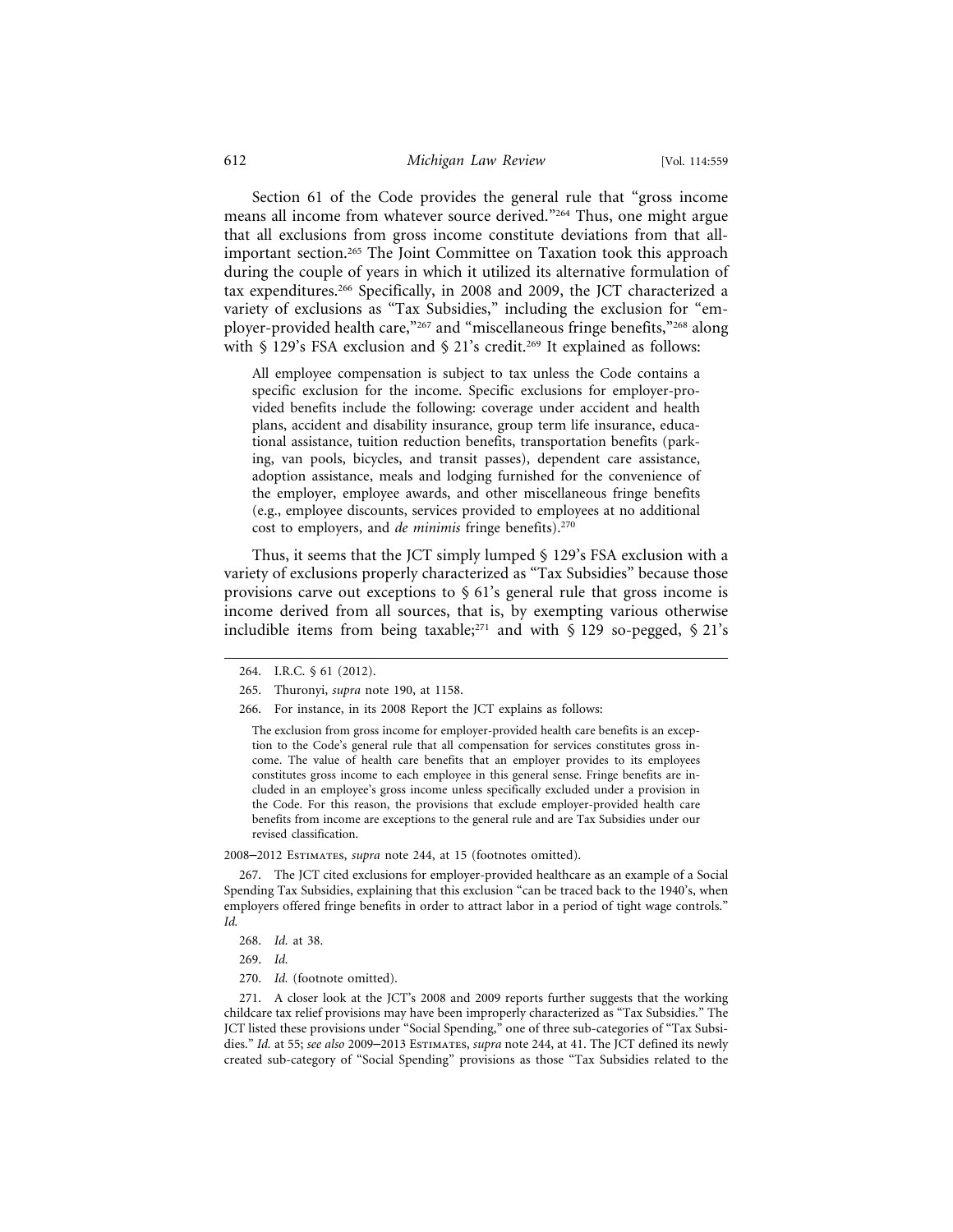Section 61 of the Code provides the general rule that "gross income means all income from whatever source derived."[264] Thus, one might argue that all exclusions from gross income constitute deviations from that all-important section.[265] The Joint Committee on Taxation took this approach during the couple of years in which it utilized its alternative formulation of tax expenditures.[266] Specifically, in 2008 and 2009, the JCT characterized a variety of exclusions as "Tax Subsidies," including the exclusion for "employer-provided health care,"[267] and "miscellaneous fringe benefits,"[268] along with § 129's FSA exclusion and § 21's credit.[269] It explained as follows:

> All employee compensation is subject to tax unless the Code contains a specific exclusion for the income. Specific exclusions for employer-provided benefits include the following: coverage under accident and health plans, accident and disability insurance, group term life insurance, educational assistance, tuition reduction benefits, transportation benefits (parking, van pools, bicycles, and transit passes), dependent care assistance, adoption assistance, meals and lodging furnished for the convenience of the employer, employee awards, and other miscellaneous fringe benefits (e.g., employee discounts, services provided to employees at no additional cost to employers, and *de minimis* fringe benefits).[270]

Thus, it seems that the JCT simply lumped § 129's FSA exclusion with a variety of exclusions properly characterized as "Tax Subsidies" because those provisions carve out exceptions to § 61's general rule that gross income is income derived from all sources, that is, by exempting various otherwise includible items from being taxable;[271] and with § 129 so-pegged, § 21's

---

264. I.R.C. § 61 (2012).

265. Thuronyi, *supra* note 190, at 1158.

266. For instance, in its 2008 Report the JCT explains as follows:

> The exclusion from gross income for employer-provided health care benefits is an exception to the Code's general rule that all compensation for services constitutes gross income. The value of health care benefits that an employer provides to its employees constitutes gross income to each employee in this general sense. Fringe benefits are included in an employee's gross income unless specifically excluded under a provision in the Code. For this reason, the provisions that exclude employer-provided health care benefits from income are exceptions to the general rule and are Tax Subsidies under our revised classification.

2008–2012 Estimates, *supra* note 244, at 15 (footnotes omitted).

267. The JCT cited exclusions for employer-provided healthcare as an example of a Social Spending Tax Subsidies, explaining that this exclusion "can be traced back to the 1940's, when employers offered fringe benefits in order to attract labor in a period of tight wage controls." *Id.*

268. *Id.* at 38.

269. *Id.*

270. *Id.* (footnote omitted).

271. A closer look at the JCT's 2008 and 2009 reports further suggests that the working childcare tax relief provisions may have been improperly characterized as "Tax Subsidies." The JCT listed these provisions under "Social Spending," one of three sub-categories of "Tax Subsidies." *Id.* at 55; *see also* 2009–2013 Estimates, *supra* note 244, at 41. The JCT defined its newly created sub-category of "Social Spending" provisions as those "Tax Subsidies related to the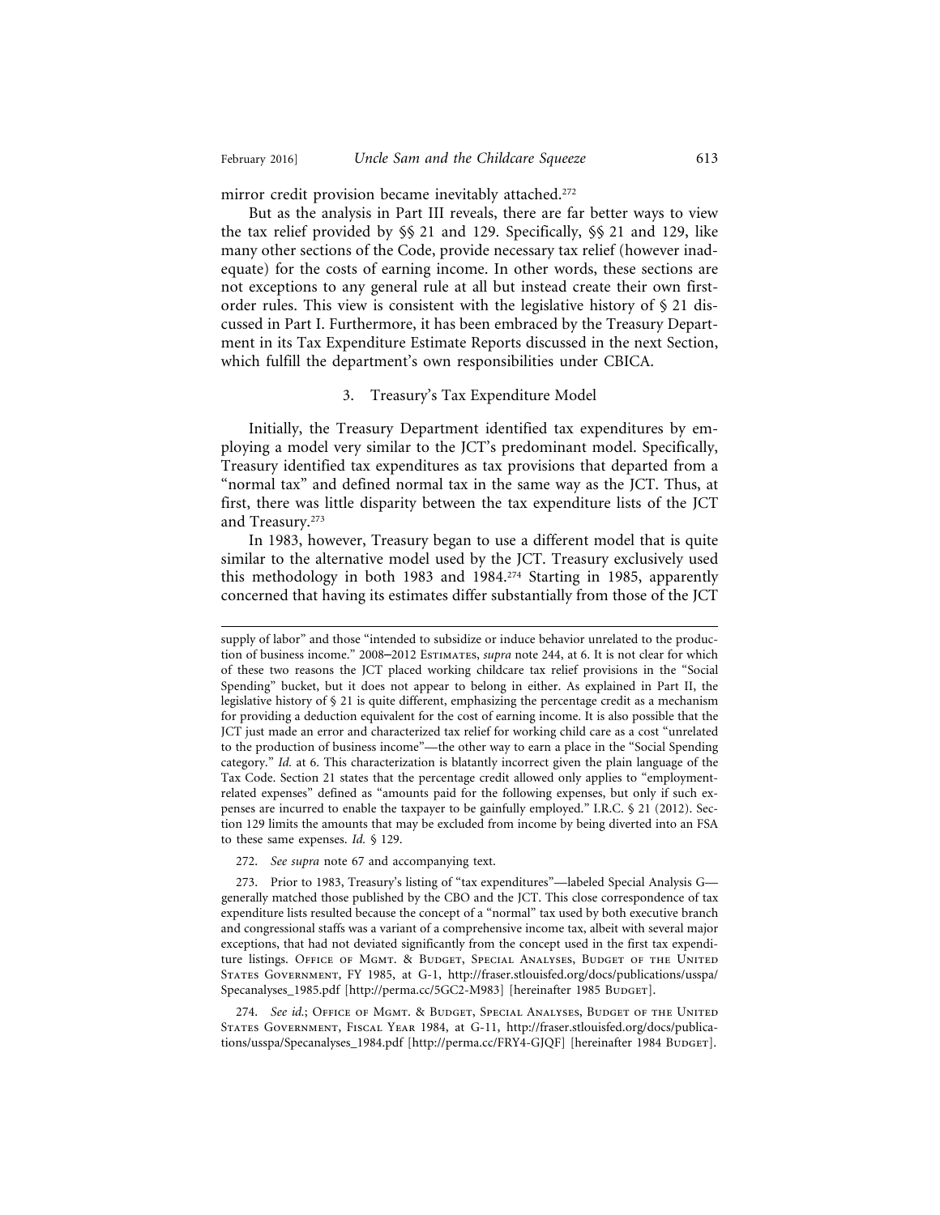mirror credit provision became inevitably attached.[272]

But as the analysis in Part III reveals, there are far better ways to view the tax relief provided by §§ 21 and 129. Specifically, §§ 21 and 129, like many other sections of the Code, provide necessary tax relief (however inadequate) for the costs of earning income. In other words, these sections are not exceptions to any general rule at all but instead create their own first-order rules. This view is consistent with the legislative history of § 21 discussed in Part I. Furthermore, it has been embraced by the Treasury Department in its Tax Expenditure Estimate Reports discussed in the next Section, which fulfill the department's own responsibilities under CBICA.

### 3. Treasury's Tax Expenditure Model

Initially, the Treasury Department identified tax expenditures by employing a model very similar to the JCT's predominant model. Specifically, Treasury identified tax expenditures as tax provisions that departed from a "normal tax" and defined normal tax in the same way as the JCT. Thus, at first, there was little disparity between the tax expenditure lists of the JCT and Treasury.[273]

In 1983, however, Treasury began to use a different model that is quite similar to the alternative model used by the JCT. Treasury exclusively used this methodology in both 1983 and 1984.[274] Starting in 1985, apparently concerned that having its estimates differ substantially from those of the JCT

---

supply of labor" and those "intended to subsidize or induce behavior unrelated to the production of business income." 2008–2012 Estimates, *supra* note 244, at 6. It is not clear for which of these two reasons the JCT placed working childcare tax relief provisions in the "Social Spending" bucket, but it does not appear to belong in either. As explained in Part II, the legislative history of § 21 is quite different, emphasizing the percentage credit as a mechanism for providing a deduction equivalent for the cost of earning income. It is also possible that the JCT just made an error and characterized tax relief for working child care as a cost "unrelated to the production of business income"—the other way to earn a place in the "Social Spending category." *Id.* at 6. This characterization is blatantly incorrect given the plain language of the Tax Code. Section 21 states that the percentage credit allowed only applies to "employment-related expenses" defined as "amounts paid for the following expenses, but only if such expenses are incurred to enable the taxpayer to be gainfully employed." I.R.C. § 21 (2012). Section 129 limits the amounts that may be excluded from income by being diverted into an FSA to these same expenses. *Id.* § 129.

272. *See supra* note 67 and accompanying text.

273. Prior to 1983, Treasury's listing of "tax expenditures"—labeled Special Analysis G—generally matched those published by the CBO and the JCT. This close correspondence of tax expenditure lists resulted because the concept of a "normal" tax used by both executive branch and congressional staffs was a variant of a comprehensive income tax, albeit with several major exceptions, that had not deviated significantly from the concept used in the first tax expenditure listings. Office of Mgmt. & Budget, Special Analyses, Budget of the United States Government, FY 1985, at G-1, http://fraser.stlouisfed.org/docs/publications/usspa/Specanalyses_1985.pdf [http://perma.cc/5GC2-M983] [hereinafter 1985 Budget].

274. *See id.*; Office of Mgmt. & Budget, Special Analyses, Budget of the United States Government, Fiscal Year 1984, at G-11, http://fraser.stlouisfed.org/docs/publications/usspa/Specanalyses_1984.pdf [http://perma.cc/FRY4-GJQF] [hereinafter 1984 Budget].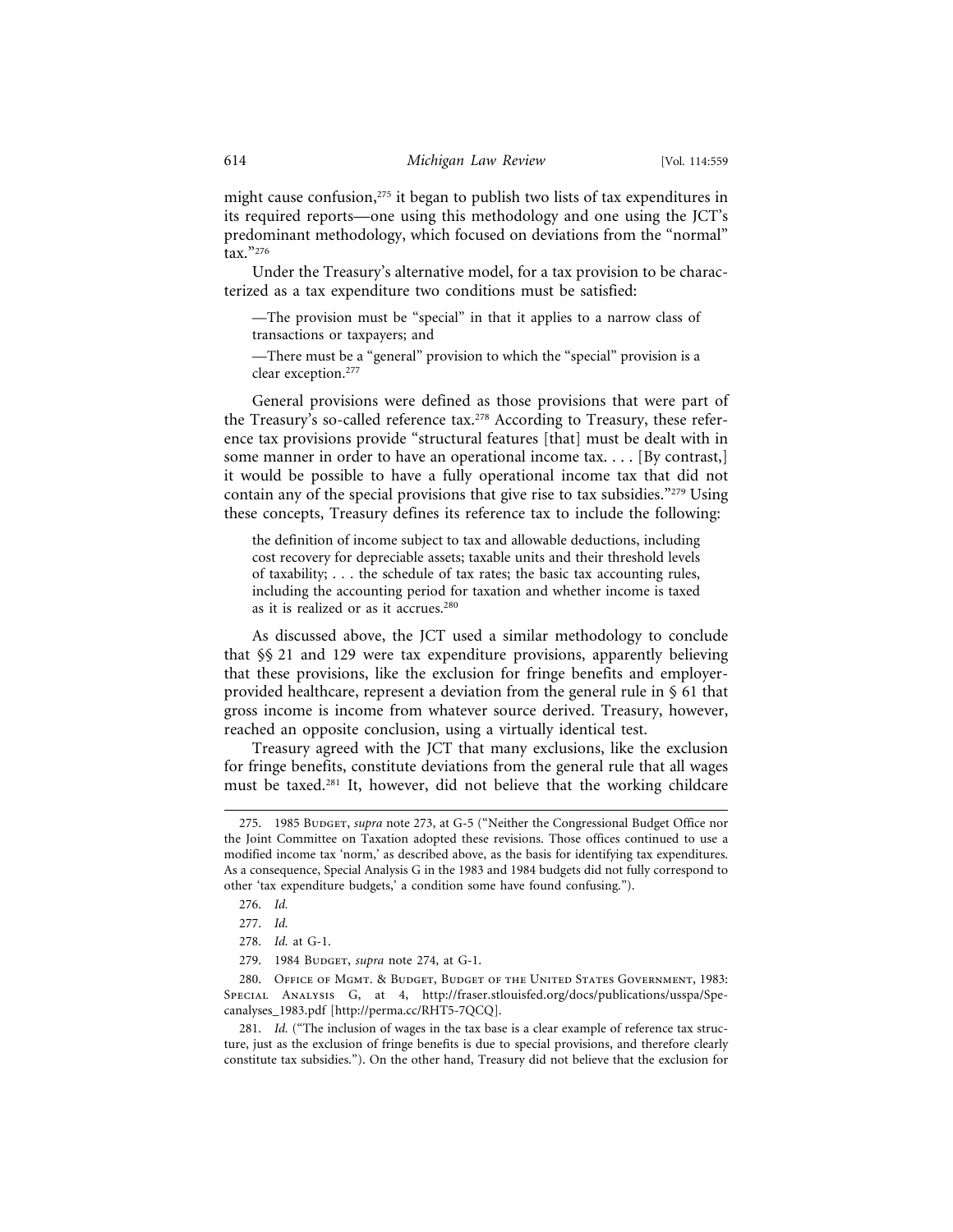might cause confusion,[275] it began to publish two lists of tax expenditures in its required reports—one using this methodology and one using the JCT's predominant methodology, which focused on deviations from the "normal" tax."[276]

Under the Treasury's alternative model, for a tax provision to be characterized as a tax expenditure two conditions must be satisfied:

> —The provision must be "special" in that it applies to a narrow class of transactions or taxpayers; and
>
> —There must be a "general" provision to which the "special" provision is a clear exception.[277]

General provisions were defined as those provisions that were part of the Treasury's so-called reference tax.[278] According to Treasury, these reference tax provisions provide "structural features [that] must be dealt with in some manner in order to have an operational income tax. . . . [By contrast,] it would be possible to have a fully operational income tax that did not contain any of the special provisions that give rise to tax subsidies."[279] Using these concepts, Treasury defines its reference tax to include the following:

> the definition of income subject to tax and allowable deductions, including cost recovery for depreciable assets; taxable units and their threshold levels of taxability; . . . the schedule of tax rates; the basic tax accounting rules, including the accounting period for taxation and whether income is taxed as it is realized or as it accrues.[280]

As discussed above, the JCT used a similar methodology to conclude that §§ 21 and 129 were tax expenditure provisions, apparently believing that these provisions, like the exclusion for fringe benefits and employer-provided healthcare, represent a deviation from the general rule in § 61 that gross income is income from whatever source derived. Treasury, however, reached an opposite conclusion, using a virtually identical test.

Treasury agreed with the JCT that many exclusions, like the exclusion for fringe benefits, constitute deviations from the general rule that all wages must be taxed.[281] It, however, did not believe that the working childcare

---

275. 1985 Budget, *supra* note 273, at G-5 ("Neither the Congressional Budget Office nor the Joint Committee on Taxation adopted these revisions. Those offices continued to use a modified income tax 'norm,' as described above, as the basis for identifying tax expenditures. As a consequence, Special Analysis G in the 1983 and 1984 budgets did not fully correspond to other 'tax expenditure budgets,' a condition some have found confusing.").

276. *Id.*

277. *Id.*

278. *Id.* at G-1.

279. 1984 Budget, *supra* note 274, at G-1.

280. Office of Mgmt. & Budget, Budget of the United States Government, 1983: Special Analysis G, at 4, http://fraser.stlouisfed.org/docs/publications/usspa/Specanalyses_1983.pdf [http://perma.cc/RHT5-7QCQ].

281. *Id.* ("The inclusion of wages in the tax base is a clear example of reference tax structure, just as the exclusion of fringe benefits is due to special provisions, and therefore clearly constitute tax subsidies."). On the other hand, Treasury did not believe that the exclusion for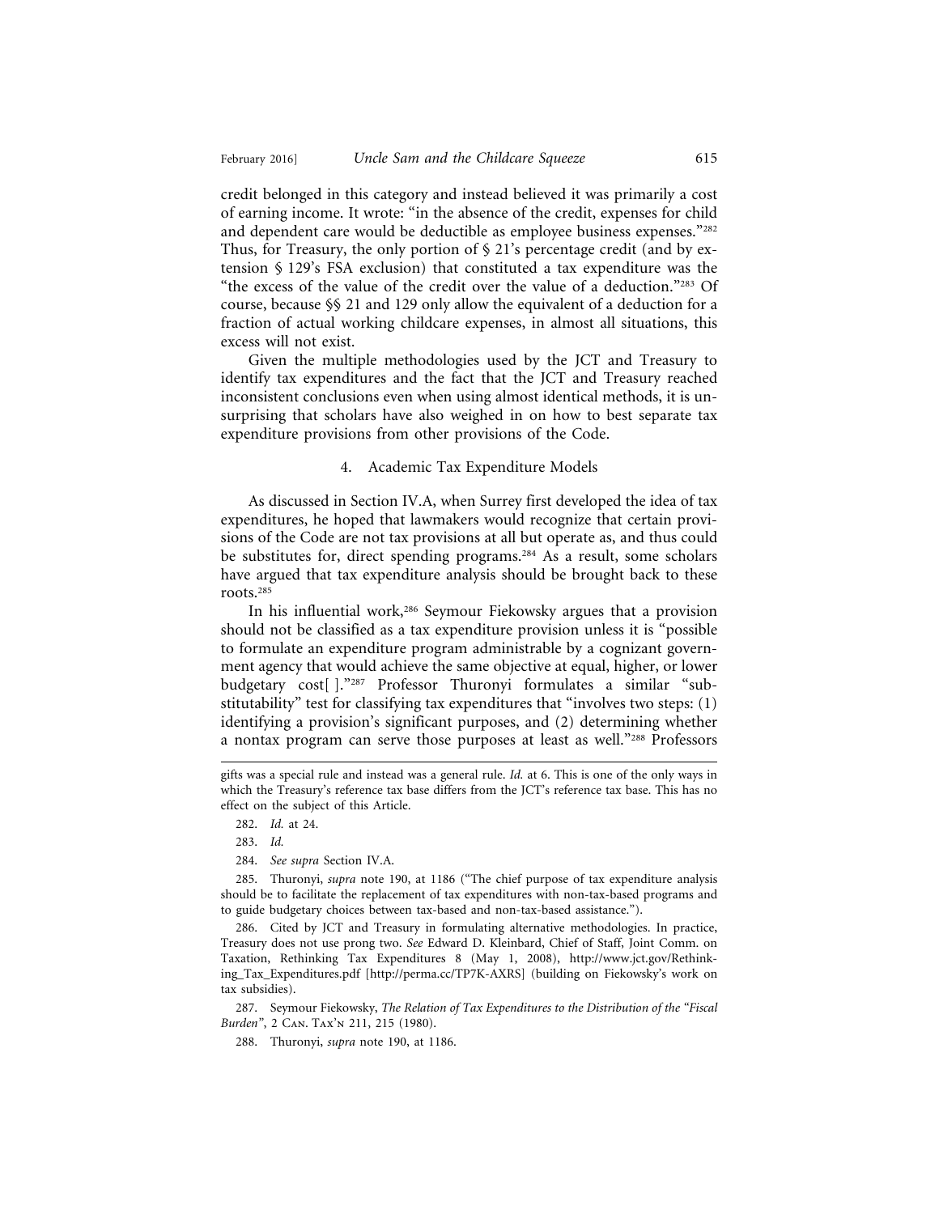credit belonged in this category and instead believed it was primarily a cost of earning income. It wrote: "in the absence of the credit, expenses for child and dependent care would be deductible as employee business expenses."[282] Thus, for Treasury, the only portion of § 21's percentage credit (and by extension § 129's FSA exclusion) that constituted a tax expenditure was the "the excess of the value of the credit over the value of a deduction."[283] Of course, because §§ 21 and 129 only allow the equivalent of a deduction for a fraction of actual working childcare expenses, in almost all situations, this excess will not exist.

Given the multiple methodologies used by the JCT and Treasury to identify tax expenditures and the fact that the JCT and Treasury reached inconsistent conclusions even when using almost identical methods, it is unsurprising that scholars have also weighed in on how to best separate tax expenditure provisions from other provisions of the Code.

#### 4. Academic Tax Expenditure Models

As discussed in Section IV.A, when Surrey first developed the idea of tax expenditures, he hoped that lawmakers would recognize that certain provisions of the Code are not tax provisions at all but operate as, and thus could be substitutes for, direct spending programs.[284] As a result, some scholars have argued that tax expenditure analysis should be brought back to these roots.[285]

In his influential work,[286] Seymour Fiekowsky argues that a provision should not be classified as a tax expenditure provision unless it is "possible to formulate an expenditure program administrable by a cognizant government agency that would achieve the same objective at equal, higher, or lower budgetary cost[ ]."[287] Professor Thuronyi formulates a similar "substitutability" test for classifying tax expenditures that "involves two steps: (1) identifying a provision's significant purposes, and (2) determining whether a nontax program can serve those purposes at least as well."[288] Professors

---

gifts was a special rule and instead was a general rule. *Id.* at 6. This is one of the only ways in which the Treasury's reference tax base differs from the JCT's reference tax base. This has no effect on the subject of this Article.

282. *Id.* at 24.

283. *Id.*

284. *See supra* Section IV.A.

285. Thuronyi, *supra* note 190, at 1186 ("The chief purpose of tax expenditure analysis should be to facilitate the replacement of tax expenditures with non-tax-based programs and to guide budgetary choices between tax-based and non-tax-based assistance.").

286. Cited by JCT and Treasury in formulating alternative methodologies. In practice, Treasury does not use prong two. *See* Edward D. Kleinbard, Chief of Staff, Joint Comm. on Taxation, Rethinking Tax Expenditures 8 (May 1, 2008), http://www.jct.gov/Rethinking_Tax_Expenditures.pdf [http://perma.cc/TP7K-AXRS] (building on Fiekowsky's work on tax subsidies).

287. Seymour Fiekowsky, *The Relation of Tax Expenditures to the Distribution of the "Fiscal Burden"*, 2 Can. Tax'n 211, 215 (1980).

288. Thuronyi, *supra* note 190, at 1186.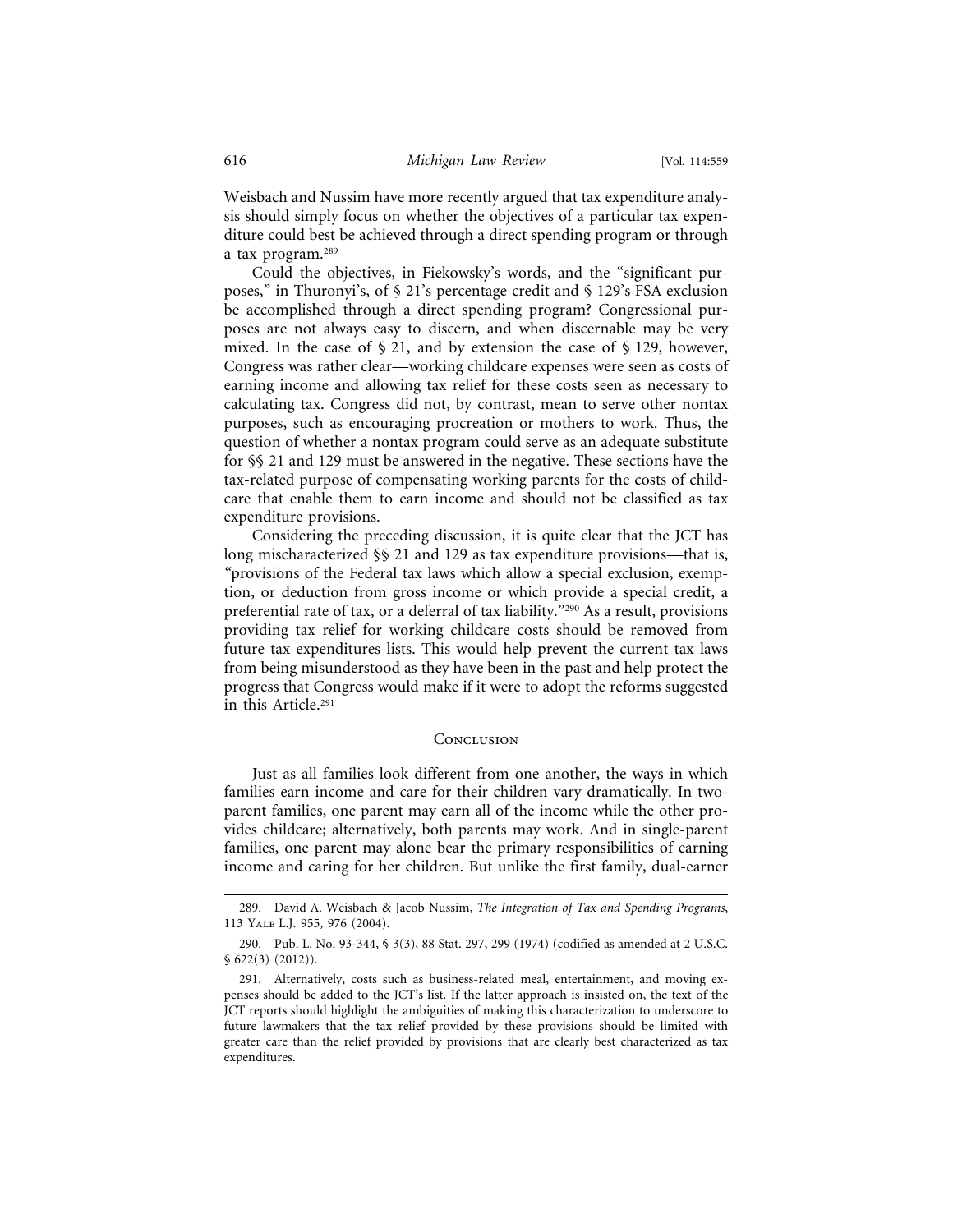Weisbach and Nussim have more recently argued that tax expenditure analysis should simply focus on whether the objectives of a particular tax expenditure could best be achieved through a direct spending program or through a tax program.[289]

Could the objectives, in Fiekowsky's words, and the "significant purposes," in Thuronyi's, of § 21's percentage credit and § 129's FSA exclusion be accomplished through a direct spending program? Congressional purposes are not always easy to discern, and when discernable may be very mixed. In the case of § 21, and by extension the case of § 129, however, Congress was rather clear—working childcare expenses were seen as costs of earning income and allowing tax relief for these costs seen as necessary to calculating tax. Congress did not, by contrast, mean to serve other nontax purposes, such as encouraging procreation or mothers to work. Thus, the question of whether a nontax program could serve as an adequate substitute for §§ 21 and 129 must be answered in the negative. These sections have the tax-related purpose of compensating working parents for the costs of childcare that enable them to earn income and should not be classified as tax expenditure provisions.

Considering the preceding discussion, it is quite clear that the JCT has long mischaracterized §§ 21 and 129 as tax expenditure provisions—that is, "provisions of the Federal tax laws which allow a special exclusion, exemption, or deduction from gross income or which provide a special credit, a preferential rate of tax, or a deferral of tax liability."[290] As a result, provisions providing tax relief for working childcare costs should be removed from future tax expenditures lists. This would help prevent the current tax laws from being misunderstood as they have been in the past and help protect the progress that Congress would make if it were to adopt the reforms suggested in this Article.[291]

## Conclusion

Just as all families look different from one another, the ways in which families earn income and care for their children vary dramatically. In two-parent families, one parent may earn all of the income while the other provides childcare; alternatively, both parents may work. And in single-parent families, one parent may alone bear the primary responsibilities of earning income and caring for her children. But unlike the first family, dual-earner

---

289. David A. Weisbach & Jacob Nussim, *The Integration of Tax and Spending Programs*, 113 Yale L.J. 955, 976 (2004).

290. Pub. L. No. 93-344, § 3(3), 88 Stat. 297, 299 (1974) (codified as amended at 2 U.S.C. § 622(3) (2012)).

291. Alternatively, costs such as business-related meal, entertainment, and moving expenses should be added to the JCT's list. If the latter approach is insisted on, the text of the JCT reports should highlight the ambiguities of making this characterization to underscore to future lawmakers that the tax relief provided by these provisions should be limited with greater care than the relief provided by provisions that are clearly best characterized as tax expenditures.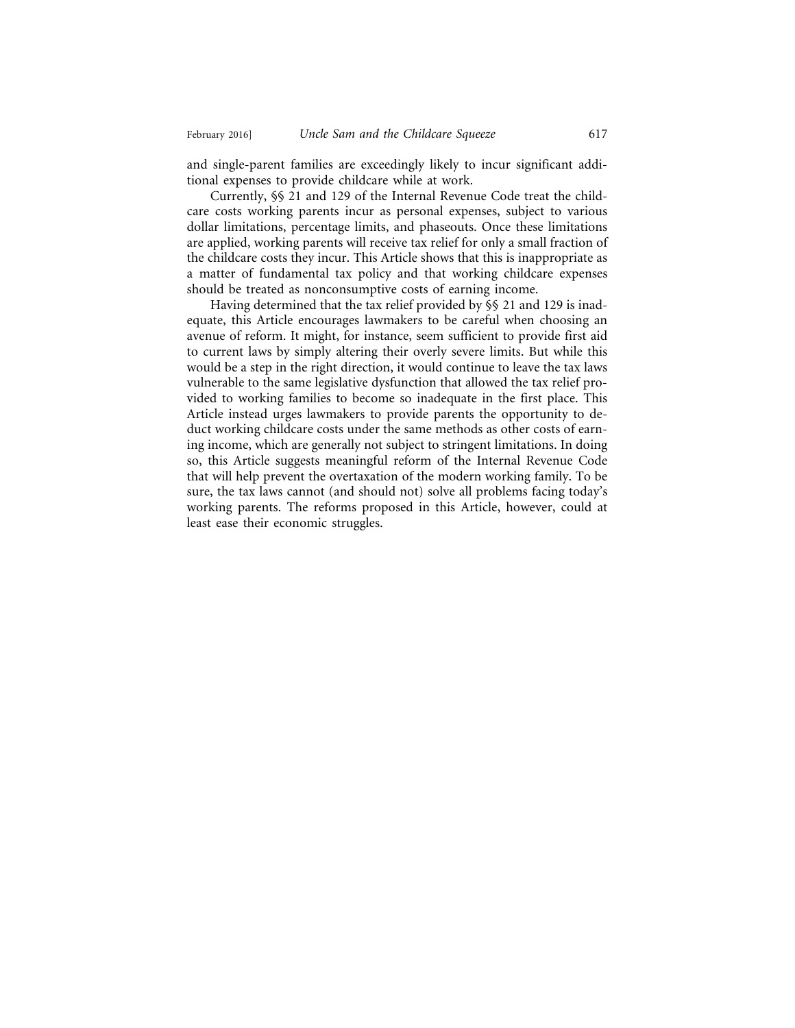and single-parent families are exceedingly likely to incur significant additional expenses to provide childcare while at work.

Currently, §§ 21 and 129 of the Internal Revenue Code treat the childcare costs working parents incur as personal expenses, subject to various dollar limitations, percentage limits, and phaseouts. Once these limitations are applied, working parents will receive tax relief for only a small fraction of the childcare costs they incur. This Article shows that this is inappropriate as a matter of fundamental tax policy and that working childcare expenses should be treated as nonconsumptive costs of earning income.

Having determined that the tax relief provided by §§ 21 and 129 is inadequate, this Article encourages lawmakers to be careful when choosing an avenue of reform. It might, for instance, seem sufficient to provide first aid to current laws by simply altering their overly severe limits. But while this would be a step in the right direction, it would continue to leave the tax laws vulnerable to the same legislative dysfunction that allowed the tax relief provided to working families to become so inadequate in the first place. This Article instead urges lawmakers to provide parents the opportunity to deduct working childcare costs under the same methods as other costs of earning income, which are generally not subject to stringent limitations. In doing so, this Article suggests meaningful reform of the Internal Revenue Code that will help prevent the overtaxation of the modern working family. To be sure, the tax laws cannot (and should not) solve all problems facing today's working parents. The reforms proposed in this Article, however, could at least ease their economic struggles.